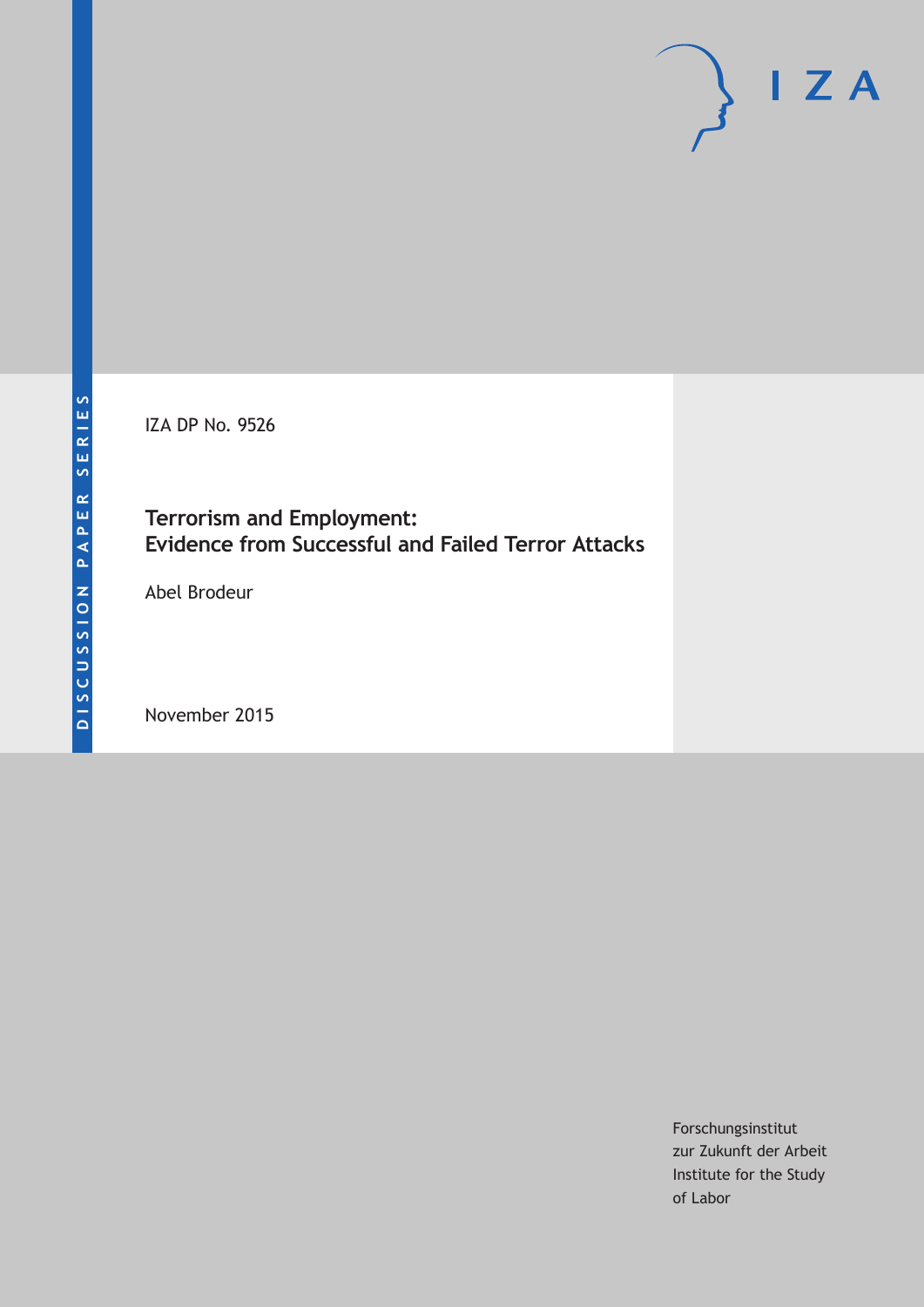DISCUSSION PAPER SERIES

IZA

IZA DP No. 9526

# Terrorism and Employment: Evidence from Successful and Failed Terror Attacks

Abel Brodeur

November 2015

Forschungsinstitut
zur Zukunft der Arbeit
Institute for the Study
of Labor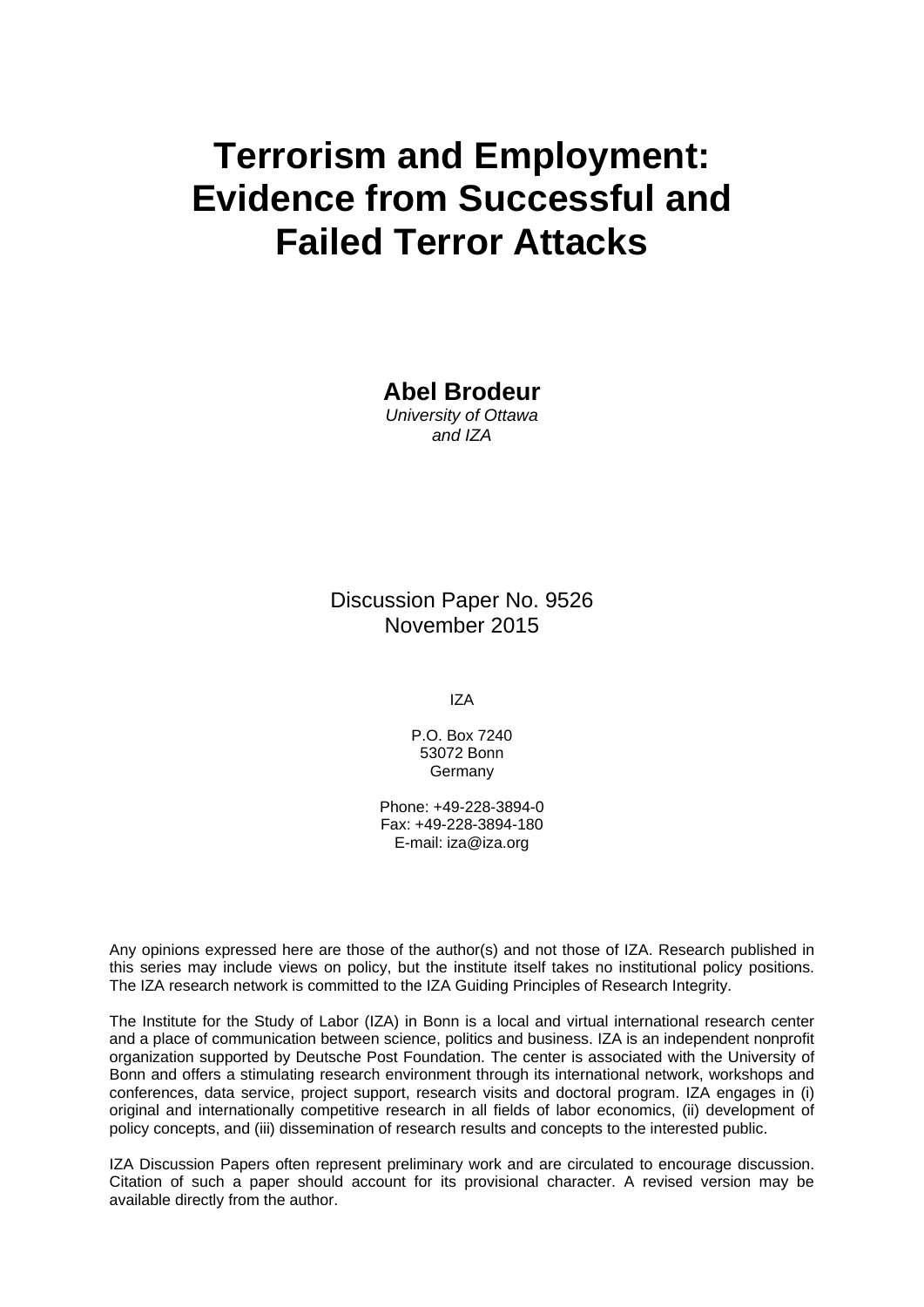# Terrorism and Employment: Evidence from Successful and Failed Terror Attacks

**Abel Brodeur**
*University of Ottawa*
*and IZA*

Discussion Paper No. 9526
November 2015

IZA

P.O. Box 7240
53072 Bonn
Germany

Phone: +49-228-3894-0
Fax: +49-228-3894-180
E-mail: iza@iza.org

Any opinions expressed here are those of the author(s) and not those of IZA. Research published in this series may include views on policy, but the institute itself takes no institutional policy positions. The IZA research network is committed to the IZA Guiding Principles of Research Integrity.

The Institute for the Study of Labor (IZA) in Bonn is a local and virtual international research center and a place of communication between science, politics and business. IZA is an independent nonprofit organization supported by Deutsche Post Foundation. The center is associated with the University of Bonn and offers a stimulating research environment through its international network, workshops and conferences, data service, project support, research visits and doctoral program. IZA engages in (i) original and internationally competitive research in all fields of labor economics, (ii) development of policy concepts, and (iii) dissemination of research results and concepts to the interested public.

IZA Discussion Papers often represent preliminary work and are circulated to encourage discussion. Citation of such a paper should account for its provisional character. A revised version may be available directly from the author.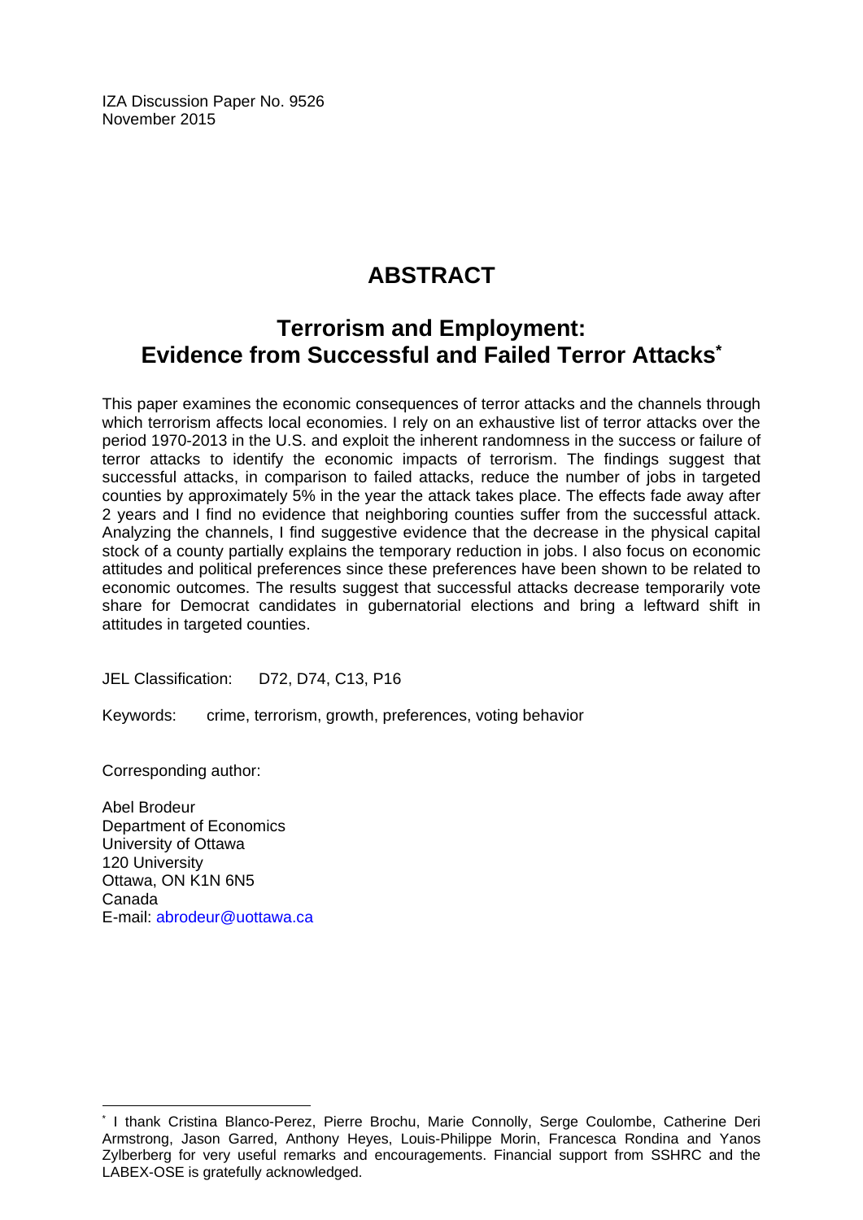IZA Discussion Paper No. 9526
November 2015

# ABSTRACT

## Terrorism and Employment: Evidence from Successful and Failed Terror Attacks*

This paper examines the economic consequences of terror attacks and the channels through which terrorism affects local economies. I rely on an exhaustive list of terror attacks over the period 1970-2013 in the U.S. and exploit the inherent randomness in the success or failure of terror attacks to identify the economic impacts of terrorism. The findings suggest that successful attacks, in comparison to failed attacks, reduce the number of jobs in targeted counties by approximately 5% in the year the attack takes place. The effects fade away after 2 years and I find no evidence that neighboring counties suffer from the successful attack. Analyzing the channels, I find suggestive evidence that the decrease in the physical capital stock of a county partially explains the temporary reduction in jobs. I also focus on economic attitudes and political preferences since these preferences have been shown to be related to economic outcomes. The results suggest that successful attacks decrease temporarily vote share for Democrat candidates in gubernatorial elections and bring a leftward shift in attitudes in targeted counties.

JEL Classification: D72, D74, C13, P16

Keywords: crime, terrorism, growth, preferences, voting behavior

Corresponding author:

Abel Brodeur
Department of Economics
University of Ottawa
120 University
Ottawa, ON K1N 6N5
Canada
E-mail: abrodeur@uottawa.ca

---

* I thank Cristina Blanco-Perez, Pierre Brochu, Marie Connolly, Serge Coulombe, Catherine Deri Armstrong, Jason Garred, Anthony Heyes, Louis-Philippe Morin, Francesca Rondina and Yanos Zylberberg for very useful remarks and encouragements. Financial support from SSHRC and the LABEX-OSE is gratefully acknowledged.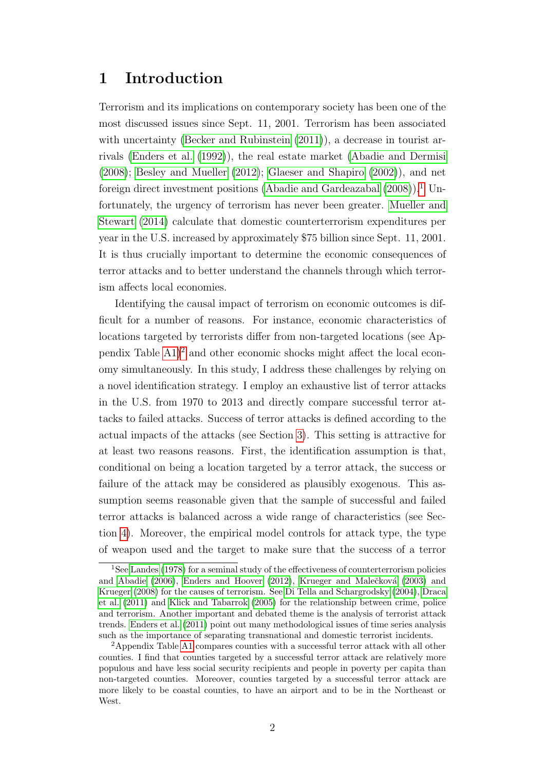# 1 Introduction

Terrorism and its implications on contemporary society has been one of the most discussed issues since Sept. 11, 2001. Terrorism has been associated with uncertainty (Becker and Rubinstein (2011)), a decrease in tourist arrivals (Enders et al. (1992)), the real estate market (Abadie and Dermisi (2008); Besley and Mueller (2012); Glaeser and Shapiro (2002)), and net foreign direct investment positions (Abadie and Gardeazabal (2008)).[1] Unfortunately, the urgency of terrorism has never been greater. Mueller and Stewart (2014) calculate that domestic counterterrorism expenditures per year in the U.S. increased by approximately $75 billion since Sept. 11, 2001. It is thus crucially important to determine the economic consequences of terror attacks and to better understand the channels through which terrorism affects local economies.

Identifying the causal impact of terrorism on economic outcomes is difficult for a number of reasons. For instance, economic characteristics of locations targeted by terrorists differ from non-targeted locations (see Appendix Table A1)[2] and other economic shocks might affect the local economy simultaneously. In this study, I address these challenges by relying on a novel identification strategy. I employ an exhaustive list of terror attacks in the U.S. from 1970 to 2013 and directly compare successful terror attacks to failed attacks. Success of terror attacks is defined according to the actual impacts of the attacks (see Section 3). This setting is attractive for at least two reasons reasons. First, the identification assumption is that, conditional on being a location targeted by a terror attack, the success or failure of the attack may be considered as plausibly exogenous. This assumption seems reasonable given that the sample of successful and failed terror attacks is balanced across a wide range of characteristics (see Section 4). Moreover, the empirical model controls for attack type, the type of weapon used and the target to make sure that the success of a terror

[1] See Landes (1978) for a seminal study of the effectiveness of counterterrorism policies and Abadie (2006), Enders and Hoover (2012), Krueger and Malečková (2003) and Krueger (2008) for the causes of terrorism. See Di Tella and Schargrodsky (2004), Draca et al. (2011) and Klick and Tabarrok (2005) for the relationship between crime, police and terrorism. Another important and debated theme is the analysis of terrorist attack trends. Enders et al. (2011) point out many methodological issues of time series analysis such as the importance of separating transnational and domestic terrorist incidents.

[2] Appendix Table A1 compares counties with a successful terror attack with all other counties. I find that counties targeted by a successful terror attack are relatively more populous and have less social security recipients and people in poverty per capita than non-targeted counties. Moreover, counties targeted by a successful terror attack are more likely to be coastal counties, to have an airport and to be in the Northeast or West.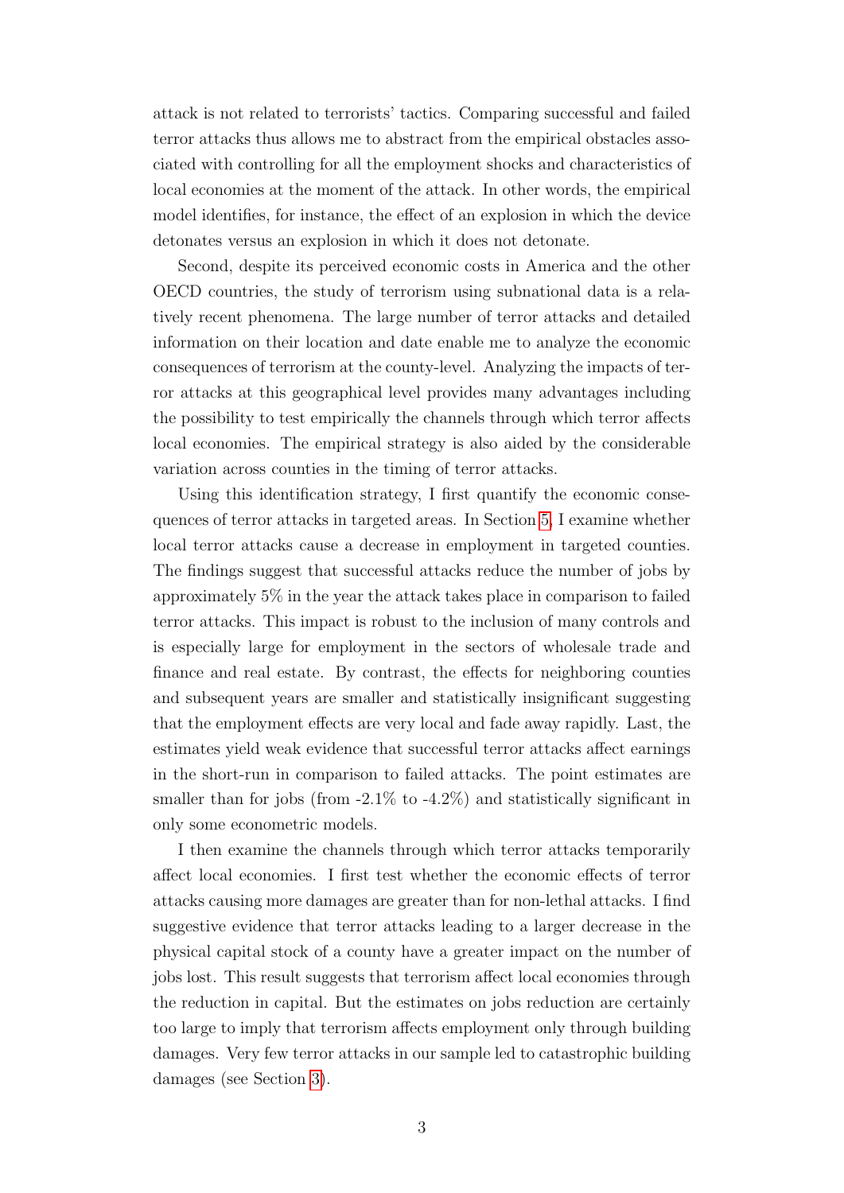attack is not related to terrorists' tactics. Comparing successful and failed terror attacks thus allows me to abstract from the empirical obstacles associated with controlling for all the employment shocks and characteristics of local economies at the moment of the attack. In other words, the empirical model identifies, for instance, the effect of an explosion in which the device detonates versus an explosion in which it does not detonate.

Second, despite its perceived economic costs in America and the other OECD countries, the study of terrorism using subnational data is a relatively recent phenomena. The large number of terror attacks and detailed information on their location and date enable me to analyze the economic consequences of terrorism at the county-level. Analyzing the impacts of terror attacks at this geographical level provides many advantages including the possibility to test empirically the channels through which terror affects local economies. The empirical strategy is also aided by the considerable variation across counties in the timing of terror attacks.

Using this identification strategy, I first quantify the economic consequences of terror attacks in targeted areas. In Section 5, I examine whether local terror attacks cause a decrease in employment in targeted counties. The findings suggest that successful attacks reduce the number of jobs by approximately 5% in the year the attack takes place in comparison to failed terror attacks. This impact is robust to the inclusion of many controls and is especially large for employment in the sectors of wholesale trade and finance and real estate. By contrast, the effects for neighboring counties and subsequent years are smaller and statistically insignificant suggesting that the employment effects are very local and fade away rapidly. Last, the estimates yield weak evidence that successful terror attacks affect earnings in the short-run in comparison to failed attacks. The point estimates are smaller than for jobs (from -2.1% to -4.2%) and statistically significant in only some econometric models.

I then examine the channels through which terror attacks temporarily affect local economies. I first test whether the economic effects of terror attacks causing more damages are greater than for non-lethal attacks. I find suggestive evidence that terror attacks leading to a larger decrease in the physical capital stock of a county have a greater impact on the number of jobs lost. This result suggests that terrorism affect local economies through the reduction in capital. But the estimates on jobs reduction are certainly too large to imply that terrorism affects employment only through building damages. Very few terror attacks in our sample led to catastrophic building damages (see Section 3).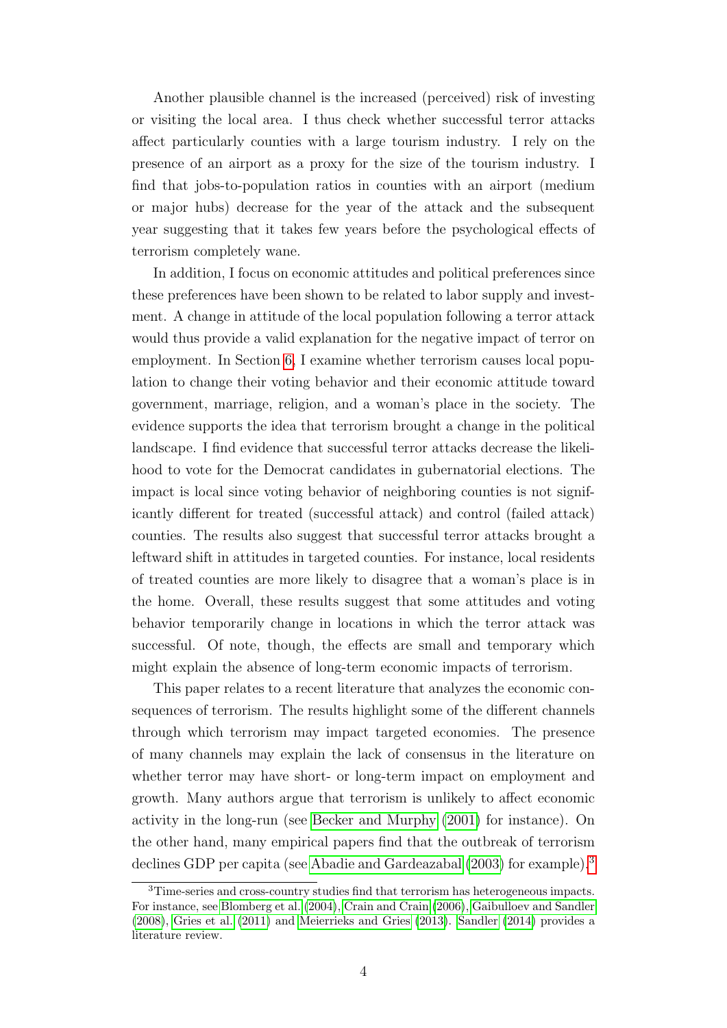Another plausible channel is the increased (perceived) risk of investing or visiting the local area. I thus check whether successful terror attacks affect particularly counties with a large tourism industry. I rely on the presence of an airport as a proxy for the size of the tourism industry. I find that jobs-to-population ratios in counties with an airport (medium or major hubs) decrease for the year of the attack and the subsequent year suggesting that it takes few years before the psychological effects of terrorism completely wane.

In addition, I focus on economic attitudes and political preferences since these preferences have been shown to be related to labor supply and investment. A change in attitude of the local population following a terror attack would thus provide a valid explanation for the negative impact of terror on employment. In Section 6, I examine whether terrorism causes local population to change their voting behavior and their economic attitude toward government, marriage, religion, and a woman's place in the society. The evidence supports the idea that terrorism brought a change in the political landscape. I find evidence that successful terror attacks decrease the likelihood to vote for the Democrat candidates in gubernatorial elections. The impact is local since voting behavior of neighboring counties is not significantly different for treated (successful attack) and control (failed attack) counties. The results also suggest that successful terror attacks brought a leftward shift in attitudes in targeted counties. For instance, local residents of treated counties are more likely to disagree that a woman's place is in the home. Overall, these results suggest that some attitudes and voting behavior temporarily change in locations in which the terror attack was successful. Of note, though, the effects are small and temporary which might explain the absence of long-term economic impacts of terrorism.

This paper relates to a recent literature that analyzes the economic consequences of terrorism. The results highlight some of the different channels through which terrorism may impact targeted economies. The presence of many channels may explain the lack of consensus in the literature on whether terror may have short- or long-term impact on employment and growth. Many authors argue that terrorism is unlikely to affect economic activity in the long-run (see Becker and Murphy (2001) for instance). On the other hand, many empirical papers find that the outbreak of terrorism declines GDP per capita (see Abadie and Gardeazabal (2003) for example).[3]

[3] Time-series and cross-country studies find that terrorism has heterogeneous impacts. For instance, see Blomberg et al. (2004), Crain and Crain (2006), Gaibulloev and Sandler (2008), Gries et al. (2011) and Meierrieks and Gries (2013). Sandler (2014) provides a literature review.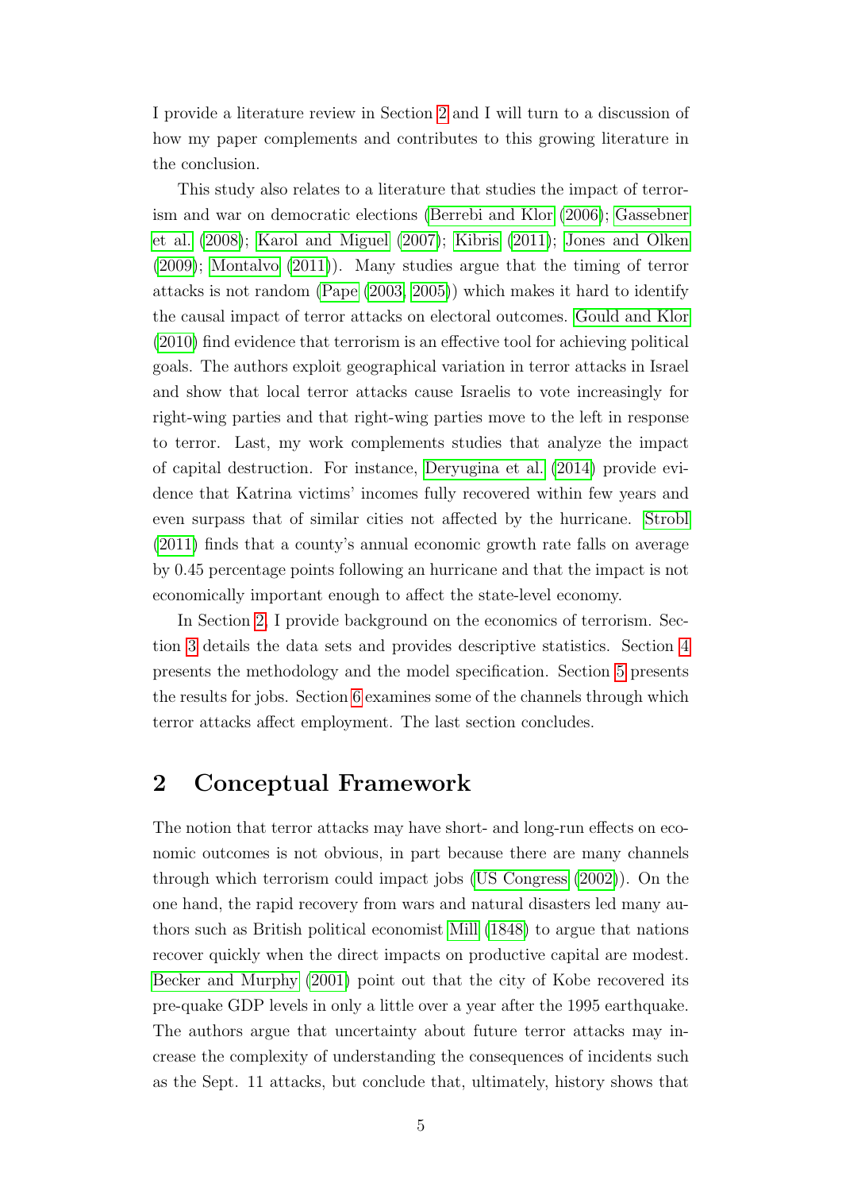I provide a literature review in Section 2 and I will turn to a discussion of how my paper complements and contributes to this growing literature in the conclusion.

This study also relates to a literature that studies the impact of terrorism and war on democratic elections (Berrebi and Klor (2006); Gassebner et al. (2008); Karol and Miguel (2007); Kibris (2011); Jones and Olken (2009); Montalvo (2011)). Many studies argue that the timing of terror attacks is not random (Pape (2003, 2005)) which makes it hard to identify the causal impact of terror attacks on electoral outcomes. Gould and Klor (2010) find evidence that terrorism is an effective tool for achieving political goals. The authors exploit geographical variation in terror attacks in Israel and show that local terror attacks cause Israelis to vote increasingly for right-wing parties and that right-wing parties move to the left in response to terror. Last, my work complements studies that analyze the impact of capital destruction. For instance, Deryugina et al. (2014) provide evidence that Katrina victims' incomes fully recovered within few years and even surpass that of similar cities not affected by the hurricane. Strobl (2011) finds that a county's annual economic growth rate falls on average by 0.45 percentage points following an hurricane and that the impact is not economically important enough to affect the state-level economy.

In Section 2, I provide background on the economics of terrorism. Section 3 details the data sets and provides descriptive statistics. Section 4 presents the methodology and the model specification. Section 5 presents the results for jobs. Section 6 examines some of the channels through which terror attacks affect employment. The last section concludes.

## 2 Conceptual Framework

The notion that terror attacks may have short- and long-run effects on economic outcomes is not obvious, in part because there are many channels through which terrorism could impact jobs (US Congress (2002)). On the one hand, the rapid recovery from wars and natural disasters led many authors such as British political economist Mill (1848) to argue that nations recover quickly when the direct impacts on productive capital are modest. Becker and Murphy (2001) point out that the city of Kobe recovered its pre-quake GDP levels in only a little over a year after the 1995 earthquake. The authors argue that uncertainty about future terror attacks may increase the complexity of understanding the consequences of incidents such as the Sept. 11 attacks, but conclude that, ultimately, history shows that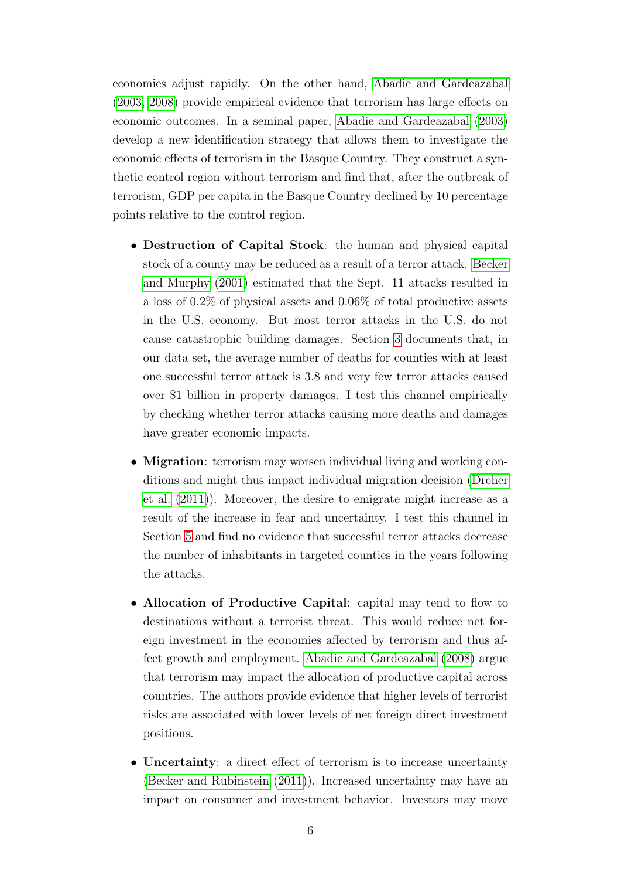economies adjust rapidly. On the other hand, Abadie and Gardeazabal (2003, 2008) provide empirical evidence that terrorism has large effects on economic outcomes. In a seminal paper, Abadie and Gardeazabal (2003) develop a new identification strategy that allows them to investigate the economic effects of terrorism in the Basque Country. They construct a synthetic control region without terrorism and find that, after the outbreak of terrorism, GDP per capita in the Basque Country declined by 10 percentage points relative to the control region.

- **Destruction of Capital Stock**: the human and physical capital stock of a county may be reduced as a result of a terror attack. Becker and Murphy (2001) estimated that the Sept. 11 attacks resulted in a loss of 0.2% of physical assets and 0.06% of total productive assets in the U.S. economy. But most terror attacks in the U.S. do not cause catastrophic building damages. Section 3 documents that, in our data set, the average number of deaths for counties with at least one successful terror attack is 3.8 and very few terror attacks caused over $1 billion in property damages. I test this channel empirically by checking whether terror attacks causing more deaths and damages have greater economic impacts.

- **Migration**: terrorism may worsen individual living and working conditions and might thus impact individual migration decision (Dreher et al. (2011)). Moreover, the desire to emigrate might increase as a result of the increase in fear and uncertainty. I test this channel in Section 5 and find no evidence that successful terror attacks decrease the number of inhabitants in targeted counties in the years following the attacks.

- **Allocation of Productive Capital**: capital may tend to flow to destinations without a terrorist threat. This would reduce net foreign investment in the economies affected by terrorism and thus affect growth and employment. Abadie and Gardeazabal (2008) argue that terrorism may impact the allocation of productive capital across countries. The authors provide evidence that higher levels of terrorist risks are associated with lower levels of net foreign direct investment positions.

- **Uncertainty**: a direct effect of terrorism is to increase uncertainty (Becker and Rubinstein (2011)). Increased uncertainty may have an impact on consumer and investment behavior. Investors may move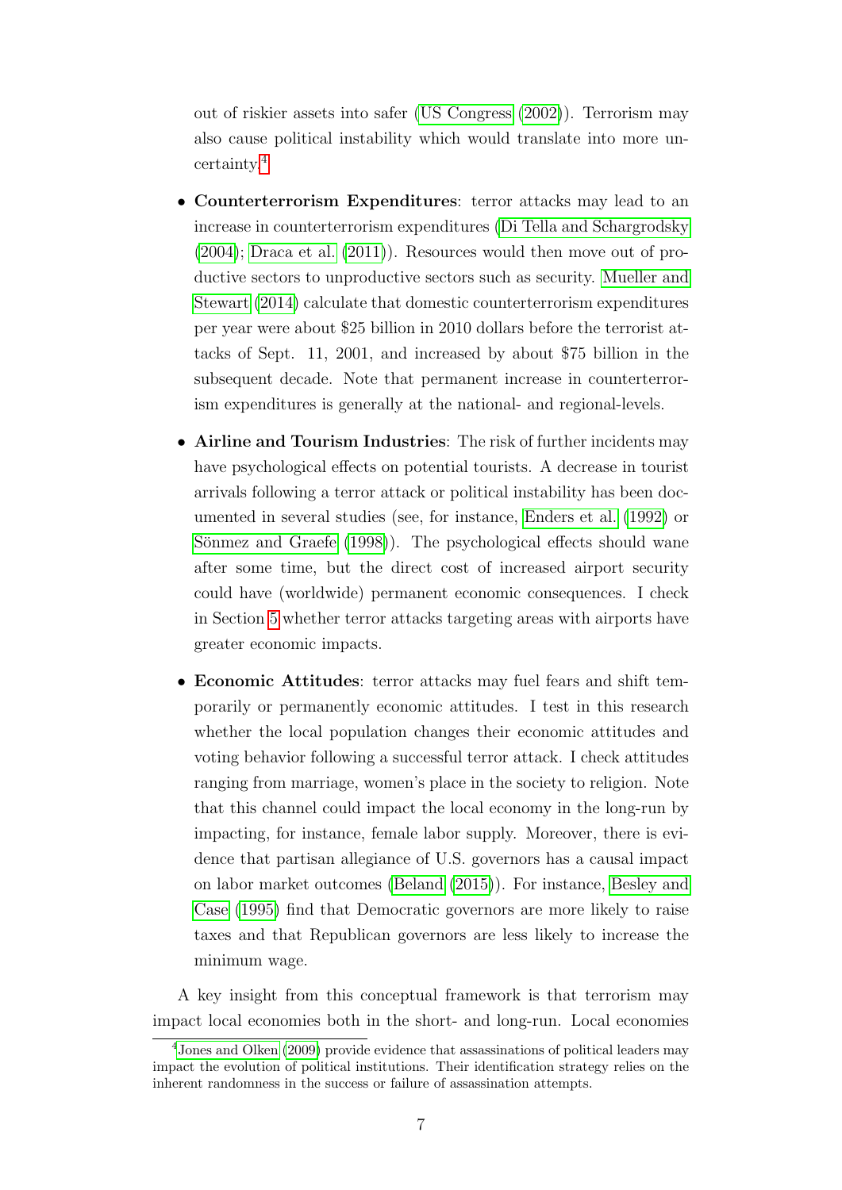out of riskier assets into safer (US Congress (2002)). Terrorism may also cause political instability which would translate into more uncertainty.[4]

- **Counterterrorism Expenditures**: terror attacks may lead to an increase in counterterrorism expenditures (Di Tella and Schargrodsky (2004); Draca et al. (2011)). Resources would then move out of productive sectors to unproductive sectors such as security. Mueller and Stewart (2014) calculate that domestic counterterrorism expenditures per year were about $25 billion in 2010 dollars before the terrorist attacks of Sept. 11, 2001, and increased by about $75 billion in the subsequent decade. Note that permanent increase in counterterrorism expenditures is generally at the national- and regional-levels.

- **Airline and Tourism Industries**: The risk of further incidents may have psychological effects on potential tourists. A decrease in tourist arrivals following a terror attack or political instability has been documented in several studies (see, for instance, Enders et al. (1992) or Sönmez and Graefe (1998)). The psychological effects should wane after some time, but the direct cost of increased airport security could have (worldwide) permanent economic consequences. I check in Section 5 whether terror attacks targeting areas with airports have greater economic impacts.

- **Economic Attitudes**: terror attacks may fuel fears and shift temporarily or permanently economic attitudes. I test in this research whether the local population changes their economic attitudes and voting behavior following a successful terror attack. I check attitudes ranging from marriage, women's place in the society to religion. Note that this channel could impact the local economy in the long-run by impacting, for instance, female labor supply. Moreover, there is evidence that partisan allegiance of U.S. governors has a causal impact on labor market outcomes (Beland (2015)). For instance, Besley and Case (1995) find that Democratic governors are more likely to raise taxes and that Republican governors are less likely to increase the minimum wage.

A key insight from this conceptual framework is that terrorism may impact local economies both in the short- and long-run. Local economies

[4] Jones and Olken (2009) provide evidence that assassinations of political leaders may impact the evolution of political institutions. Their identification strategy relies on the inherent randomness in the success or failure of assassination attempts.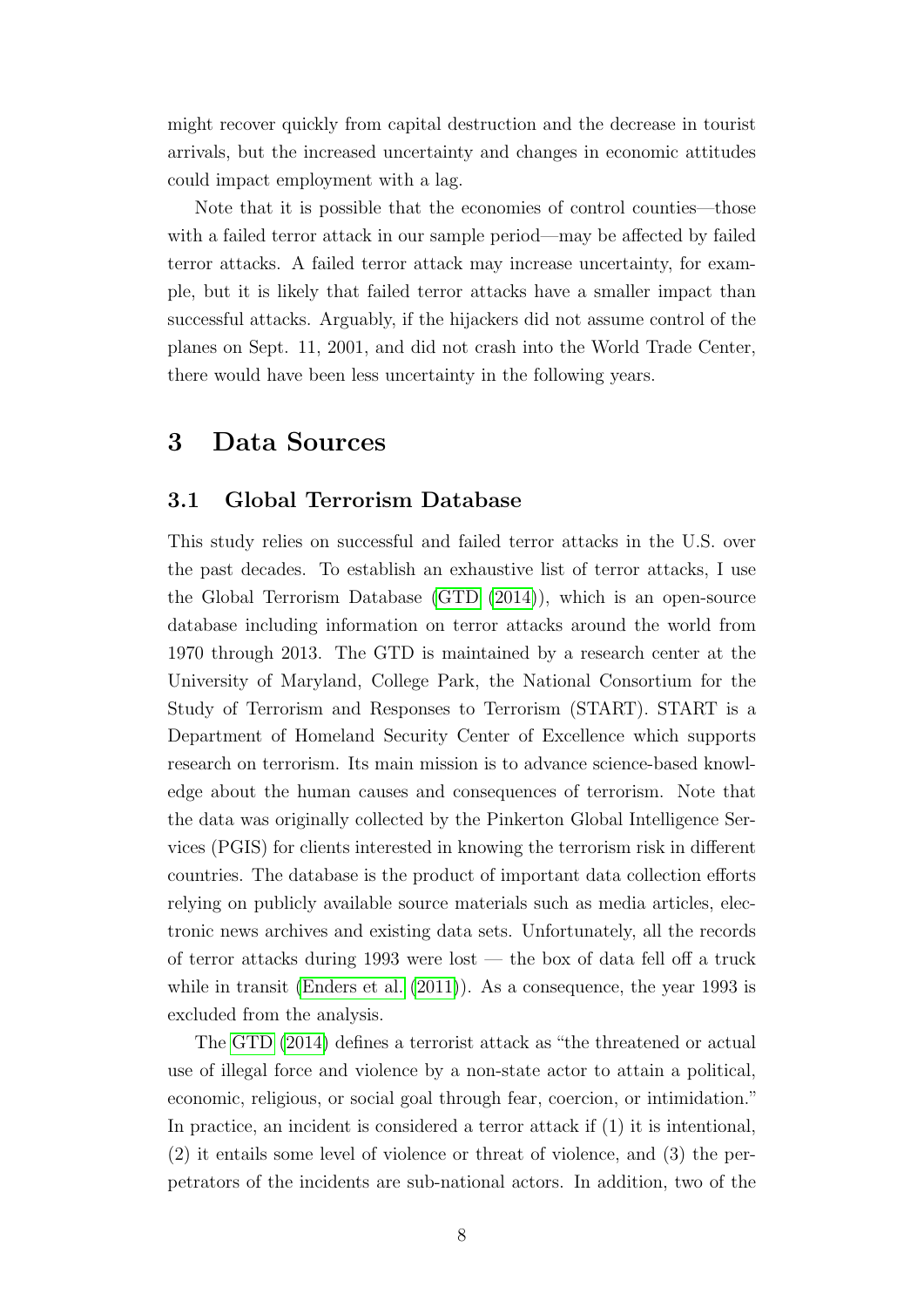might recover quickly from capital destruction and the decrease in tourist arrivals, but the increased uncertainty and changes in economic attitudes could impact employment with a lag.

Note that it is possible that the economies of control counties—those with a failed terror attack in our sample period—may be affected by failed terror attacks. A failed terror attack may increase uncertainty, for example, but it is likely that failed terror attacks have a smaller impact than successful attacks. Arguably, if the hijackers did not assume control of the planes on Sept. 11, 2001, and did not crash into the World Trade Center, there would have been less uncertainty in the following years.

# 3 Data Sources

## 3.1 Global Terrorism Database

This study relies on successful and failed terror attacks in the U.S. over the past decades. To establish an exhaustive list of terror attacks, I use the Global Terrorism Database (GTD (2014)), which is an open-source database including information on terror attacks around the world from 1970 through 2013. The GTD is maintained by a research center at the University of Maryland, College Park, the National Consortium for the Study of Terrorism and Responses to Terrorism (START). START is a Department of Homeland Security Center of Excellence which supports research on terrorism. Its main mission is to advance science-based knowledge about the human causes and consequences of terrorism. Note that the data was originally collected by the Pinkerton Global Intelligence Services (PGIS) for clients interested in knowing the terrorism risk in different countries. The database is the product of important data collection efforts relying on publicly available source materials such as media articles, electronic news archives and existing data sets. Unfortunately, all the records of terror attacks during 1993 were lost — the box of data fell off a truck while in transit (Enders et al. (2011)). As a consequence, the year 1993 is excluded from the analysis.

The GTD (2014) defines a terrorist attack as "the threatened or actual use of illegal force and violence by a non-state actor to attain a political, economic, religious, or social goal through fear, coercion, or intimidation." In practice, an incident is considered a terror attack if (1) it is intentional, (2) it entails some level of violence or threat of violence, and (3) the perpetrators of the incidents are sub-national actors. In addition, two of the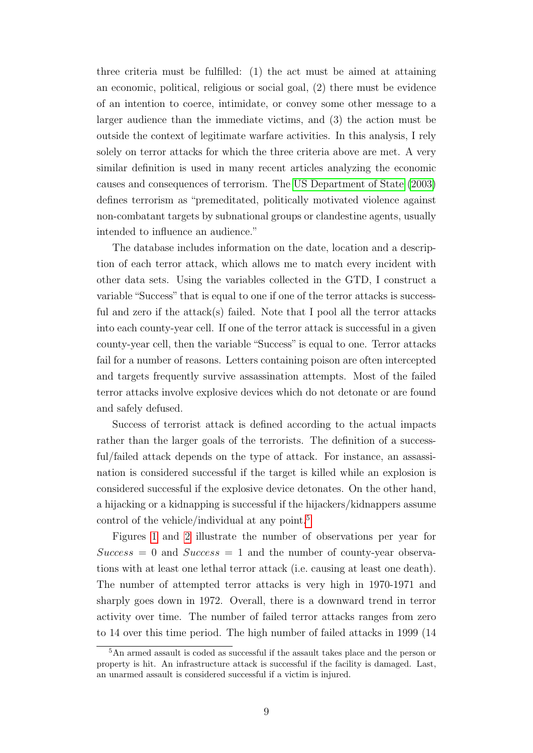three criteria must be fulfilled: (1) the act must be aimed at attaining an economic, political, religious or social goal, (2) there must be evidence of an intention to coerce, intimidate, or convey some other message to a larger audience than the immediate victims, and (3) the action must be outside the context of legitimate warfare activities. In this analysis, I rely solely on terror attacks for which the three criteria above are met. A very similar definition is used in many recent articles analyzing the economic causes and consequences of terrorism. The US Department of State (2003) defines terrorism as "premeditated, politically motivated violence against non-combatant targets by subnational groups or clandestine agents, usually intended to influence an audience."

The database includes information on the date, location and a description of each terror attack, which allows me to match every incident with other data sets. Using the variables collected in the GTD, I construct a variable "Success" that is equal to one if one of the terror attacks is successful and zero if the attack(s) failed. Note that I pool all the terror attacks into each county-year cell. If one of the terror attack is successful in a given county-year cell, then the variable "Success" is equal to one. Terror attacks fail for a number of reasons. Letters containing poison are often intercepted and targets frequently survive assassination attempts. Most of the failed terror attacks involve explosive devices which do not detonate or are found and safely defused.

Success of terrorist attack is defined according to the actual impacts rather than the larger goals of the terrorists. The definition of a successful/failed attack depends on the type of attack. For instance, an assassination is considered successful if the target is killed while an explosion is considered successful if the explosive device detonates. On the other hand, a hijacking or a kidnapping is successful if the hijackers/kidnappers assume control of the vehicle/individual at any point.[5]

Figures 1 and 2 illustrate the number of observations per year for $Success = 0$ and $Success = 1$ and the number of county-year observations with at least one lethal terror attack (i.e. causing at least one death). The number of attempted terror attacks is very high in 1970-1971 and sharply goes down in 1972. Overall, there is a downward trend in terror activity over time. The number of failed terror attacks ranges from zero to 14 over this time period. The high number of failed attacks in 1999 (14

[5]An armed assault is coded as successful if the assault takes place and the person or property is hit. An infrastructure attack is successful if the facility is damaged. Last, an unarmed assault is considered successful if a victim is injured.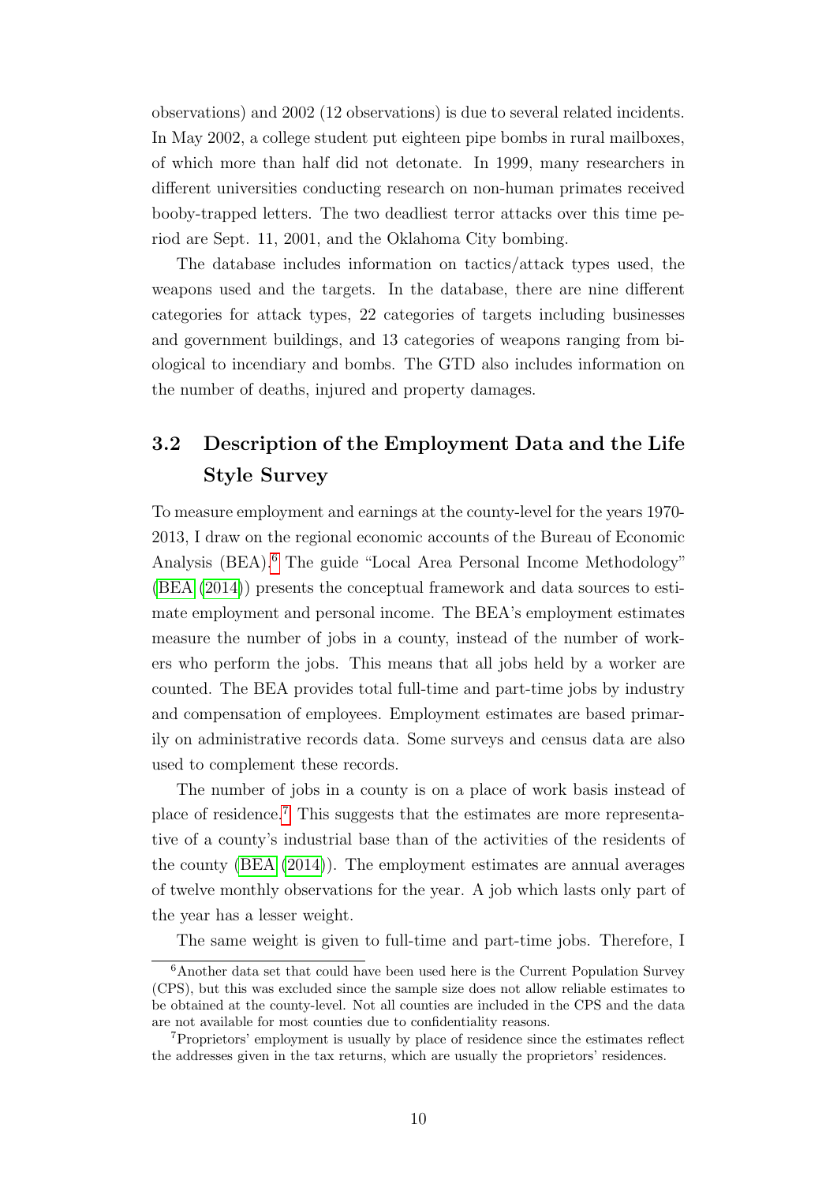observations) and 2002 (12 observations) is due to several related incidents. In May 2002, a college student put eighteen pipe bombs in rural mailboxes, of which more than half did not detonate. In 1999, many researchers in different universities conducting research on non-human primates received booby-trapped letters. The two deadliest terror attacks over this time period are Sept. 11, 2001, and the Oklahoma City bombing.

The database includes information on tactics/attack types used, the weapons used and the targets. In the database, there are nine different categories for attack types, 22 categories of targets including businesses and government buildings, and 13 categories of weapons ranging from biological to incendiary and bombs. The GTD also includes information on the number of deaths, injured and property damages.

## 3.2 Description of the Employment Data and the Life Style Survey

To measure employment and earnings at the county-level for the years 1970-2013, I draw on the regional economic accounts of the Bureau of Economic Analysis (BEA).[6] The guide "Local Area Personal Income Methodology" (BEA (2014)) presents the conceptual framework and data sources to estimate employment and personal income. The BEA's employment estimates measure the number of jobs in a county, instead of the number of workers who perform the jobs. This means that all jobs held by a worker are counted. The BEA provides total full-time and part-time jobs by industry and compensation of employees. Employment estimates are based primarily on administrative records data. Some surveys and census data are also used to complement these records.

The number of jobs in a county is on a place of work basis instead of place of residence.[7] This suggests that the estimates are more representative of a county's industrial base than of the activities of the residents of the county (BEA (2014)). The employment estimates are annual averages of twelve monthly observations for the year. A job which lasts only part of the year has a lesser weight.

The same weight is given to full-time and part-time jobs. Therefore, I

[6] Another data set that could have been used here is the Current Population Survey (CPS), but this was excluded since the sample size does not allow reliable estimates to be obtained at the county-level. Not all counties are included in the CPS and the data are not available for most counties due to confidentiality reasons.

[7] Proprietors' employment is usually by place of residence since the estimates reflect the addresses given in the tax returns, which are usually the proprietors' residences.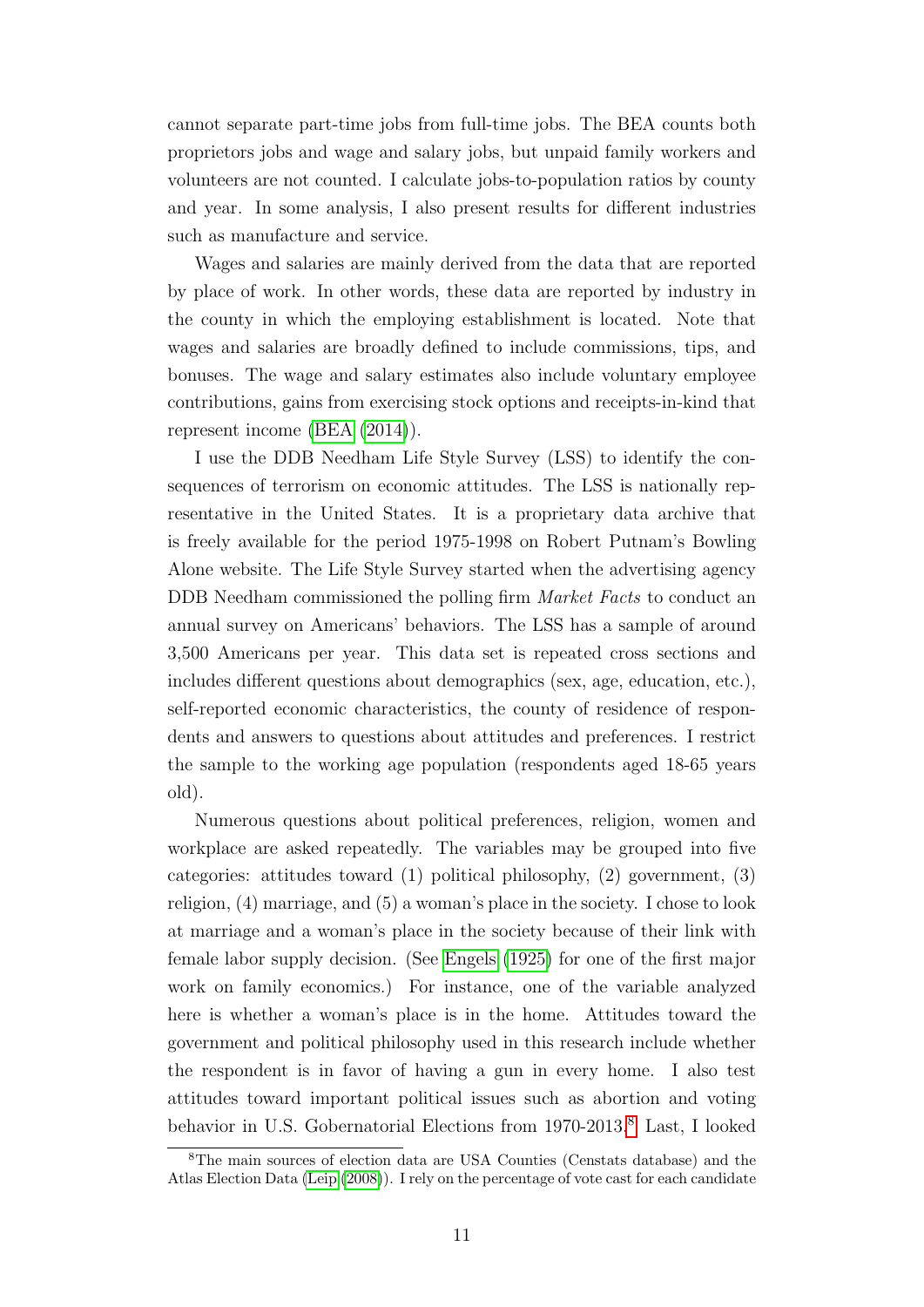cannot separate part-time jobs from full-time jobs. The BEA counts both proprietors jobs and wage and salary jobs, but unpaid family workers and volunteers are not counted. I calculate jobs-to-population ratios by county and year. In some analysis, I also present results for different industries such as manufacture and service.

Wages and salaries are mainly derived from the data that are reported by place of work. In other words, these data are reported by industry in the county in which the employing establishment is located. Note that wages and salaries are broadly defined to include commissions, tips, and bonuses. The wage and salary estimates also include voluntary employee contributions, gains from exercising stock options and receipts-in-kind that represent income (BEA (2014)).

I use the DDB Needham Life Style Survey (LSS) to identify the consequences of terrorism on economic attitudes. The LSS is nationally representative in the United States. It is a proprietary data archive that is freely available for the period 1975-1998 on Robert Putnam's Bowling Alone website. The Life Style Survey started when the advertising agency DDB Needham commissioned the polling firm *Market Facts* to conduct an annual survey on Americans' behaviors. The LSS has a sample of around 3,500 Americans per year. This data set is repeated cross sections and includes different questions about demographics (sex, age, education, etc.), self-reported economic characteristics, the county of residence of respondents and answers to questions about attitudes and preferences. I restrict the sample to the working age population (respondents aged 18-65 years old).

Numerous questions about political preferences, religion, women and workplace are asked repeatedly. The variables may be grouped into five categories: attitudes toward (1) political philosophy, (2) government, (3) religion, (4) marriage, and (5) a woman's place in the society. I chose to look at marriage and a woman's place in the society because of their link with female labor supply decision. (See Engels (1925) for one of the first major work on family economics.) For instance, one of the variable analyzed here is whether a woman's place is in the home. Attitudes toward the government and political philosophy used in this research include whether the respondent is in favor of having a gun in every home. I also test attitudes toward important political issues such as abortion and voting behavior in U.S. Gubernatorial Elections from 1970-2013.[8] Last, I looked

[8]The main sources of election data are USA Counties (Censtats database) and the Atlas Election Data (Leip (2008)). I rely on the percentage of vote cast for each candidate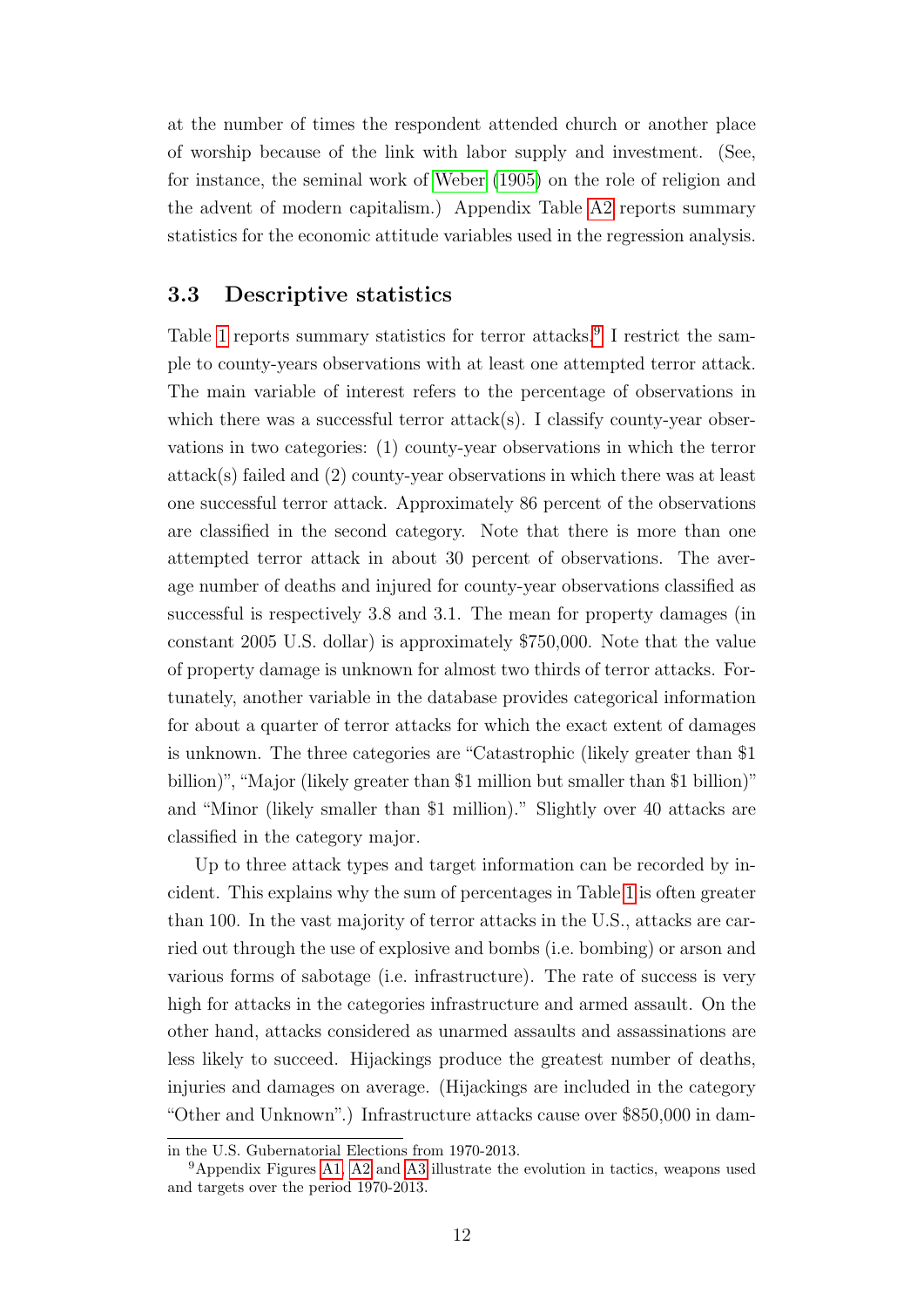at the number of times the respondent attended church or another place of worship because of the link with labor supply and investment. (See, for instance, the seminal work of Weber (1905) on the role of religion and the advent of modern capitalism.) Appendix Table A2 reports summary statistics for the economic attitude variables used in the regression analysis.

### 3.3 Descriptive statistics

Table 1 reports summary statistics for terror attacks.[9] I restrict the sample to county-years observations with at least one attempted terror attack. The main variable of interest refers to the percentage of observations in which there was a successful terror attack(s). I classify county-year observations in two categories: (1) county-year observations in which the terror attack(s) failed and (2) county-year observations in which there was at least one successful terror attack. Approximately 86 percent of the observations are classified in the second category. Note that there is more than one attempted terror attack in about 30 percent of observations. The average number of deaths and injured for county-year observations classified as successful is respectively 3.8 and 3.1. The mean for property damages (in constant 2005 U.S. dollar) is approximately $750,000. Note that the value of property damage is unknown for almost two thirds of terror attacks. Fortunately, another variable in the database provides categorical information for about a quarter of terror attacks for which the exact extent of damages is unknown. The three categories are "Catastrophic (likely greater than $1 billion)", "Major (likely greater than $1 million but smaller than $1 billion)" and "Minor (likely smaller than $1 million)." Slightly over 40 attacks are classified in the category major.

Up to three attack types and target information can be recorded by incident. This explains why the sum of percentages in Table 1 is often greater than 100. In the vast majority of terror attacks in the U.S., attacks are carried out through the use of explosive and bombs (i.e. bombing) or arson and various forms of sabotage (i.e. infrastructure). The rate of success is very high for attacks in the categories infrastructure and armed assault. On the other hand, attacks considered as unarmed assaults and assassinations are less likely to succeed. Hijackings produce the greatest number of deaths, injuries and damages on average. (Hijackings are included in the category "Other and Unknown".) Infrastructure attacks cause over $850,000 in dam-

in the U.S. Gubernatorial Elections from 1970-2013.

[9] Appendix Figures A1, A2 and A3 illustrate the evolution in tactics, weapons used and targets over the period 1970-2013.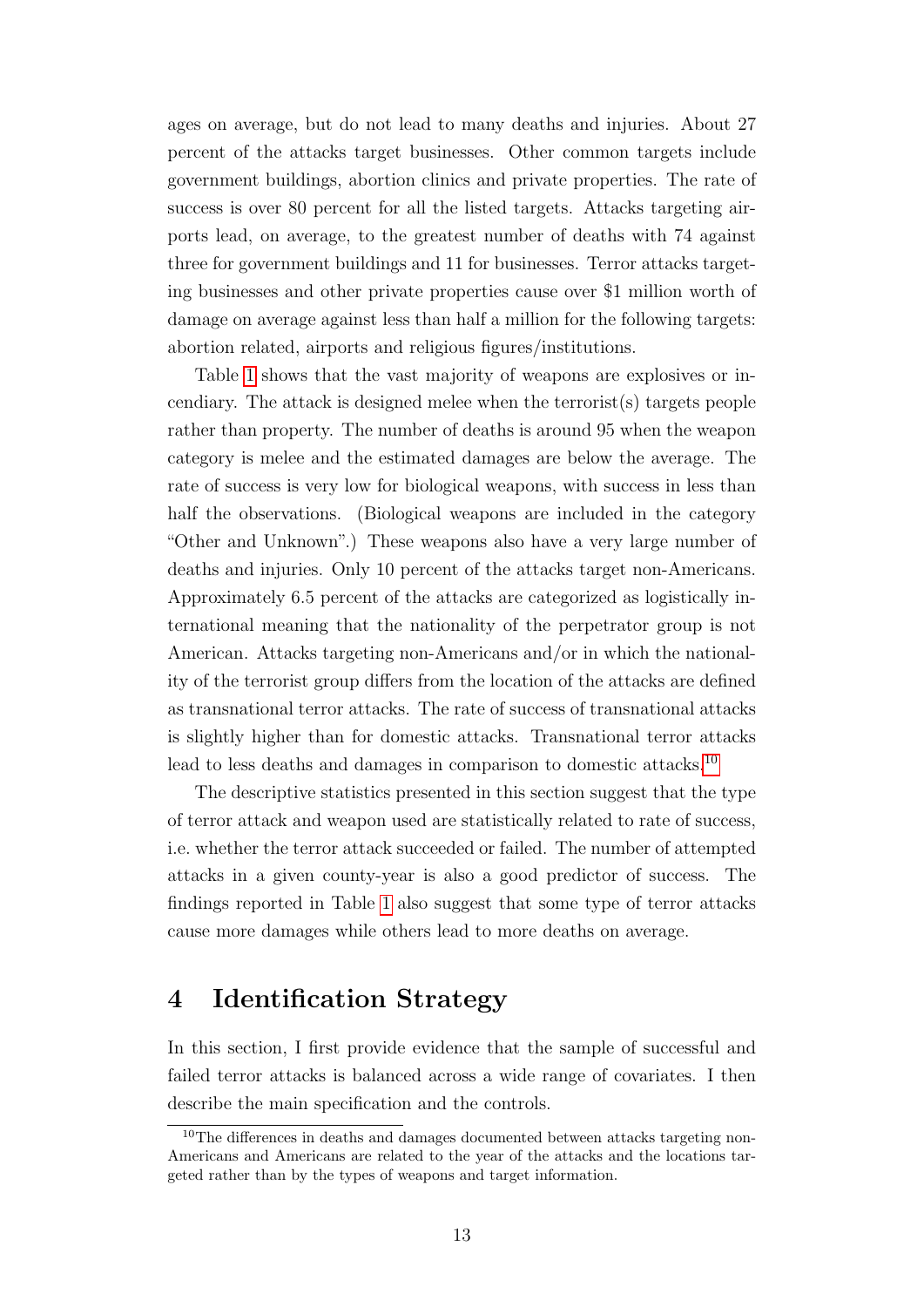ages on average, but do not lead to many deaths and injuries. About 27 percent of the attacks target businesses. Other common targets include government buildings, abortion clinics and private properties. The rate of success is over 80 percent for all the listed targets. Attacks targeting airports lead, on average, to the greatest number of deaths with 74 against three for government buildings and 11 for businesses. Terror attacks targeting businesses and other private properties cause over $1 million worth of damage on average against less than half a million for the following targets: abortion related, airports and religious figures/institutions.

Table 1 shows that the vast majority of weapons are explosives or incendiary. The attack is designed melee when the terrorist(s) targets people rather than property. The number of deaths is around 95 when the weapon category is melee and the estimated damages are below the average. The rate of success is very low for biological weapons, with success in less than half the observations. (Biological weapons are included in the category "Other and Unknown".) These weapons also have a very large number of deaths and injuries. Only 10 percent of the attacks target non-Americans. Approximately 6.5 percent of the attacks are categorized as logistically international meaning that the nationality of the perpetrator group is not American. Attacks targeting non-Americans and/or in which the nationality of the terrorist group differs from the location of the attacks are defined as transnational terror attacks. The rate of success of transnational attacks is slightly higher than for domestic attacks. Transnational terror attacks lead to less deaths and damages in comparison to domestic attacks.[10]

The descriptive statistics presented in this section suggest that the type of terror attack and weapon used are statistically related to rate of success, i.e. whether the terror attack succeeded or failed. The number of attempted attacks in a given county-year is also a good predictor of success. The findings reported in Table 1 also suggest that some type of terror attacks cause more damages while others lead to more deaths on average.

# 4 Identification Strategy

In this section, I first provide evidence that the sample of successful and failed terror attacks is balanced across a wide range of covariates. I then describe the main specification and the controls.

[10] The differences in deaths and damages documented between attacks targeting non-Americans and Americans are related to the year of the attacks and the locations targeted rather than by the types of weapons and target information.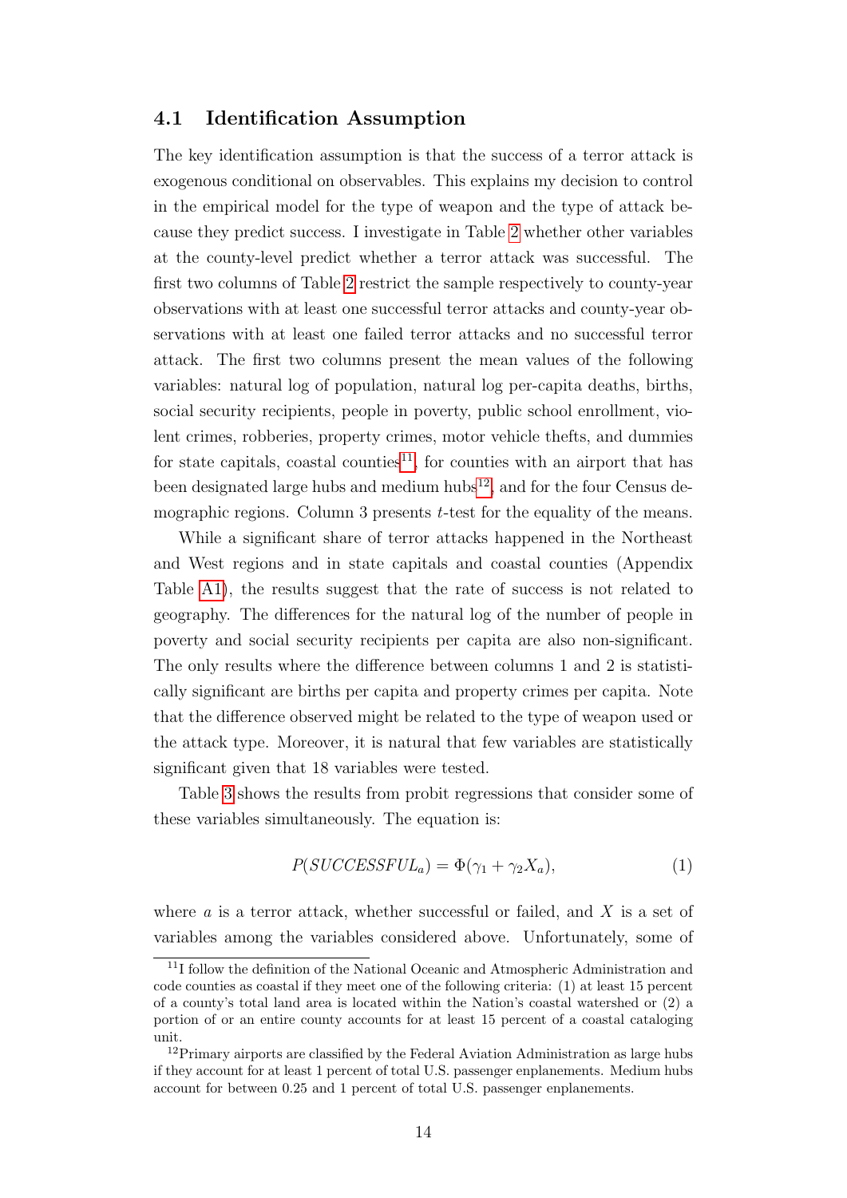### 4.1 Identification Assumption

The key identification assumption is that the success of a terror attack is exogenous conditional on observables. This explains my decision to control in the empirical model for the type of weapon and the type of attack because they predict success. I investigate in Table 2 whether other variables at the county-level predict whether a terror attack was successful. The first two columns of Table 2 restrict the sample respectively to county-year observations with at least one successful terror attacks and county-year observations with at least one failed terror attacks and no successful terror attack. The first two columns present the mean values of the following variables: natural log of population, natural log per-capita deaths, births, social security recipients, people in poverty, public school enrollment, violent crimes, robberies, property crimes, motor vehicle thefts, and dummies for state capitals, coastal counties[11], for counties with an airport that has been designated large hubs and medium hubs[12], and for the four Census demographic regions. Column 3 presents $t$-test for the equality of the means.

While a significant share of terror attacks happened in the Northeast and West regions and in state capitals and coastal counties (Appendix Table A1), the results suggest that the rate of success is not related to geography. The differences for the natural log of the number of people in poverty and social security recipients per capita are also non-significant. The only results where the difference between columns 1 and 2 is statistically significant are births per capita and property crimes per capita. Note that the difference observed might be related to the type of weapon used or the attack type. Moreover, it is natural that few variables are statistically significant given that 18 variables were tested.

Table 3 shows the results from probit regressions that consider some of these variables simultaneously. The equation is:

$$P(SUCCESSFUL_a) = \Phi(\gamma_1 + \gamma_2 X_a), \tag{1}$$

where $a$ is a terror attack, whether successful or failed, and $X$ is a set of variables among the variables considered above. Unfortunately, some of

[11] I follow the definition of the National Oceanic and Atmospheric Administration and code counties as coastal if they meet one of the following criteria: (1) at least 15 percent of a county's total land area is located within the Nation's coastal watershed or (2) a portion of or an entire county accounts for at least 15 percent of a coastal cataloging unit.

[12] Primary airports are classified by the Federal Aviation Administration as large hubs if they account for at least 1 percent of total U.S. passenger enplanements. Medium hubs account for between 0.25 and 1 percent of total U.S. passenger enplanements.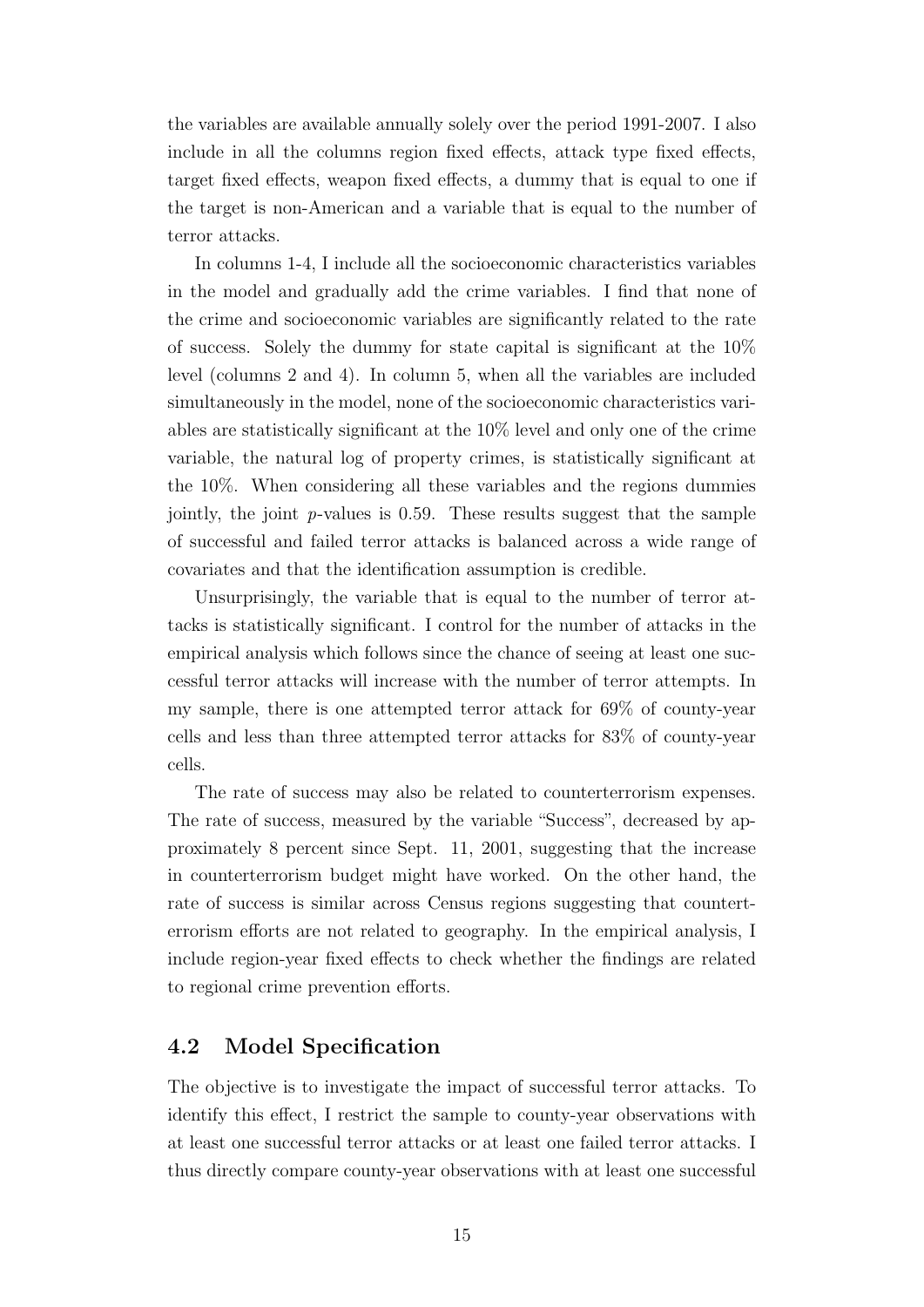the variables are available annually solely over the period 1991-2007. I also include in all the columns region fixed effects, attack type fixed effects, target fixed effects, weapon fixed effects, a dummy that is equal to one if the target is non-American and a variable that is equal to the number of terror attacks.

In columns 1-4, I include all the socioeconomic characteristics variables in the model and gradually add the crime variables. I find that none of the crime and socioeconomic variables are significantly related to the rate of success. Solely the dummy for state capital is significant at the 10% level (columns 2 and 4). In column 5, when all the variables are included simultaneously in the model, none of the socioeconomic characteristics variables are statistically significant at the 10% level and only one of the crime variable, the natural log of property crimes, is statistically significant at the 10%. When considering all these variables and the regions dummies jointly, the joint $p$-values is 0.59. These results suggest that the sample of successful and failed terror attacks is balanced across a wide range of covariates and that the identification assumption is credible.

Unsurprisingly, the variable that is equal to the number of terror attacks is statistically significant. I control for the number of attacks in the empirical analysis which follows since the chance of seeing at least one successful terror attacks will increase with the number of terror attempts. In my sample, there is one attempted terror attack for 69% of county-year cells and less than three attempted terror attacks for 83% of county-year cells.

The rate of success may also be related to counterterrorism expenses. The rate of success, measured by the variable "Success", decreased by approximately 8 percent since Sept. 11, 2001, suggesting that the increase in counterterrorism budget might have worked. On the other hand, the rate of success is similar across Census regions suggesting that counterterrorism efforts are not related to geography. In the empirical analysis, I include region-year fixed effects to check whether the findings are related to regional crime prevention efforts.

## 4.2 Model Specification

The objective is to investigate the impact of successful terror attacks. To identify this effect, I restrict the sample to county-year observations with at least one successful terror attacks or at least one failed terror attacks. I thus directly compare county-year observations with at least one successful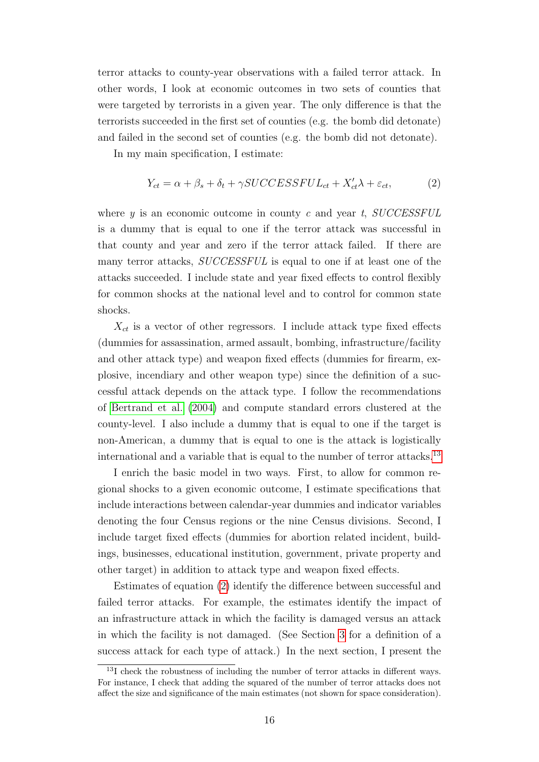terror attacks to county-year observations with a failed terror attack. In other words, I look at economic outcomes in two sets of counties that were targeted by terrorists in a given year. The only difference is that the terrorists succeeded in the first set of counties (e.g. the bomb did detonate) and failed in the second set of counties (e.g. the bomb did not detonate).

In my main specification, I estimate:

$$Y_{ct} = \alpha + \beta_s + \delta_t + \gamma SUCCESSFUL_{ct} + X_{ct}'\lambda + \varepsilon_{ct}, \qquad (2)$$

where $y$ is an economic outcome in county $c$ and year $t$, $SUCCESSFUL$ is a dummy that is equal to one if the terror attack was successful in that county and year and zero if the terror attack failed. If there are many terror attacks, $SUCCESSFUL$ is equal to one if at least one of the attacks succeeded. I include state and year fixed effects to control flexibly for common shocks at the national level and to control for common state shocks.

$X_{ct}$ is a vector of other regressors. I include attack type fixed effects (dummies for assassination, armed assault, bombing, infrastructure/facility and other attack type) and weapon fixed effects (dummies for firearm, explosive, incendiary and other weapon type) since the definition of a successful attack depends on the attack type. I follow the recommendations of Bertrand et al. (2004) and compute standard errors clustered at the county-level. I also include a dummy that is equal to one if the target is non-American, a dummy that is equal to one is the attack is logistically international and a variable that is equal to the number of terror attacks.[13]

I enrich the basic model in two ways. First, to allow for common regional shocks to a given economic outcome, I estimate specifications that include interactions between calendar-year dummies and indicator variables denoting the four Census regions or the nine Census divisions. Second, I include target fixed effects (dummies for abortion related incident, buildings, businesses, educational institution, government, private property and other target) in addition to attack type and weapon fixed effects.

Estimates of equation (2) identify the difference between successful and failed terror attacks. For example, the estimates identify the impact of an infrastructure attack in which the facility is damaged versus an attack in which the facility is not damaged. (See Section 3 for a definition of a success attack for each type of attack.) In the next section, I present the

[13] I check the robustness of including the number of terror attacks in different ways. For instance, I check that adding the squared of the number of terror attacks does not affect the size and significance of the main estimates (not shown for space consideration).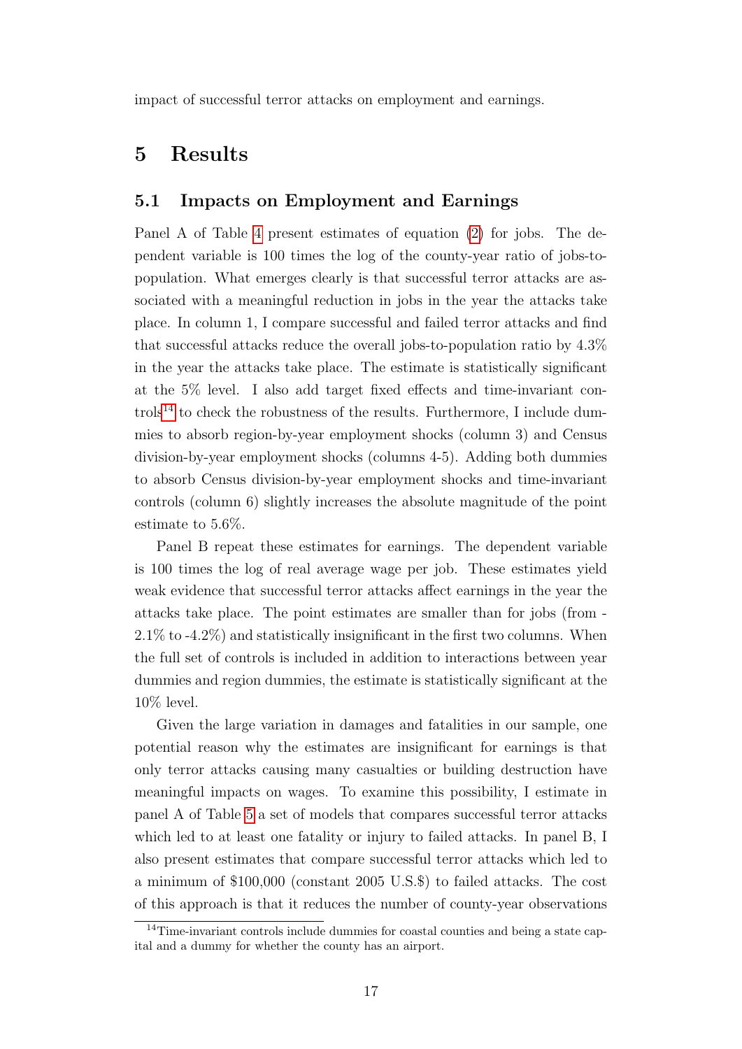impact of successful terror attacks on employment and earnings.

# 5 Results

## 5.1 Impacts on Employment and Earnings

Panel A of Table 4 present estimates of equation (2) for jobs. The dependent variable is 100 times the log of the county-year ratio of jobs-to-population. What emerges clearly is that successful terror attacks are associated with a meaningful reduction in jobs in the year the attacks take place. In column 1, I compare successful and failed terror attacks and find that successful attacks reduce the overall jobs-to-population ratio by 4.3% in the year the attacks take place. The estimate is statistically significant at the 5% level. I also add target fixed effects and time-invariant controls[14] to check the robustness of the results. Furthermore, I include dummies to absorb region-by-year employment shocks (column 3) and Census division-by-year employment shocks (columns 4-5). Adding both dummies to absorb Census division-by-year employment shocks and time-invariant controls (column 6) slightly increases the absolute magnitude of the point estimate to 5.6%.

Panel B repeat these estimates for earnings. The dependent variable is 100 times the log of real average wage per job. These estimates yield weak evidence that successful terror attacks affect earnings in the year the attacks take place. The point estimates are smaller than for jobs (from -2.1% to -4.2%) and statistically insignificant in the first two columns. When the full set of controls is included in addition to interactions between year dummies and region dummies, the estimate is statistically significant at the 10% level.

Given the large variation in damages and fatalities in our sample, one potential reason why the estimates are insignificant for earnings is that only terror attacks causing many casualties or building destruction have meaningful impacts on wages. To examine this possibility, I estimate in panel A of Table 5 a set of models that compares successful terror attacks which led to at least one fatality or injury to failed attacks. In panel B, I also present estimates that compare successful terror attacks which led to a minimum of $100,000 (constant 2005 U.S.$) to failed attacks. The cost of this approach is that it reduces the number of county-year observations

[14] Time-invariant controls include dummies for coastal counties and being a state capital and a dummy for whether the county has an airport.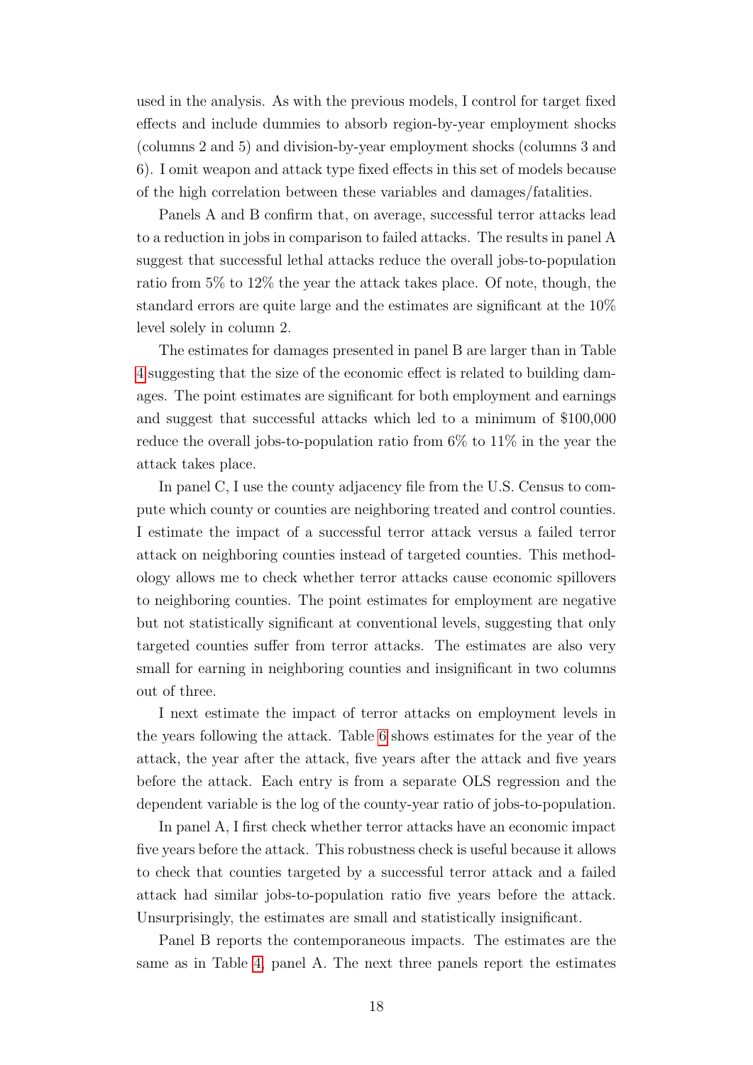used in the analysis. As with the previous models, I control for target fixed effects and include dummies to absorb region-by-year employment shocks (columns 2 and 5) and division-by-year employment shocks (columns 3 and 6). I omit weapon and attack type fixed effects in this set of models because of the high correlation between these variables and damages/fatalities.

Panels A and B confirm that, on average, successful terror attacks lead to a reduction in jobs in comparison to failed attacks. The results in panel A suggest that successful lethal attacks reduce the overall jobs-to-population ratio from 5% to 12% the year the attack takes place. Of note, though, the standard errors are quite large and the estimates are significant at the 10% level solely in column 2.

The estimates for damages presented in panel B are larger than in Table 4 suggesting that the size of the economic effect is related to building damages. The point estimates are significant for both employment and earnings and suggest that successful attacks which led to a minimum of $100,000 reduce the overall jobs-to-population ratio from 6% to 11% in the year the attack takes place.

In panel C, I use the county adjacency file from the U.S. Census to compute which county or counties are neighboring treated and control counties. I estimate the impact of a successful terror attack versus a failed terror attack on neighboring counties instead of targeted counties. This methodology allows me to check whether terror attacks cause economic spillovers to neighboring counties. The point estimates for employment are negative but not statistically significant at conventional levels, suggesting that only targeted counties suffer from terror attacks. The estimates are also very small for earning in neighboring counties and insignificant in two columns out of three.

I next estimate the impact of terror attacks on employment levels in the years following the attack. Table 6 shows estimates for the year of the attack, the year after the attack, five years after the attack and five years before the attack. Each entry is from a separate OLS regression and the dependent variable is the log of the county-year ratio of jobs-to-population.

In panel A, I first check whether terror attacks have an economic impact five years before the attack. This robustness check is useful because it allows to check that counties targeted by a successful terror attack and a failed attack had similar jobs-to-population ratio five years before the attack. Unsurprisingly, the estimates are small and statistically insignificant.

Panel B reports the contemporaneous impacts. The estimates are the same as in Table 4, panel A. The next three panels report the estimates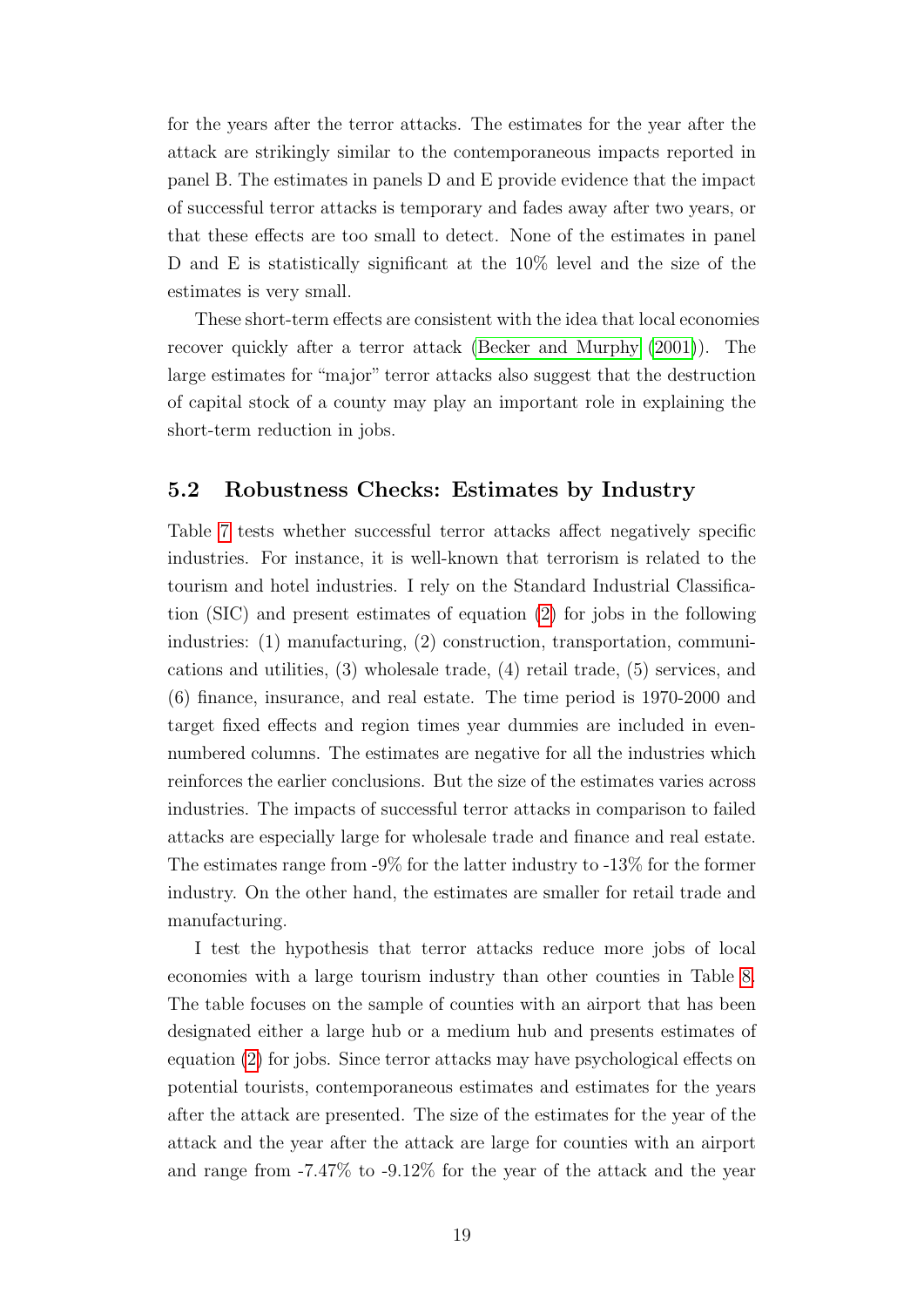for the years after the terror attacks. The estimates for the year after the attack are strikingly similar to the contemporaneous impacts reported in panel B. The estimates in panels D and E provide evidence that the impact of successful terror attacks is temporary and fades away after two years, or that these effects are too small to detect. None of the estimates in panel D and E is statistically significant at the 10% level and the size of the estimates is very small.

These short-term effects are consistent with the idea that local economies recover quickly after a terror attack (Becker and Murphy (2001)). The large estimates for "major" terror attacks also suggest that the destruction of capital stock of a county may play an important role in explaining the short-term reduction in jobs.

## 5.2 Robustness Checks: Estimates by Industry

Table 7 tests whether successful terror attacks affect negatively specific industries. For instance, it is well-known that terrorism is related to the tourism and hotel industries. I rely on the Standard Industrial Classification (SIC) and present estimates of equation (2) for jobs in the following industries: (1) manufacturing, (2) construction, transportation, communications and utilities, (3) wholesale trade, (4) retail trade, (5) services, and (6) finance, insurance, and real estate. The time period is 1970-2000 and target fixed effects and region times year dummies are included in even-numbered columns. The estimates are negative for all the industries which reinforces the earlier conclusions. But the size of the estimates varies across industries. The impacts of successful terror attacks in comparison to failed attacks are especially large for wholesale trade and finance and real estate. The estimates range from -9% for the latter industry to -13% for the former industry. On the other hand, the estimates are smaller for retail trade and manufacturing.

I test the hypothesis that terror attacks reduce more jobs of local economies with a large tourism industry than other counties in Table 8. The table focuses on the sample of counties with an airport that has been designated either a large hub or a medium hub and presents estimates of equation (2) for jobs. Since terror attacks may have psychological effects on potential tourists, contemporaneous estimates and estimates for the years after the attack are presented. The size of the estimates for the year of the attack and the year after the attack are large for counties with an airport and range from -7.47% to -9.12% for the year of the attack and the year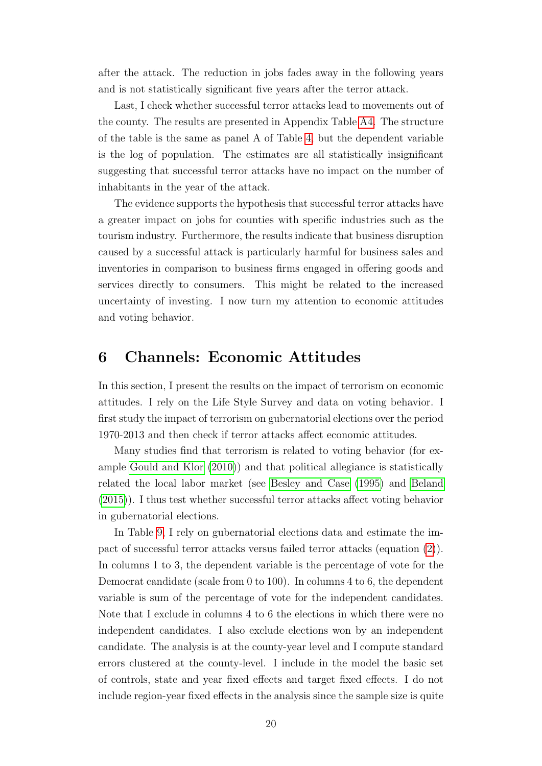after the attack. The reduction in jobs fades away in the following years and is not statistically significant five years after the terror attack.

Last, I check whether successful terror attacks lead to movements out of the county. The results are presented in Appendix Table A4. The structure of the table is the same as panel A of Table 4, but the dependent variable is the log of population. The estimates are all statistically insignificant suggesting that successful terror attacks have no impact on the number of inhabitants in the year of the attack.

The evidence supports the hypothesis that successful terror attacks have a greater impact on jobs for counties with specific industries such as the tourism industry. Furthermore, the results indicate that business disruption caused by a successful attack is particularly harmful for business sales and inventories in comparison to business firms engaged in offering goods and services directly to consumers. This might be related to the increased uncertainty of investing. I now turn my attention to economic attitudes and voting behavior.

# 6 Channels: Economic Attitudes

In this section, I present the results on the impact of terrorism on economic attitudes. I rely on the Life Style Survey and data on voting behavior. I first study the impact of terrorism on gubernatorial elections over the period 1970-2013 and then check if terror attacks affect economic attitudes.

Many studies find that terrorism is related to voting behavior (for example Gould and Klor (2010)) and that political allegiance is statistically related the local labor market (see Besley and Case (1995) and Beland (2015)). I thus test whether successful terror attacks affect voting behavior in gubernatorial elections.

In Table 9, I rely on gubernatorial elections data and estimate the impact of successful terror attacks versus failed terror attacks (equation (2)). In columns 1 to 3, the dependent variable is the percentage of vote for the Democrat candidate (scale from 0 to 100). In columns 4 to 6, the dependent variable is sum of the percentage of vote for the independent candidates. Note that I exclude in columns 4 to 6 the elections in which there were no independent candidates. I also exclude elections won by an independent candidate. The analysis is at the county-year level and I compute standard errors clustered at the county-level. I include in the model the basic set of controls, state and year fixed effects and target fixed effects. I do not include region-year fixed effects in the analysis since the sample size is quite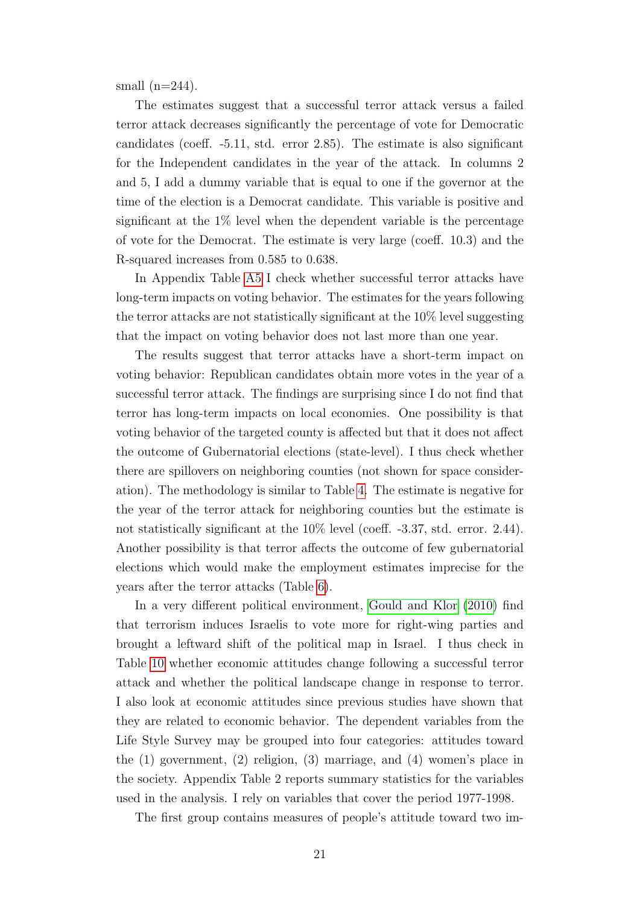small (n=244).

The estimates suggest that a successful terror attack versus a failed terror attack decreases significantly the percentage of vote for Democratic candidates (coeff. -5.11, std. error 2.85). The estimate is also significant for the Independent candidates in the year of the attack. In columns 2 and 5, I add a dummy variable that is equal to one if the governor at the time of the election is a Democrat candidate. This variable is positive and significant at the 1% level when the dependent variable is the percentage of vote for the Democrat. The estimate is very large (coeff. 10.3) and the R-squared increases from 0.585 to 0.638.

In Appendix Table A5 I check whether successful terror attacks have long-term impacts on voting behavior. The estimates for the years following the terror attacks are not statistically significant at the 10% level suggesting that the impact on voting behavior does not last more than one year.

The results suggest that terror attacks have a short-term impact on voting behavior: Republican candidates obtain more votes in the year of a successful terror attack. The findings are surprising since I do not find that terror has long-term impacts on local economies. One possibility is that voting behavior of the targeted county is affected but that it does not affect the outcome of Gubernatorial elections (state-level). I thus check whether there are spillovers on neighboring counties (not shown for space consideration). The methodology is similar to Table 4. The estimate is negative for the year of the terror attack for neighboring counties but the estimate is not statistically significant at the 10% level (coeff. -3.37, std. error. 2.44). Another possibility is that terror affects the outcome of few gubernatorial elections which would make the employment estimates imprecise for the years after the terror attacks (Table 6).

In a very different political environment, Gould and Klor (2010) find that terrorism induces Israelis to vote more for right-wing parties and brought a leftward shift of the political map in Israel. I thus check in Table 10 whether economic attitudes change following a successful terror attack and whether the political landscape change in response to terror. I also look at economic attitudes since previous studies have shown that they are related to economic behavior. The dependent variables from the Life Style Survey may be grouped into four categories: attitudes toward the (1) government, (2) religion, (3) marriage, and (4) women's place in the society. Appendix Table 2 reports summary statistics for the variables used in the analysis. I rely on variables that cover the period 1977-1998.

The first group contains measures of people's attitude toward two im-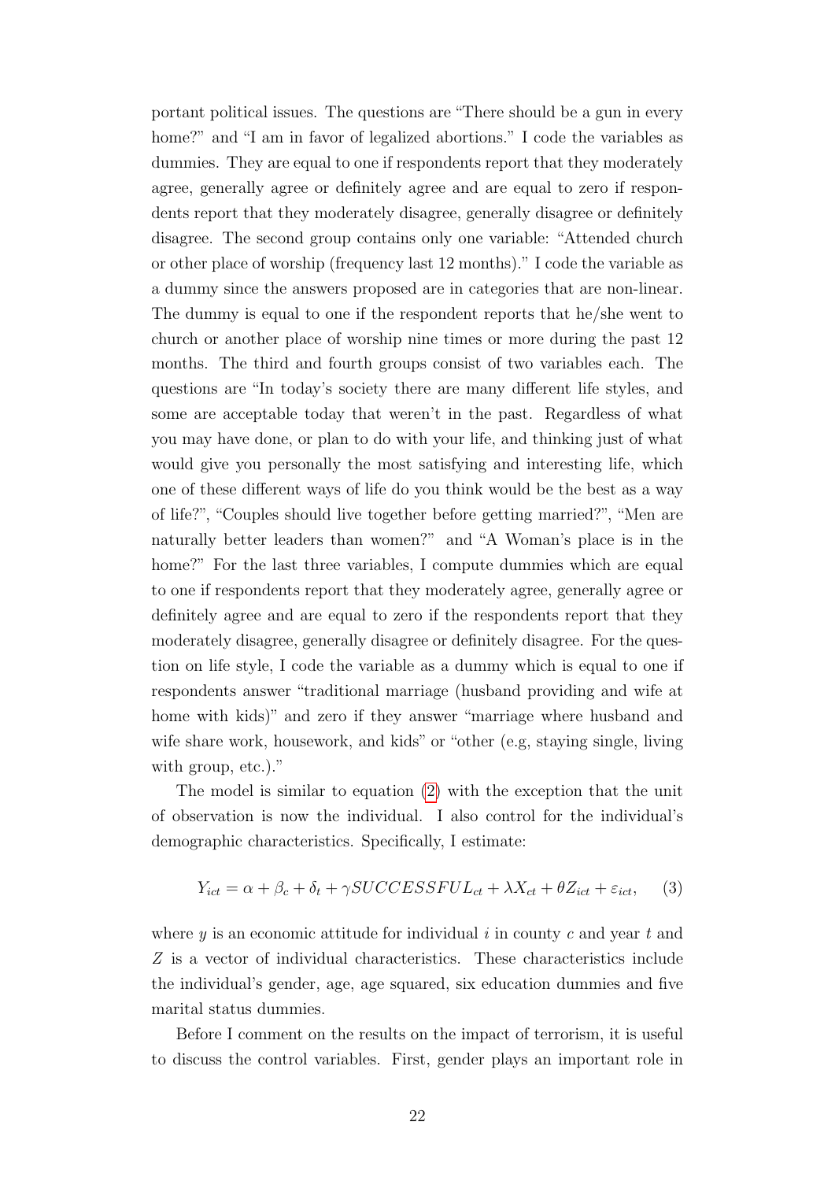portant political issues. The questions are "There should be a gun in every home?" and "I am in favor of legalized abortions." I code the variables as dummies. They are equal to one if respondents report that they moderately agree, generally agree or definitely agree and are equal to zero if respondents report that they moderately disagree, generally disagree or definitely disagree. The second group contains only one variable: "Attended church or other place of worship (frequency last 12 months)." I code the variable as a dummy since the answers proposed are in categories that are non-linear. The dummy is equal to one if the respondent reports that he/she went to church or another place of worship nine times or more during the past 12 months. The third and fourth groups consist of two variables each. The questions are "In today's society there are many different life styles, and some are acceptable today that weren't in the past. Regardless of what you may have done, or plan to do with your life, and thinking just of what would give you personally the most satisfying and interesting life, which one of these different ways of life do you think would be the best as a way of life?", "Couples should live together before getting married?", "Men are naturally better leaders than women?" and "A Woman's place is in the home?" For the last three variables, I compute dummies which are equal to one if respondents report that they moderately agree, generally agree or definitely agree and are equal to zero if the respondents report that they moderately disagree, generally disagree or definitely disagree. For the question on life style, I code the variable as a dummy which is equal to one if respondents answer "traditional marriage (husband providing and wife at home with kids)" and zero if they answer "marriage where husband and wife share work, housework, and kids" or "other (e.g, staying single, living with group, etc.)."

The model is similar to equation (2) with the exception that the unit of observation is now the individual. I also control for the individual's demographic characteristics. Specifically, I estimate:

$$Y_{ict} = \alpha + \beta_c + \delta_t + \gamma SUCCESSFUL_{ct} + \lambda X_{ct} + \theta Z_{ict} + \varepsilon_{ict}, \quad (3)$$

where $y$ is an economic attitude for individual $i$ in county $c$ and year $t$ and $Z$ is a vector of individual characteristics. These characteristics include the individual's gender, age, age squared, six education dummies and five marital status dummies.

Before I comment on the results on the impact of terrorism, it is useful to discuss the control variables. First, gender plays an important role in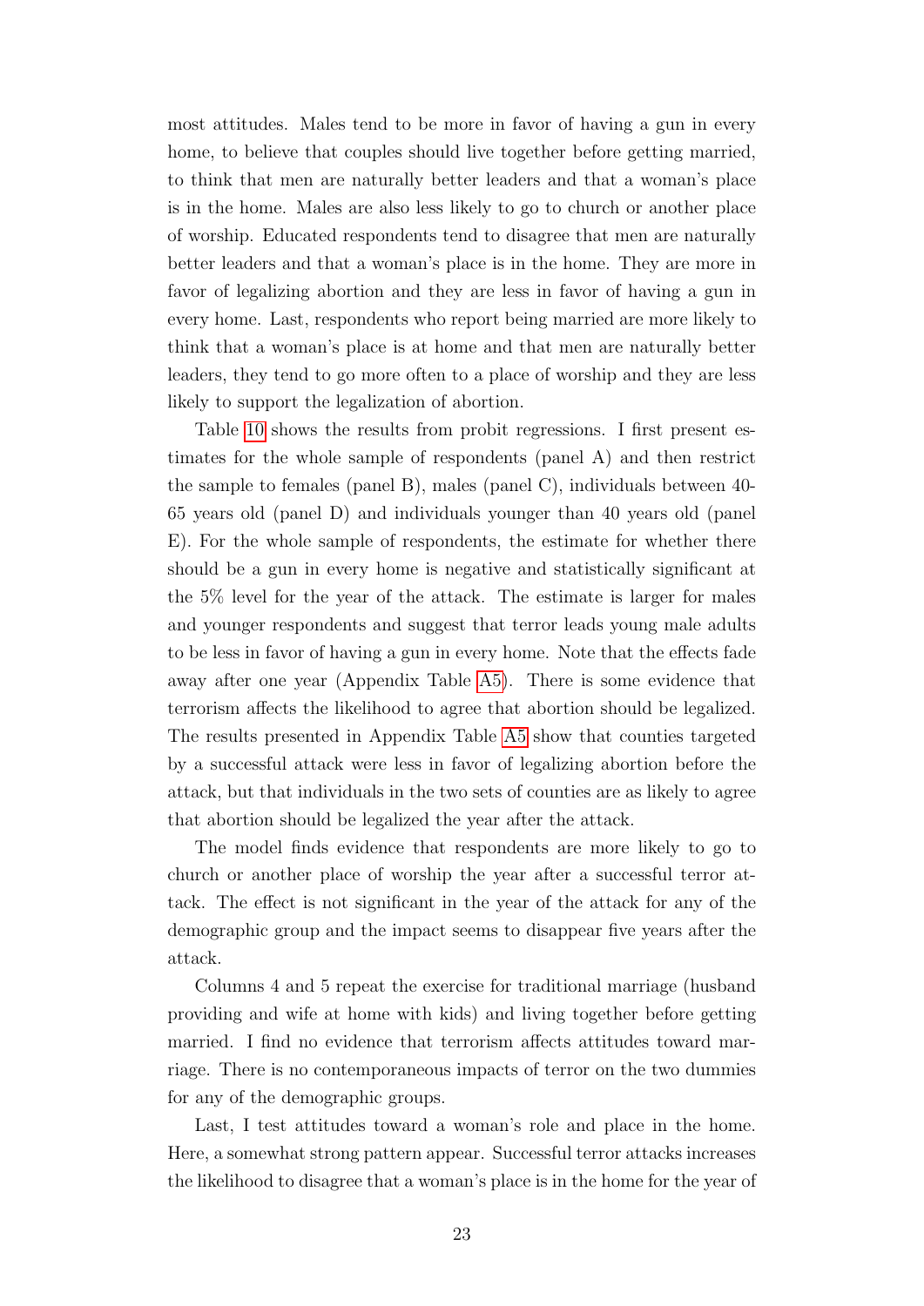most attitudes. Males tend to be more in favor of having a gun in every home, to believe that couples should live together before getting married, to think that men are naturally better leaders and that a woman's place is in the home. Males are also less likely to go to church or another place of worship. Educated respondents tend to disagree that men are naturally better leaders and that a woman's place is in the home. They are more in favor of legalizing abortion and they are less in favor of having a gun in every home. Last, respondents who report being married are more likely to think that a woman's place is at home and that men are naturally better leaders, they tend to go more often to a place of worship and they are less likely to support the legalization of abortion.

Table 10 shows the results from probit regressions. I first present estimates for the whole sample of respondents (panel A) and then restrict the sample to females (panel B), males (panel C), individuals between 40-65 years old (panel D) and individuals younger than 40 years old (panel E). For the whole sample of respondents, the estimate for whether there should be a gun in every home is negative and statistically significant at the 5% level for the year of the attack. The estimate is larger for males and younger respondents and suggest that terror leads young male adults to be less in favor of having a gun in every home. Note that the effects fade away after one year (Appendix Table A5). There is some evidence that terrorism affects the likelihood to agree that abortion should be legalized. The results presented in Appendix Table A5 show that counties targeted by a successful attack were less in favor of legalizing abortion before the attack, but that individuals in the two sets of counties are as likely to agree that abortion should be legalized the year after the attack.

The model finds evidence that respondents are more likely to go to church or another place of worship the year after a successful terror attack. The effect is not significant in the year of the attack for any of the demographic group and the impact seems to disappear five years after the attack.

Columns 4 and 5 repeat the exercise for traditional marriage (husband providing and wife at home with kids) and living together before getting married. I find no evidence that terrorism affects attitudes toward marriage. There is no contemporaneous impacts of terror on the two dummies for any of the demographic groups.

Last, I test attitudes toward a woman's role and place in the home. Here, a somewhat strong pattern appear. Successful terror attacks increases the likelihood to disagree that a woman's place is in the home for the year of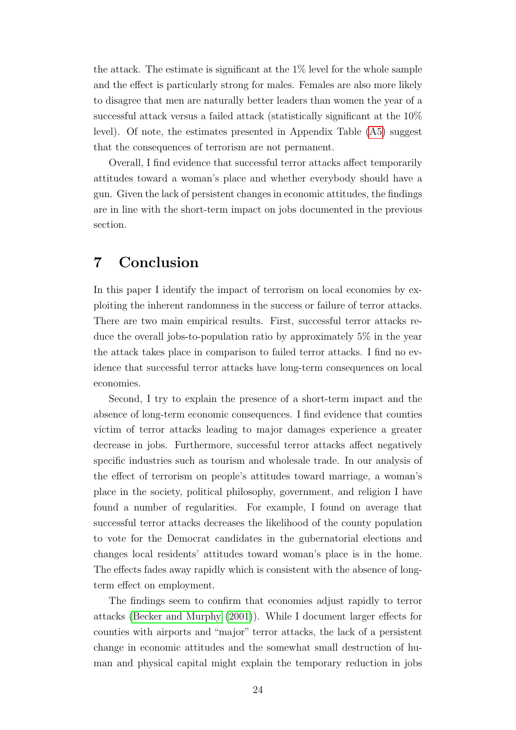the attack. The estimate is significant at the 1% level for the whole sample and the effect is particularly strong for males. Females are also more likely to disagree that men are naturally better leaders than women the year of a successful attack versus a failed attack (statistically significant at the 10% level). Of note, the estimates presented in Appendix Table (A5) suggest that the consequences of terrorism are not permanent.

Overall, I find evidence that successful terror attacks affect temporarily attitudes toward a woman's place and whether everybody should have a gun. Given the lack of persistent changes in economic attitudes, the findings are in line with the short-term impact on jobs documented in the previous section.

# 7 Conclusion

In this paper I identify the impact of terrorism on local economies by exploiting the inherent randomness in the success or failure of terror attacks. There are two main empirical results. First, successful terror attacks reduce the overall jobs-to-population ratio by approximately 5% in the year the attack takes place in comparison to failed terror attacks. I find no evidence that successful terror attacks have long-term consequences on local economies.

Second, I try to explain the presence of a short-term impact and the absence of long-term economic consequences. I find evidence that counties victim of terror attacks leading to major damages experience a greater decrease in jobs. Furthermore, successful terror attacks affect negatively specific industries such as tourism and wholesale trade. In our analysis of the effect of terrorism on people's attitudes toward marriage, a woman's place in the society, political philosophy, government, and religion I have found a number of regularities. For example, I found on average that successful terror attacks decreases the likelihood of the county population to vote for the Democrat candidates in the gubernatorial elections and changes local residents' attitudes toward woman's place is in the home. The effects fades away rapidly which is consistent with the absence of long-term effect on employment.

The findings seem to confirm that economies adjust rapidly to terror attacks (Becker and Murphy (2001)). While I document larger effects for counties with airports and "major" terror attacks, the lack of a persistent change in economic attitudes and the somewhat small destruction of human and physical capital might explain the temporary reduction in jobs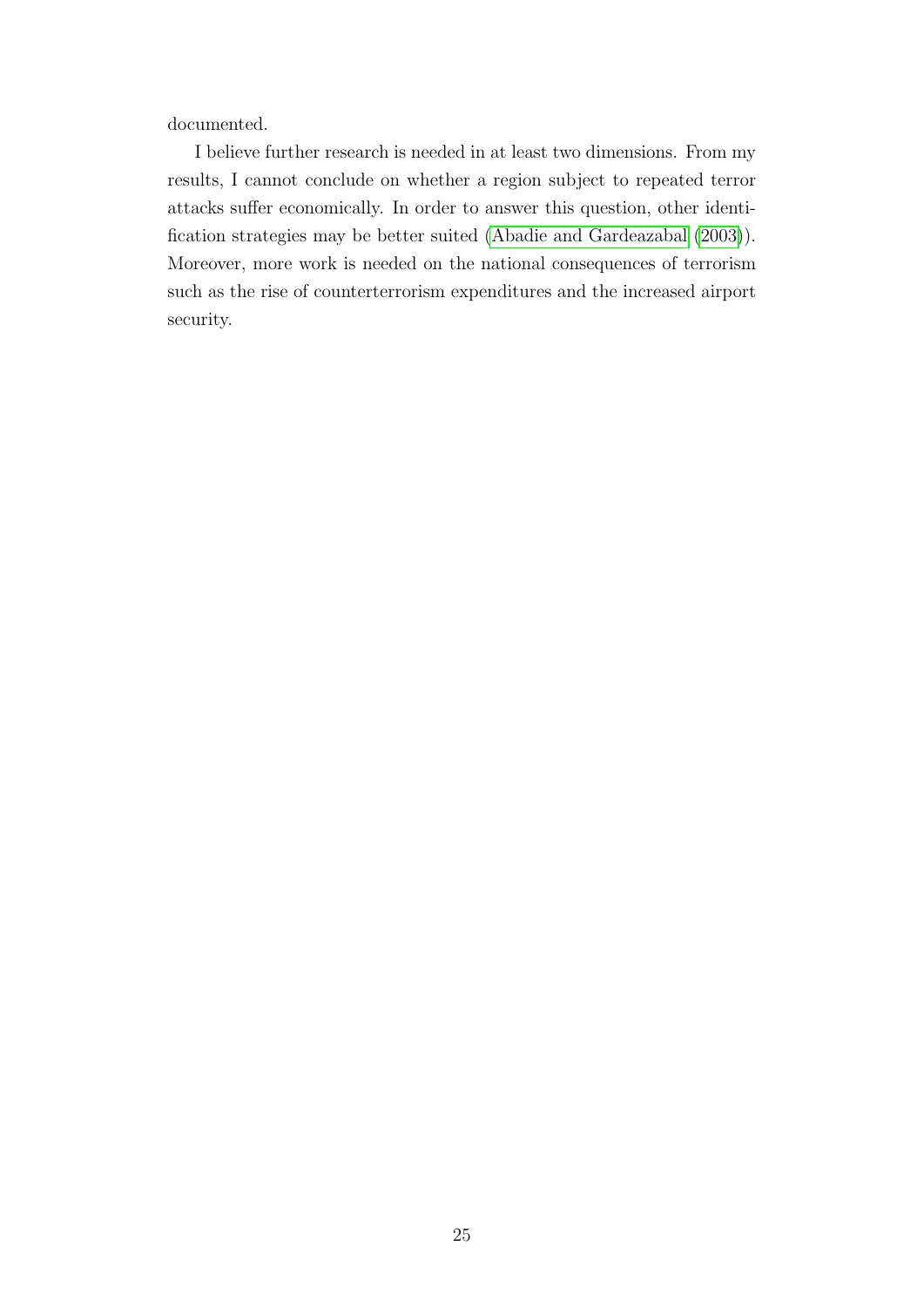documented.

I believe further research is needed in at least two dimensions. From my results, I cannot conclude on whether a region subject to repeated terror attacks suffer economically. In order to answer this question, other identification strategies may be better suited (Abadie and Gardeazabal (2003)). Moreover, more work is needed on the national consequences of terrorism such as the rise of counterterrorism expenditures and the increased airport security.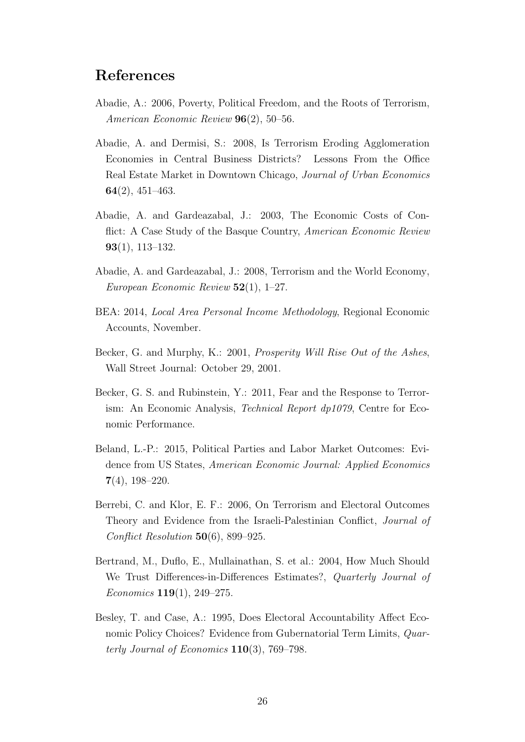## References

Abadie, A.: 2006, Poverty, Political Freedom, and the Roots of Terrorism, *American Economic Review* **96**(2), 50–56.

Abadie, A. and Dermisi, S.: 2008, Is Terrorism Eroding Agglomeration Economies in Central Business Districts? Lessons From the Office Real Estate Market in Downtown Chicago, *Journal of Urban Economics* **64**(2), 451–463.

Abadie, A. and Gardeazabal, J.: 2003, The Economic Costs of Conflict: A Case Study of the Basque Country, *American Economic Review* **93**(1), 113–132.

Abadie, A. and Gardeazabal, J.: 2008, Terrorism and the World Economy, *European Economic Review* **52**(1), 1–27.

BEA: 2014, *Local Area Personal Income Methodology*, Regional Economic Accounts, November.

Becker, G. and Murphy, K.: 2001, *Prosperity Will Rise Out of the Ashes*, Wall Street Journal: October 29, 2001.

Becker, G. S. and Rubinstein, Y.: 2011, Fear and the Response to Terrorism: An Economic Analysis, *Technical Report dp1079*, Centre for Economic Performance.

Beland, L.-P.: 2015, Political Parties and Labor Market Outcomes: Evidence from US States, *American Economic Journal: Applied Economics* **7**(4), 198–220.

Berrebi, C. and Klor, E. F.: 2006, On Terrorism and Electoral Outcomes Theory and Evidence from the Israeli-Palestinian Conflict, *Journal of Conflict Resolution* **50**(6), 899–925.

Bertrand, M., Duflo, E., Mullainathan, S. et al.: 2004, How Much Should We Trust Differences-in-Differences Estimates?, *Quarterly Journal of Economics* **119**(1), 249–275.

Besley, T. and Case, A.: 1995, Does Electoral Accountability Affect Economic Policy Choices? Evidence from Gubernatorial Term Limits, *Quarterly Journal of Economics* **110**(3), 769–798.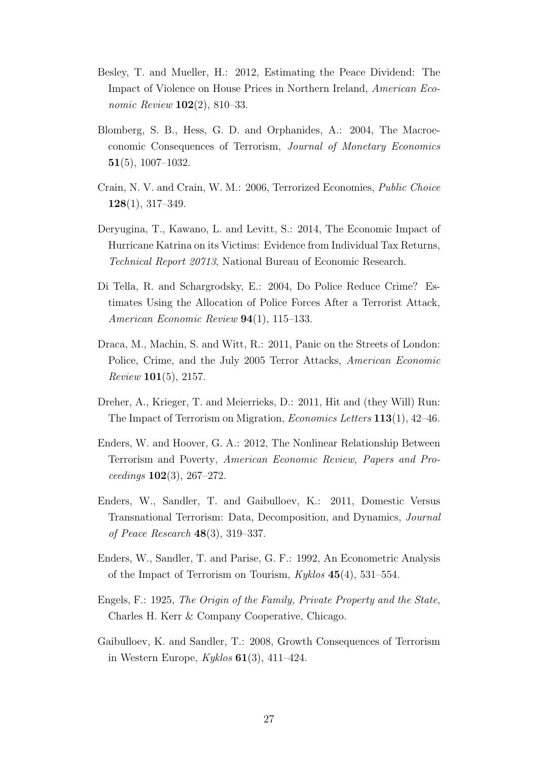Besley, T. and Mueller, H.: 2012, Estimating the Peace Dividend: The Impact of Violence on House Prices in Northern Ireland, *American Economic Review* **102**(2), 810–33.

Blomberg, S. B., Hess, G. D. and Orphanides, A.: 2004, The Macroeconomic Consequences of Terrorism, *Journal of Monetary Economics* **51**(5), 1007–1032.

Crain, N. V. and Crain, W. M.: 2006, Terrorized Economies, *Public Choice* **128**(1), 317–349.

Deryugina, T., Kawano, L. and Levitt, S.: 2014, The Economic Impact of Hurricane Katrina on its Victims: Evidence from Individual Tax Returns, *Technical Report 20713*, National Bureau of Economic Research.

Di Tella, R. and Schargrodsky, E.: 2004, Do Police Reduce Crime? Estimates Using the Allocation of Police Forces After a Terrorist Attack, *American Economic Review* **94**(1), 115–133.

Draca, M., Machin, S. and Witt, R.: 2011, Panic on the Streets of London: Police, Crime, and the July 2005 Terror Attacks, *American Economic Review* **101**(5), 2157.

Dreher, A., Krieger, T. and Meierrieks, D.: 2011, Hit and (they Will) Run: The Impact of Terrorism on Migration, *Economics Letters* **113**(1), 42–46.

Enders, W. and Hoover, G. A.: 2012, The Nonlinear Relationship Between Terrorism and Poverty, *American Economic Review, Papers and Proceedings* **102**(3), 267–272.

Enders, W., Sandler, T. and Gaibulloev, K.: 2011, Domestic Versus Transnational Terrorism: Data, Decomposition, and Dynamics, *Journal of Peace Research* **48**(3), 319–337.

Enders, W., Sandler, T. and Parise, G. F.: 1992, An Econometric Analysis of the Impact of Terrorism on Tourism, *Kyklos* **45**(4), 531–554.

Engels, F.: 1925, *The Origin of the Family, Private Property and the State*, Charles H. Kerr & Company Cooperative, Chicago.

Gaibulloev, K. and Sandler, T.: 2008, Growth Consequences of Terrorism in Western Europe, *Kyklos* **61**(3), 411–424.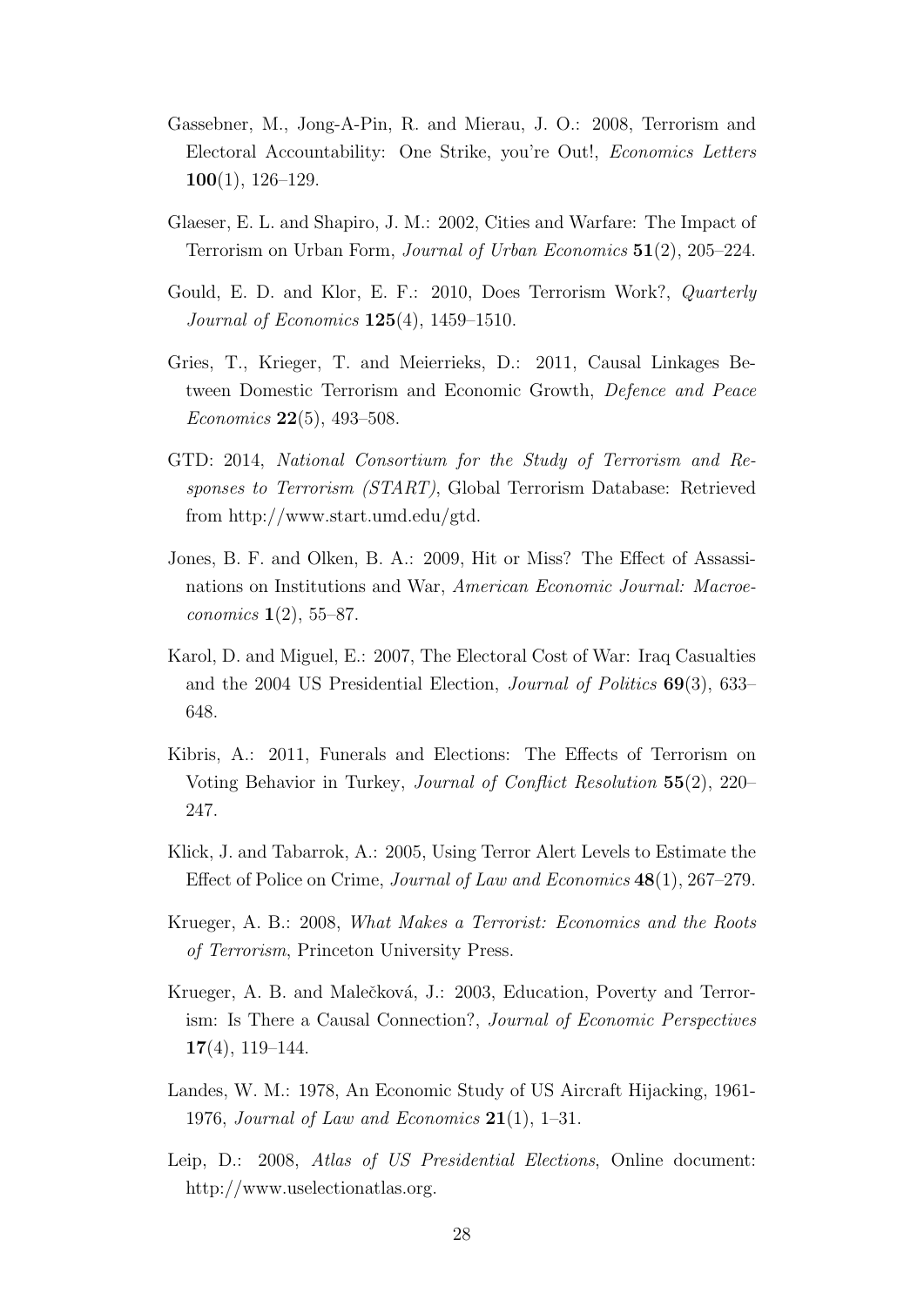Gassebner, M., Jong-A-Pin, R. and Mierau, J. O.: 2008, Terrorism and Electoral Accountability: One Strike, you're Out!, *Economics Letters* **100**(1), 126–129.

Glaeser, E. L. and Shapiro, J. M.: 2002, Cities and Warfare: The Impact of Terrorism on Urban Form, *Journal of Urban Economics* **51**(2), 205–224.

Gould, E. D. and Klor, E. F.: 2010, Does Terrorism Work?, *Quarterly Journal of Economics* **125**(4), 1459–1510.

Gries, T., Krieger, T. and Meierrieks, D.: 2011, Causal Linkages Between Domestic Terrorism and Economic Growth, *Defence and Peace Economics* **22**(5), 493–508.

GTD: 2014, *National Consortium for the Study of Terrorism and Responses to Terrorism (START)*, Global Terrorism Database: Retrieved from http://www.start.umd.edu/gtd.

Jones, B. F. and Olken, B. A.: 2009, Hit or Miss? The Effect of Assassinations on Institutions and War, *American Economic Journal: Macroeconomics* **1**(2), 55–87.

Karol, D. and Miguel, E.: 2007, The Electoral Cost of War: Iraq Casualties and the 2004 US Presidential Election, *Journal of Politics* **69**(3), 633–648.

Kibris, A.: 2011, Funerals and Elections: The Effects of Terrorism on Voting Behavior in Turkey, *Journal of Conflict Resolution* **55**(2), 220–247.

Klick, J. and Tabarrok, A.: 2005, Using Terror Alert Levels to Estimate the Effect of Police on Crime, *Journal of Law and Economics* **48**(1), 267–279.

Krueger, A. B.: 2008, *What Makes a Terrorist: Economics and the Roots of Terrorism*, Princeton University Press.

Krueger, A. B. and Malečková, J.: 2003, Education, Poverty and Terrorism: Is There a Causal Connection?, *Journal of Economic Perspectives* **17**(4), 119–144.

Landes, W. M.: 1978, An Economic Study of US Aircraft Hijacking, 1961-1976, *Journal of Law and Economics* **21**(1), 1–31.

Leip, D.: 2008, *Atlas of US Presidential Elections*, Online document: http://www.uselectionatlas.org.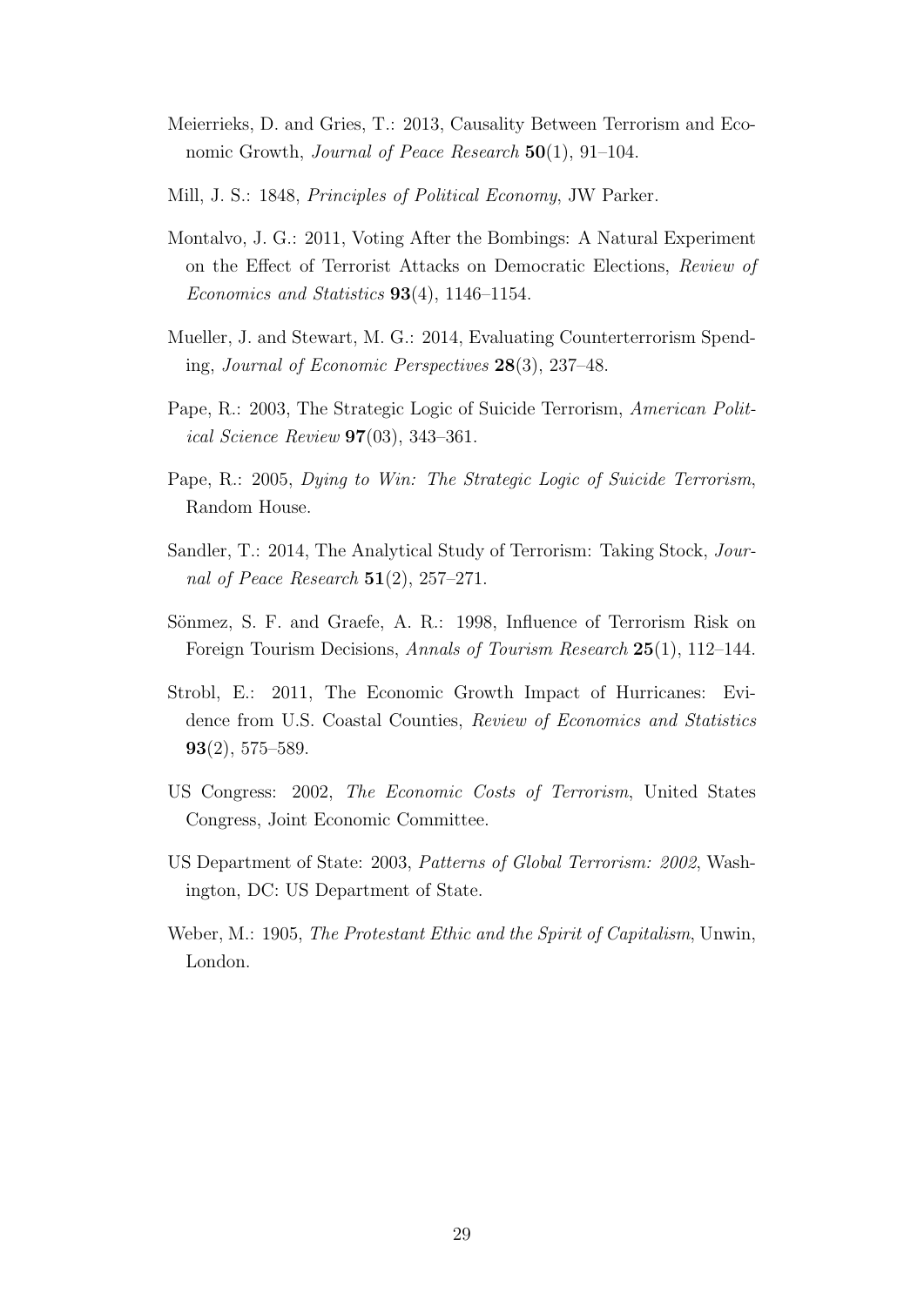Meierrieks, D. and Gries, T.: 2013, Causality Between Terrorism and Economic Growth, *Journal of Peace Research* **50**(1), 91–104.

Mill, J. S.: 1848, *Principles of Political Economy*, JW Parker.

Montalvo, J. G.: 2011, Voting After the Bombings: A Natural Experiment on the Effect of Terrorist Attacks on Democratic Elections, *Review of Economics and Statistics* **93**(4), 1146–1154.

Mueller, J. and Stewart, M. G.: 2014, Evaluating Counterterrorism Spending, *Journal of Economic Perspectives* **28**(3), 237–48.

Pape, R.: 2003, The Strategic Logic of Suicide Terrorism, *American Political Science Review* **97**(03), 343–361.

Pape, R.: 2005, *Dying to Win: The Strategic Logic of Suicide Terrorism*, Random House.

Sandler, T.: 2014, The Analytical Study of Terrorism: Taking Stock, *Journal of Peace Research* **51**(2), 257–271.

Sönmez, S. F. and Graefe, A. R.: 1998, Influence of Terrorism Risk on Foreign Tourism Decisions, *Annals of Tourism Research* **25**(1), 112–144.

Strobl, E.: 2011, The Economic Growth Impact of Hurricanes: Evidence from U.S. Coastal Counties, *Review of Economics and Statistics* **93**(2), 575–589.

US Congress: 2002, *The Economic Costs of Terrorism*, United States Congress, Joint Economic Committee.

US Department of State: 2003, *Patterns of Global Terrorism: 2002*, Washington, DC: US Department of State.

Weber, M.: 1905, *The Protestant Ethic and the Spirit of Capitalism*, Unwin, London.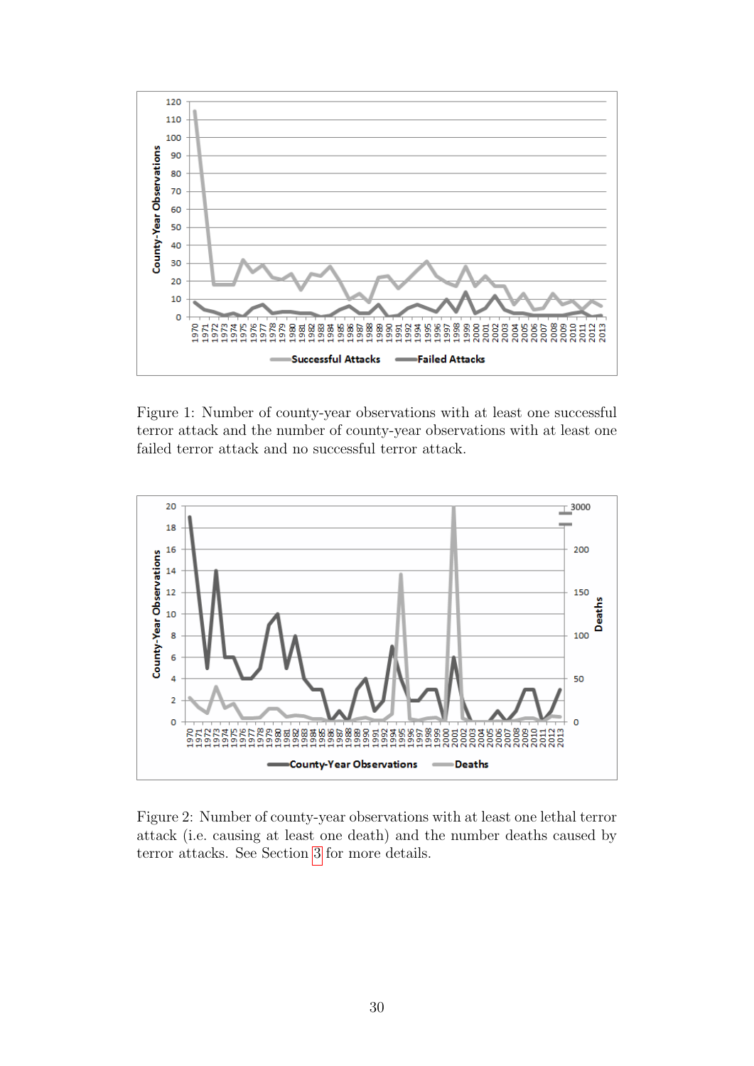Figure 1: Number of county-year observations with at least one successful terror attack and the number of county-year observations with at least one failed terror attack and no successful terror attack.

Figure 2: Number of county-year observations with at least one lethal terror attack (i.e. causing at least one death) and the number deaths caused by terror attacks. See Section 3 for more details.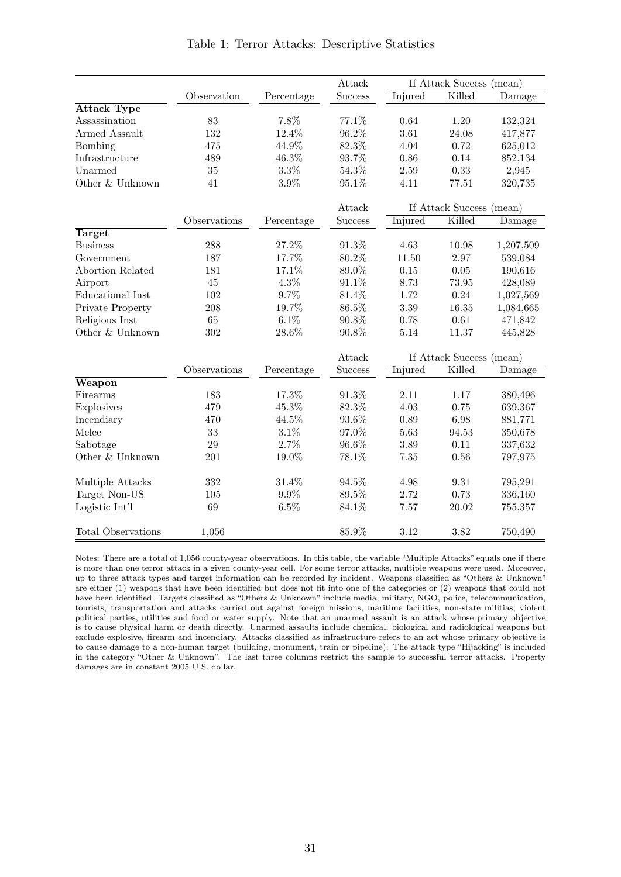Table 1: Terror Attacks: Descriptive Statistics

| | Observation | Percentage | Attack Success | If Attack Success (mean) | | |
|---|---|---|---|---|---|---|
| | | | | Injured | Killed | Damage |
| **Attack Type** | | | | | | |
| Assassination | 83 | 7.8% | 77.1% | 0.64 | 1.20 | 132,324 |
| Armed Assault | 132 | 12.4% | 96.2% | 3.61 | 24.08 | 417,877 |
| Bombing | 475 | 44.9% | 82.3% | 4.04 | 0.72 | 625,012 |
| Infrastructure | 489 | 46.3% | 93.7% | 0.86 | 0.14 | 852,134 |
| Unarmed | 35 | 3.3% | 54.3% | 2.59 | 0.33 | 2,945 |
| Other & Unknown | 41 | 3.9% | 95.1% | 4.11 | 77.51 | 320,735 |
| | Observations | Percentage | Attack Success | If Attack Success (mean) | | |
| | | | | Injured | Killed | Damage |
| **Target** | | | | | | |
| Business | 288 | 27.2% | 91.3% | 4.63 | 10.98 | 1,207,509 |
| Government | 187 | 17.7% | 80.2% | 11.50 | 2.97 | 539,084 |
| Abortion Related | 181 | 17.1% | 89.0% | 0.15 | 0.05 | 190,616 |
| Airport | 45 | 4.3% | 91.1% | 8.73 | 73.95 | 428,089 |
| Educational Inst | 102 | 9.7% | 81.4% | 1.72 | 0.24 | 1,027,569 |
| Private Property | 208 | 19.7% | 86.5% | 3.39 | 16.35 | 1,084,665 |
| Religious Inst | 65 | 6.1% | 90.8% | 0.78 | 0.61 | 471,842 |
| Other & Unknown | 302 | 28.6% | 90.8% | 5.14 | 11.37 | 445,828 |
| | Observations | Percentage | Attack Success | If Attack Success (mean) | | |
| | | | | Injured | Killed | Damage |
| **Weapon** | | | | | | |
| Firearms | 183 | 17.3% | 91.3% | 2.11 | 1.17 | 380,496 |
| Explosives | 479 | 45.3% | 82.3% | 4.03 | 0.75 | 639,367 |
| Incendiary | 470 | 44.5% | 93.6% | 0.89 | 6.98 | 881,771 |
| Melee | 33 | 3.1% | 97.0% | 5.63 | 94.53 | 350,678 |
| Sabotage | 29 | 2.7% | 96.6% | 3.89 | 0.11 | 337,632 |
| Other & Unknown | 201 | 19.0% | 78.1% | 7.35 | 0.56 | 797,975 |
| | | | | | | |
| Multiple Attacks | 332 | 31.4% | 94.5% | 4.98 | 9.31 | 795,291 |
| Target Non-US | 105 | 9.9% | 89.5% | 2.72 | 0.73 | 336,160 |
| Logistic Int'l | 69 | 6.5% | 84.1% | 7.57 | 20.02 | 755,357 |
| | | | | | | |
| Total Observations | 1,056 | | 85.9% | 3.12 | 3.82 | 750,490 |

Notes: There are a total of 1,056 county-year observations. In this table, the variable "Multiple Attacks" equals one if there is more than one terror attack in a given county-year cell. For some terror attacks, multiple weapons were used. Moreover, up to three attack types and target information can be recorded by incident. Weapons classified as "Others & Unknown" are either (1) weapons that have been identified but does not fit into one of the categories or (2) weapons that could not have been identified. Targets classified as "Others & Unknown" include media, military, NGO, police, telecommunication, tourists, transportation and attacks carried out against foreign missions, maritime facilities, non-state militias, violent political parties, utilities and food or water supply. Note that an unarmed assault is an attack whose primary objective is to cause physical harm or death directly. Unarmed assaults include chemical, biological and radiological weapons but exclude explosive, firearm and incendiary. Attacks classified as infrastructure refers to an act whose primary objective is to cause damage to a non-human target (building, monument, train or pipeline). The attack type "Hijacking" is included in the category "Other & Unknown". The last three columns restrict the sample to successful terror attacks. Property damages are in constant 2005 U.S. dollar.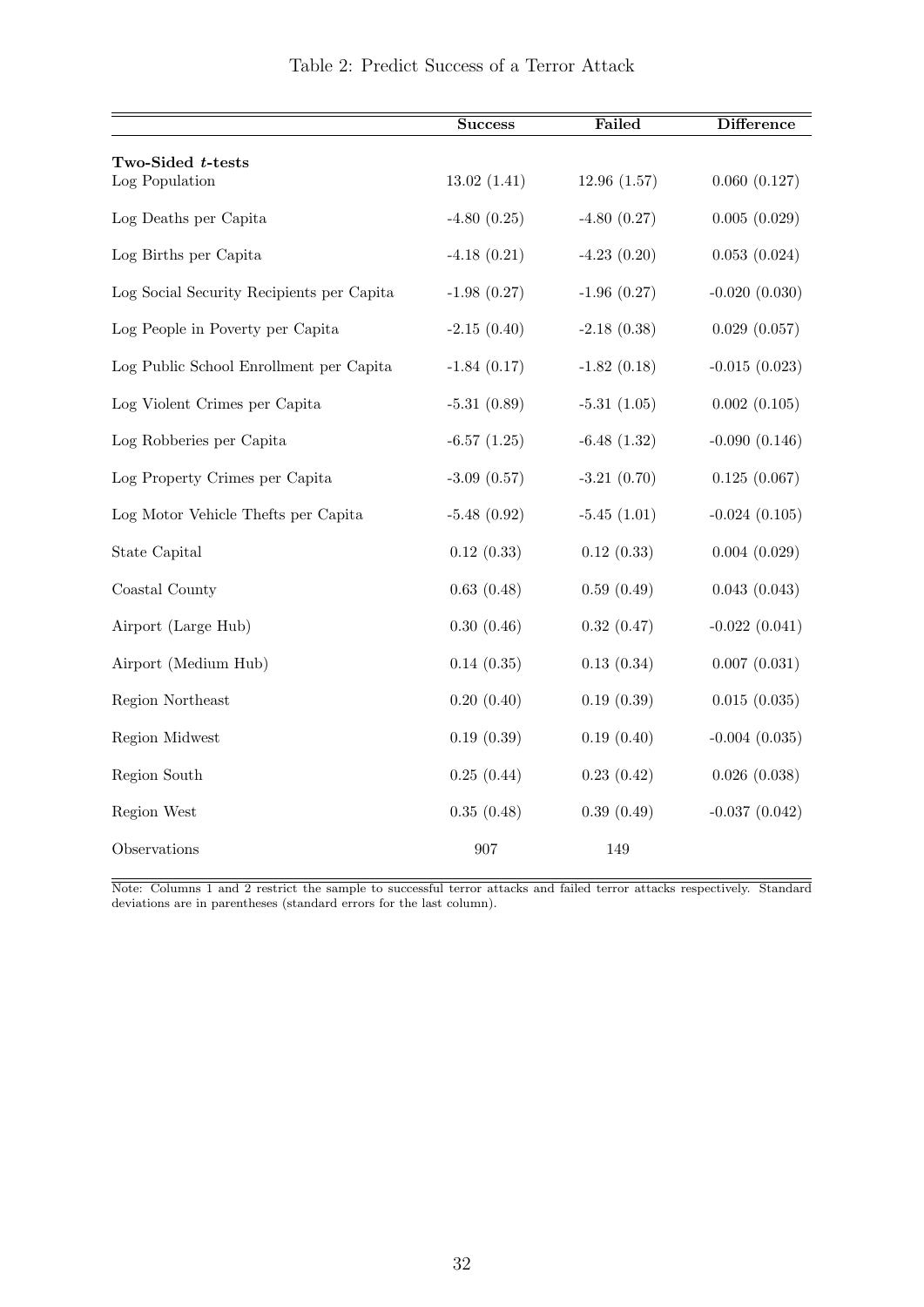Table 2: Predict Success of a Terror Attack

| | Success | Failed | Difference |
|---|---|---|---|
| **Two-Sided $t$-tests** | | | |
| Log Population | 13.02 (1.41) | 12.96 (1.57) | 0.060 (0.127) |
| Log Deaths per Capita | -4.80 (0.25) | -4.80 (0.27) | 0.005 (0.029) |
| Log Births per Capita | -4.18 (0.21) | -4.23 (0.20) | 0.053 (0.024) |
| Log Social Security Recipients per Capita | -1.98 (0.27) | -1.96 (0.27) | -0.020 (0.030) |
| Log People in Poverty per Capita | -2.15 (0.40) | -2.18 (0.38) | 0.029 (0.057) |
| Log Public School Enrollment per Capita | -1.84 (0.17) | -1.82 (0.18) | -0.015 (0.023) |
| Log Violent Crimes per Capita | -5.31 (0.89) | -5.31 (1.05) | 0.002 (0.105) |
| Log Robberies per Capita | -6.57 (1.25) | -6.48 (1.32) | -0.090 (0.146) |
| Log Property Crimes per Capita | -3.09 (0.57) | -3.21 (0.70) | 0.125 (0.067) |
| Log Motor Vehicle Thefts per Capita | -5.48 (0.92) | -5.45 (1.01) | -0.024 (0.105) |
| State Capital | 0.12 (0.33) | 0.12 (0.33) | 0.004 (0.029) |
| Coastal County | 0.63 (0.48) | 0.59 (0.49) | 0.043 (0.043) |
| Airport (Large Hub) | 0.30 (0.46) | 0.32 (0.47) | -0.022 (0.041) |
| Airport (Medium Hub) | 0.14 (0.35) | 0.13 (0.34) | 0.007 (0.031) |
| Region Northeast | 0.20 (0.40) | 0.19 (0.39) | 0.015 (0.035) |
| Region Midwest | 0.19 (0.39) | 0.19 (0.40) | -0.004 (0.035) |
| Region South | 0.25 (0.44) | 0.23 (0.42) | 0.026 (0.038) |
| Region West | 0.35 (0.48) | 0.39 (0.49) | -0.037 (0.042) |
| Observations | 907 | 149 | |

Note: Columns 1 and 2 restrict the sample to successful terror attacks and failed terror attacks respectively. Standard deviations are in parentheses (standard errors for the last column).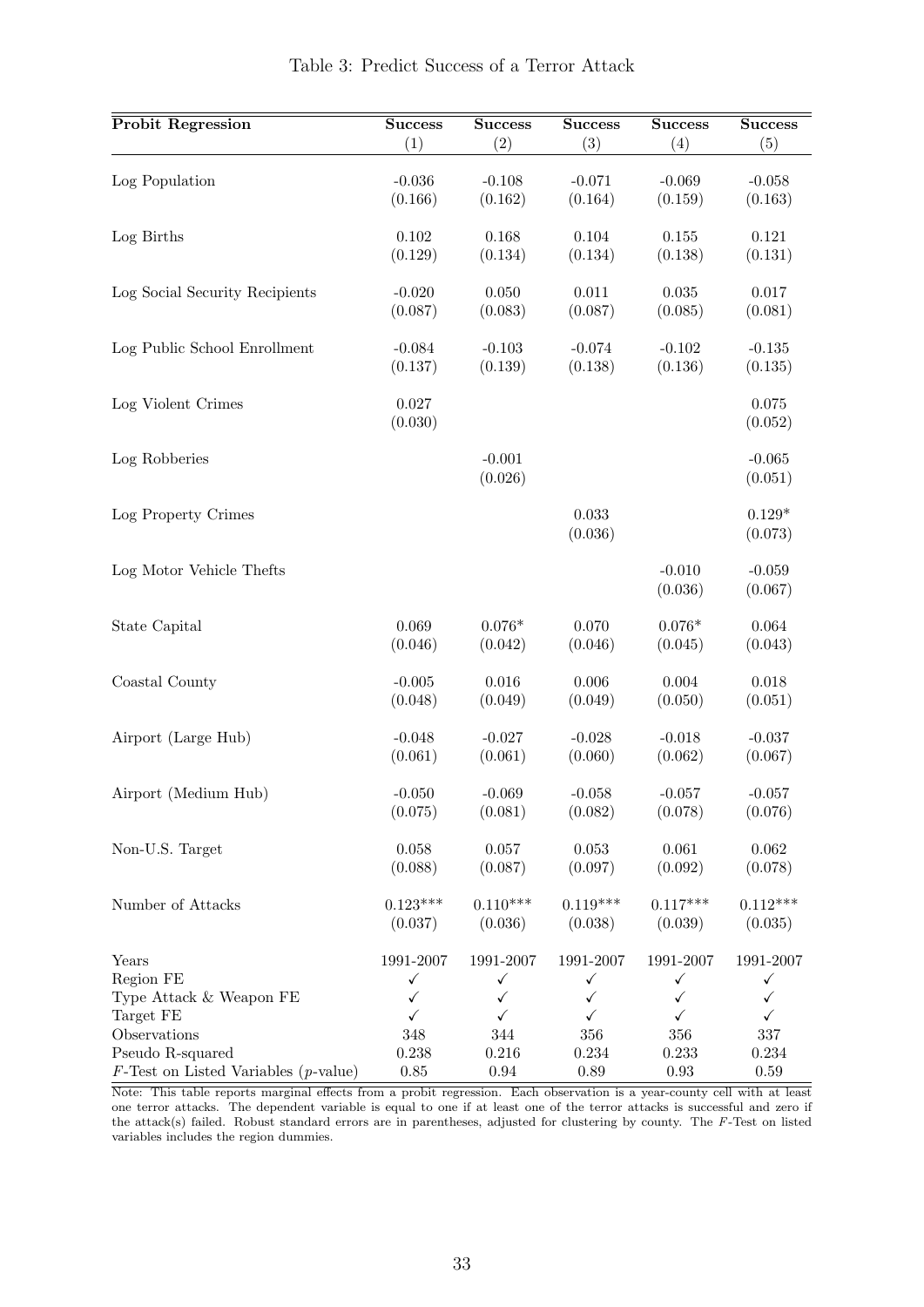Table 3: Predict Success of a Terror Attack

| Probit Regression | Success (1) | Success (2) | Success (3) | Success (4) | Success (5) |
|---|---|---|---|---|---|
| Log Population | -0.036 | -0.108 | -0.071 | -0.069 | -0.058 |
| | (0.166) | (0.162) | (0.164) | (0.159) | (0.163) |
| Log Births | 0.102 | 0.168 | 0.104 | 0.155 | 0.121 |
| | (0.129) | (0.134) | (0.134) | (0.138) | (0.131) |
| Log Social Security Recipients | -0.020 | 0.050 | 0.011 | 0.035 | 0.017 |
| | (0.087) | (0.083) | (0.087) | (0.085) | (0.081) |
| Log Public School Enrollment | -0.084 | -0.103 | -0.074 | -0.102 | -0.135 |
| | (0.137) | (0.139) | (0.138) | (0.136) | (0.135) |
| Log Violent Crimes | 0.027 | | | | 0.075 |
| | (0.030) | | | | (0.052) |
| Log Robberies | | -0.001 | | | -0.065 |
| | | (0.026) | | | (0.051) |
| Log Property Crimes | | | 0.033 | | 0.129* |
| | | | (0.036) | | (0.073) |
| Log Motor Vehicle Thefts | | | | -0.010 | -0.059 |
| | | | | (0.036) | (0.067) |
| State Capital | 0.069 | 0.076* | 0.070 | 0.076* | 0.064 |
| | (0.046) | (0.042) | (0.046) | (0.045) | (0.043) |
| Coastal County | -0.005 | 0.016 | 0.006 | 0.004 | 0.018 |
| | (0.048) | (0.049) | (0.049) | (0.050) | (0.051) |
| Airport (Large Hub) | -0.048 | -0.027 | -0.028 | -0.018 | -0.037 |
| | (0.061) | (0.061) | (0.060) | (0.062) | (0.067) |
| Airport (Medium Hub) | -0.050 | -0.069 | -0.058 | -0.057 | -0.057 |
| | (0.075) | (0.081) | (0.082) | (0.078) | (0.076) |
| Non-U.S. Target | 0.058 | 0.057 | 0.053 | 0.061 | 0.062 |
| | (0.088) | (0.087) | (0.097) | (0.092) | (0.078) |
| Number of Attacks | 0.123*** | 0.110*** | 0.119*** | 0.117*** | 0.112*** |
| | (0.037) | (0.036) | (0.038) | (0.039) | (0.035) |
| Years | 1991-2007 | 1991-2007 | 1991-2007 | 1991-2007 | 1991-2007 |
| Region FE | ✓ | ✓ | ✓ | ✓ | ✓ |
| Type Attack & Weapon FE | ✓ | ✓ | ✓ | ✓ | ✓ |
| Target FE | ✓ | ✓ | ✓ | ✓ | ✓ |
| Observations | 348 | 344 | 356 | 356 | 337 |
| Pseudo R-squared | 0.238 | 0.216 | 0.234 | 0.233 | 0.234 |
| $F$-Test on Listed Variables ($p$-value) | 0.85 | 0.94 | 0.89 | 0.93 | 0.59 |

Note: This table reports marginal effects from a probit regression. Each observation is a year-county cell with at least one terror attacks. The dependent variable is equal to one if at least one of the terror attacks is successful and zero if the attack(s) failed. Robust standard errors are in parentheses, adjusted for clustering by county. The $F$-Test on listed variables includes the region dummies.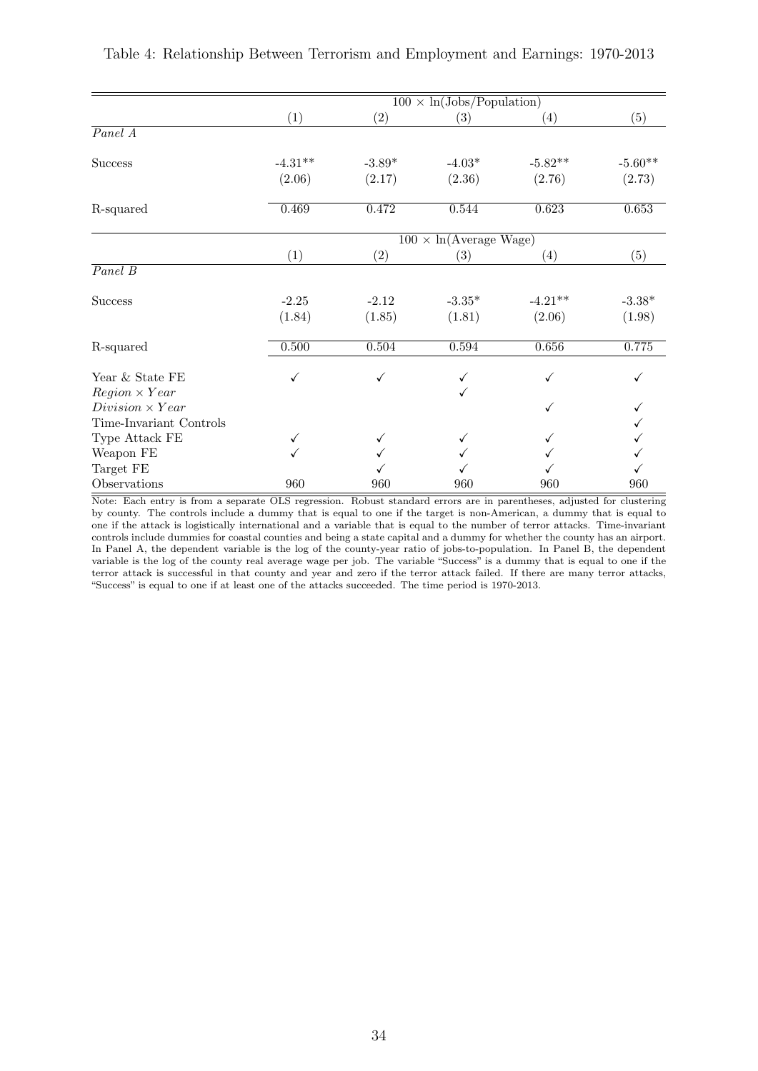Table 4: Relationship Between Terrorism and Employment and Earnings: 1970-2013

| | $100 \times \ln(\text{Jobs/Population})$ | | | | |
|---|---|---|---|---|---|
| | (1) | (2) | (3) | (4) | (5) |
| *Panel A* | | | | | |
| Success | -4.31** | -3.89* | -4.03* | -5.82** | -5.60** |
| | (2.06) | (2.17) | (2.36) | (2.76) | (2.73) |
| R-squared | 0.469 | 0.472 | 0.544 | 0.623 | 0.653 |
| | $100 \times \ln(\text{Average Wage})$ | | | | |
| | (1) | (2) | (3) | (4) | (5) |
| *Panel B* | | | | | |
| Success | -2.25 | -2.12 | -3.35* | -4.21** | -3.38* |
| | (1.84) | (1.85) | (1.81) | (2.06) | (1.98) |
| R-squared | 0.500 | 0.504 | 0.594 | 0.656 | 0.775 |
| Year & State FE | ✓ | ✓ | ✓ | ✓ | ✓ |
| $Region \times Year$ | | | ✓ | | |
| $Division \times Year$ | | | | ✓ | ✓ |
| Time-Invariant Controls | | | | | ✓ |
| Type Attack FE | ✓ | ✓ | ✓ | ✓ | ✓ |
| Weapon FE | ✓ | ✓ | ✓ | ✓ | ✓ |
| Target FE | | ✓ | ✓ | ✓ | ✓ |
| Observations | 960 | 960 | 960 | 960 | 960 |

Note: Each entry is from a separate OLS regression. Robust standard errors are in parentheses, adjusted for clustering by county. The controls include a dummy that is equal to one if the target is non-American, a dummy that is equal to one if the attack is logistically international and a variable that is equal to the number of terror attacks. Time-invariant controls include dummies for coastal counties and being a state capital and a dummy for whether the county has an airport. In Panel A, the dependent variable is the log of the county-year ratio of jobs-to-population. In Panel B, the dependent variable is the log of the county real average wage per job. The variable "Success" is a dummy that is equal to one if the terror attack is successful in that county and year and zero if the terror attack failed. If there are many terror attacks, "Success" is equal to one if at least one of the attacks succeeded. The time period is 1970-2013.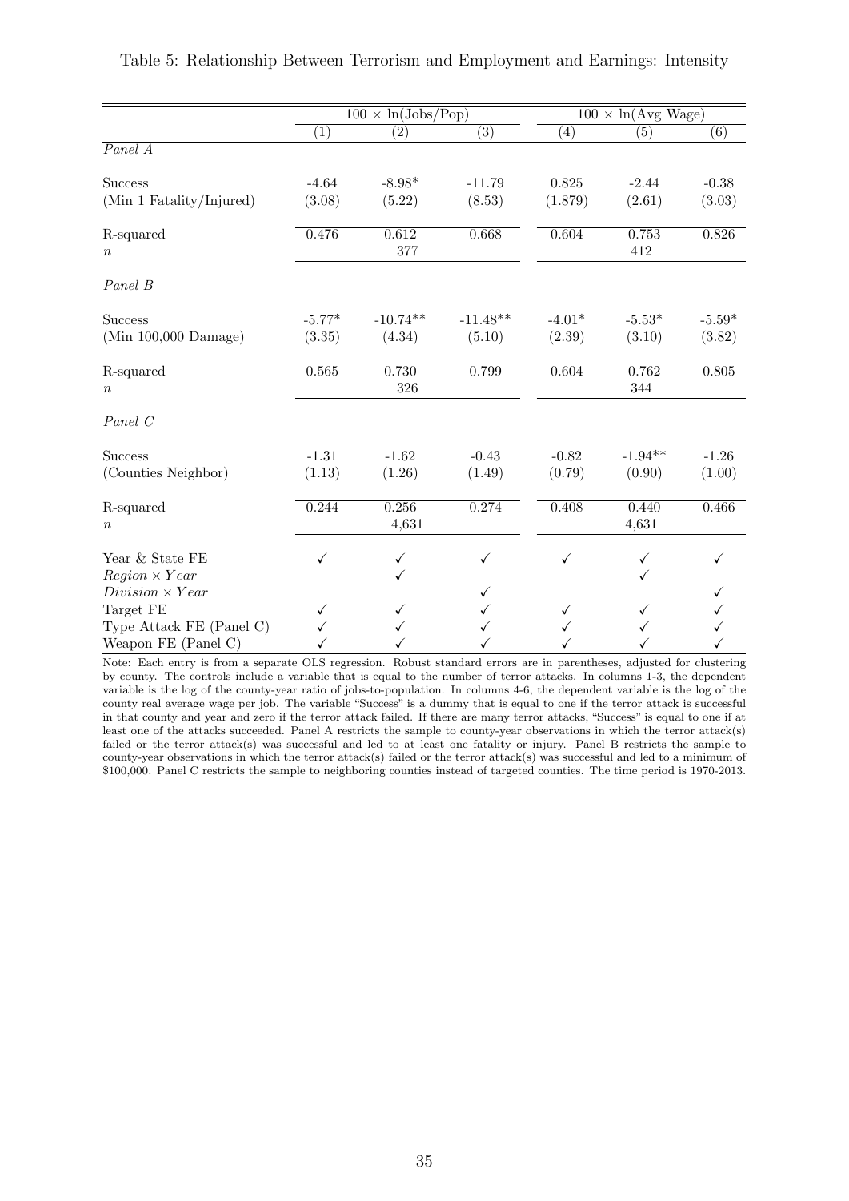Table 5: Relationship Between Terrorism and Employment and Earnings: Intensity

| | $100 \times \ln(\text{Jobs/Pop})$ | | | $100 \times \ln(\text{Avg Wage})$ | | |
|---|---|---|---|---|---|---|
| | (1) | (2) | (3) | (4) | (5) | (6) |
| *Panel A* | | | | | | |
| Success | -4.64 | -8.98* | -11.79 | 0.825 | -2.44 | -0.38 |
| (Min 1 Fatality/Injured) | (3.08) | (5.22) | (8.53) | (1.879) | (2.61) | (3.03) |
| R-squared | 0.476 | 0.612 | 0.668 | 0.604 | 0.753 | 0.826 |
| $n$ | | 377 | | | 412 | |
| *Panel B* | | | | | | |
| Success | -5.77* | -10.74** | -11.48** | -4.01* | -5.53* | -5.59* |
| (Min 100,000 Damage) | (3.35) | (4.34) | (5.10) | (2.39) | (3.10) | (3.82) |
| R-squared | 0.565 | 0.730 | 0.799 | 0.604 | 0.762 | 0.805 |
| $n$ | | 326 | | | 344 | |
| *Panel C* | | | | | | |
| Success | -1.31 | -1.62 | -0.43 | -0.82 | -1.94** | -1.26 |
| (Counties Neighbor) | (1.13) | (1.26) | (1.49) | (0.79) | (0.90) | (1.00) |
| R-squared | 0.244 | 0.256 | 0.274 | 0.408 | 0.440 | 0.466 |
| $n$ | | 4,631 | | | 4,631 | |
| Year & State FE | ✓ | ✓ | ✓ | ✓ | ✓ | ✓ |
| $Region \times Year$ | | ✓ | | | ✓ | |
| $Division \times Year$ | | | ✓ | | | ✓ |
| Target FE | ✓ | ✓ | ✓ | ✓ | ✓ | ✓ |
| Type Attack FE (Panel C) | ✓ | ✓ | ✓ | ✓ | ✓ | ✓ |
| Weapon FE (Panel C) | ✓ | ✓ | ✓ | ✓ | ✓ | ✓ |

Note: Each entry is from a separate OLS regression. Robust standard errors are in parentheses, adjusted for clustering by county. The controls include a variable that is equal to the number of terror attacks. In columns 1-3, the dependent variable is the log of the county-year ratio of jobs-to-population. In columns 4-6, the dependent variable is the log of the county real average wage per job. The variable "Success" is a dummy that is equal to one if the terror attack is successful in that county and year and zero if the terror attack failed. If there are many terror attacks, "Success" is equal to one if at least one of the attacks succeeded. Panel A restricts the sample to county-year observations in which the terror attack(s) failed or the terror attack(s) was successful and led to at least one fatality or injury. Panel B restricts the sample to county-year observations in which the terror attack(s) failed or the terror attack(s) was successful and led to a minimum of \$100,000. Panel C restricts the sample to neighboring counties instead of targeted counties. The time period is 1970-2013.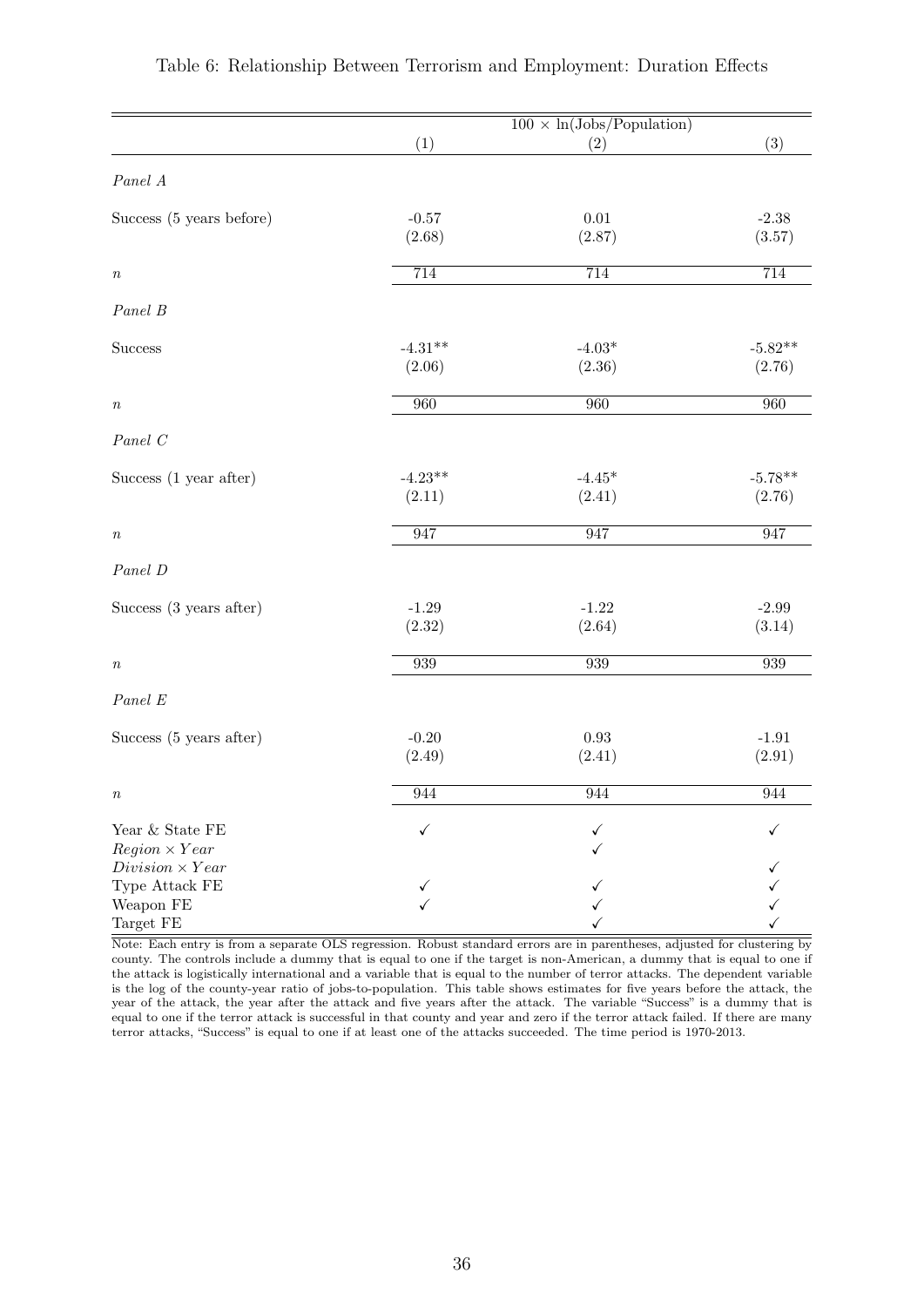Table 6: Relationship Between Terrorism and Employment: Duration Effects

| | $100 \times \ln$(Jobs/Population) | | |
|---|---|---|---|
| | (1) | (2) | (3) |
| *Panel A* | | | |
| Success (5 years before) | -0.57 | 0.01 | -2.38 |
| | (2.68) | (2.87) | (3.57) |
| $n$ | 714 | 714 | 714 |
| *Panel B* | | | |
| Success | -4.31** | -4.03* | -5.82** |
| | (2.06) | (2.36) | (2.76) |
| $n$ | 960 | 960 | 960 |
| *Panel C* | | | |
| Success (1 year after) | -4.23** | -4.45* | -5.78** |
| | (2.11) | (2.41) | (2.76) |
| $n$ | 947 | 947 | 947 |
| *Panel D* | | | |
| Success (3 years after) | -1.29 | -1.22 | -2.99 |
| | (2.32) | (2.64) | (3.14) |
| $n$ | 939 | 939 | 939 |
| *Panel E* | | | |
| Success (5 years after) | -0.20 | 0.93 | -1.91 |
| | (2.49) | (2.41) | (2.91) |
| $n$ | 944 | 944 | 944 |
| Year & State FE | ✓ | ✓ | ✓ |
| $Region \times Year$ | | ✓ | |
| $Division \times Year$ | | | ✓ |
| Type Attack FE | ✓ | ✓ | ✓ |
| Weapon FE | ✓ | ✓ | ✓ |
| Target FE | | ✓ | ✓ |

Note: Each entry is from a separate OLS regression. Robust standard errors are in parentheses, adjusted for clustering by county. The controls include a dummy that is equal to one if the target is non-American, a dummy that is equal to one if the attack is logistically international and a variable that is equal to the number of terror attacks. The dependent variable is the log of the county-year ratio of jobs-to-population. This table shows estimates for five years before the attack, the year of the attack, the year after the attack and five years after the attack. The variable "Success" is a dummy that is equal to one if the terror attack is successful in that county and year and zero if the terror attack failed. If there are many terror attacks, "Success" is equal to one if at least one of the attacks succeeded. The time period is 1970-2013.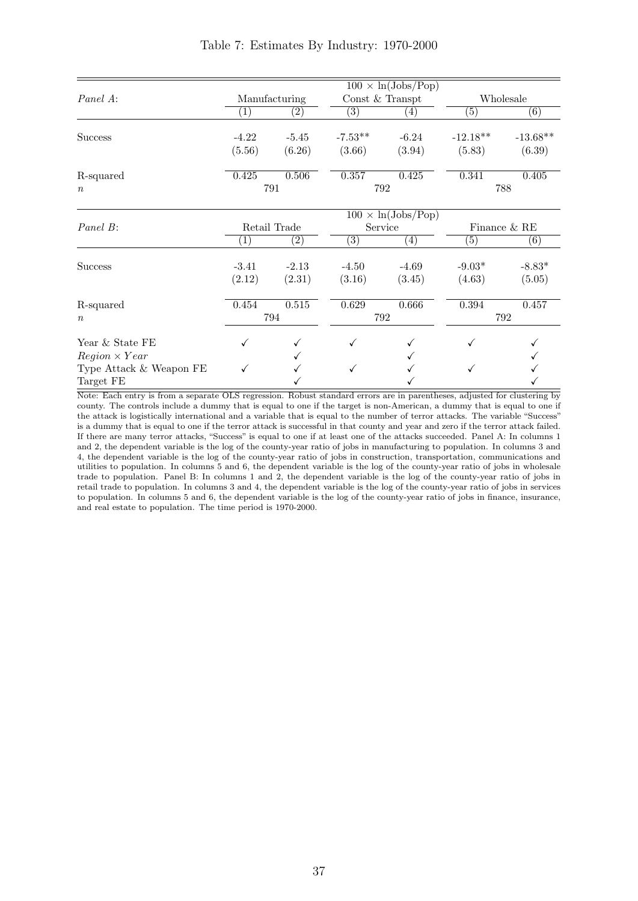Table 7: Estimates By Industry: 1970-2000

| | $100 \times \ln(\text{Jobs/Pop})$ | | | | | |
|---|---|---|---|---|---|---|
| *Panel A*: | Manufacturing | | Const & Transpt | | Wholesale | |
| | (1) | (2) | (3) | (4) | (5) | (6) |
| Success | -4.22 | -5.45 | -7.53** | -6.24 | -12.18** | -13.68** |
| | (5.56) | (6.26) | (3.66) | (3.94) | (5.83) | (6.39) |
| R-squared | 0.425 | 0.506 | 0.357 | 0.425 | 0.341 | 0.405 |
| $n$ | 791 | | 792 | | 788 | |

| | $100 \times \ln(\text{Jobs/Pop})$ | | | | | |
|---|---|---|---|---|---|---|
| *Panel B*: | Retail Trade | | Service | | Finance & RE | |
| | (1) | (2) | (3) | (4) | (5) | (6) |
| Success | -3.41 | -2.13 | -4.50 | -4.69 | -9.03* | -8.83* |
| | (2.12) | (2.31) | (3.16) | (3.45) | (4.63) | (5.05) |
| R-squared | 0.454 | 0.515 | 0.629 | 0.666 | 0.394 | 0.457 |
| $n$ | 794 | | 792 | | 792 | |
| Year & State FE | ✓ | ✓ | ✓ | ✓ | ✓ | ✓ |
| $Region \times Year$ | | ✓ | | ✓ | | ✓ |
| Type Attack & Weapon FE | ✓ | ✓ | ✓ | ✓ | ✓ | ✓ |
| Target FE | | ✓ | | ✓ | | ✓ |

Note: Each entry is from a separate OLS regression. Robust standard errors are in parentheses, adjusted for clustering by county. The controls include a dummy that is equal to one if the target is non-American, a dummy that is equal to one if the attack is logistically international and a variable that is equal to the number of terror attacks. The variable "Success" is a dummy that is equal to one if the terror attack is successful in that county and year and zero if the terror attack failed. If there are many terror attacks, "Success" is equal to one if at least one of the attacks succeeded. Panel A: In columns 1 and 2, the dependent variable is the log of the county-year ratio of jobs in manufacturing to population. In columns 3 and 4, the dependent variable is the log of the county-year ratio of jobs in construction, transportation, communications and utilities to population. In columns 5 and 6, the dependent variable is the log of the county-year ratio of jobs in wholesale trade to population. Panel B: In columns 1 and 2, the dependent variable is the log of the county-year ratio of jobs in retail trade to population. In columns 3 and 4, the dependent variable is the log of the county-year ratio of jobs in services to population. In columns 5 and 6, the dependent variable is the log of the county-year ratio of jobs in finance, insurance, and real estate to population. The time period is 1970-2000.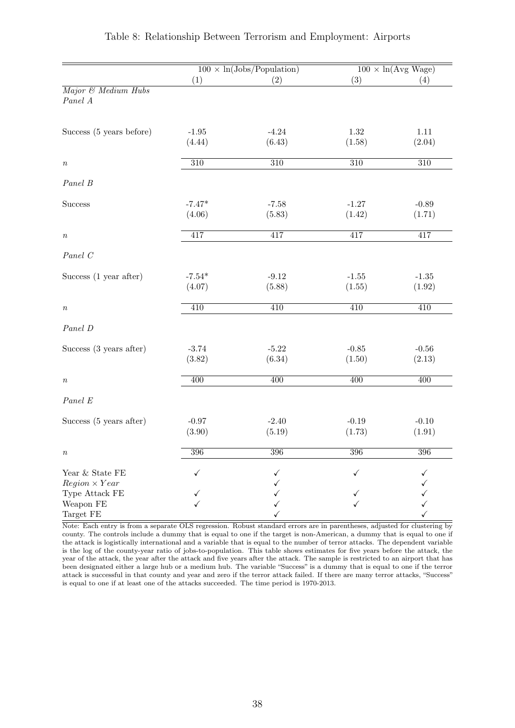Table 8: Relationship Between Terrorism and Employment: Airports

| | $100 \times \ln$(Jobs/Population) | | $100 \times \ln$(Avg Wage) | |
|---|---|---|---|---|
| | (1) | (2) | (3) | (4) |
| *Major & Medium Hubs* | | | | |
| *Panel A* | | | | |
| Success (5 years before) | -1.95 | -4.24 | 1.32 | 1.11 |
| | (4.44) | (6.43) | (1.58) | (2.04) |
| $n$ | 310 | 310 | 310 | 310 |
| *Panel B* | | | | |
| Success | -7.47* | -7.58 | -1.27 | -0.89 |
| | (4.06) | (5.83) | (1.42) | (1.71) |
| $n$ | 417 | 417 | 417 | 417 |
| *Panel C* | | | | |
| Success (1 year after) | -7.54* | -9.12 | -1.55 | -1.35 |
| | (4.07) | (5.88) | (1.55) | (1.92) |
| $n$ | 410 | 410 | 410 | 410 |
| *Panel D* | | | | |
| Success (3 years after) | -3.74 | -5.22 | -0.85 | -0.56 |
| | (3.82) | (6.34) | (1.50) | (2.13) |
| $n$ | 400 | 400 | 400 | 400 |
| *Panel E* | | | | |
| Success (5 years after) | -0.97 | -2.40 | -0.19 | -0.10 |
| | (3.90) | (5.19) | (1.73) | (1.91) |
| $n$ | 396 | 396 | 396 | 396 |
| Year & State FE | ✓ | ✓ | ✓ | ✓ |
| $Region \times Year$ | | ✓ | | ✓ |
| Type Attack FE | ✓ | ✓ | ✓ | ✓ |
| Weapon FE | ✓ | ✓ | ✓ | ✓ |
| Target FE | | ✓ | | ✓ |

Note: Each entry is from a separate OLS regression. Robust standard errors are in parentheses, adjusted for clustering by county. The controls include a dummy that is equal to one if the target is non-American, a dummy that is equal to one if the attack is logistically international and a variable that is equal to the number of terror attacks. The dependent variable is the log of the county-year ratio of jobs-to-population. This table shows estimates for five years before the attack, the year of the attack, the year after the attack and five years after the attack. The sample is restricted to an airport that has been designated either a large hub or a medium hub. The variable "Success" is a dummy that is equal to one if the terror attack is successful in that county and year and zero if the terror attack failed. If there are many terror attacks, "Success" is equal to one if at least one of the attacks succeeded. The time period is 1970-2013.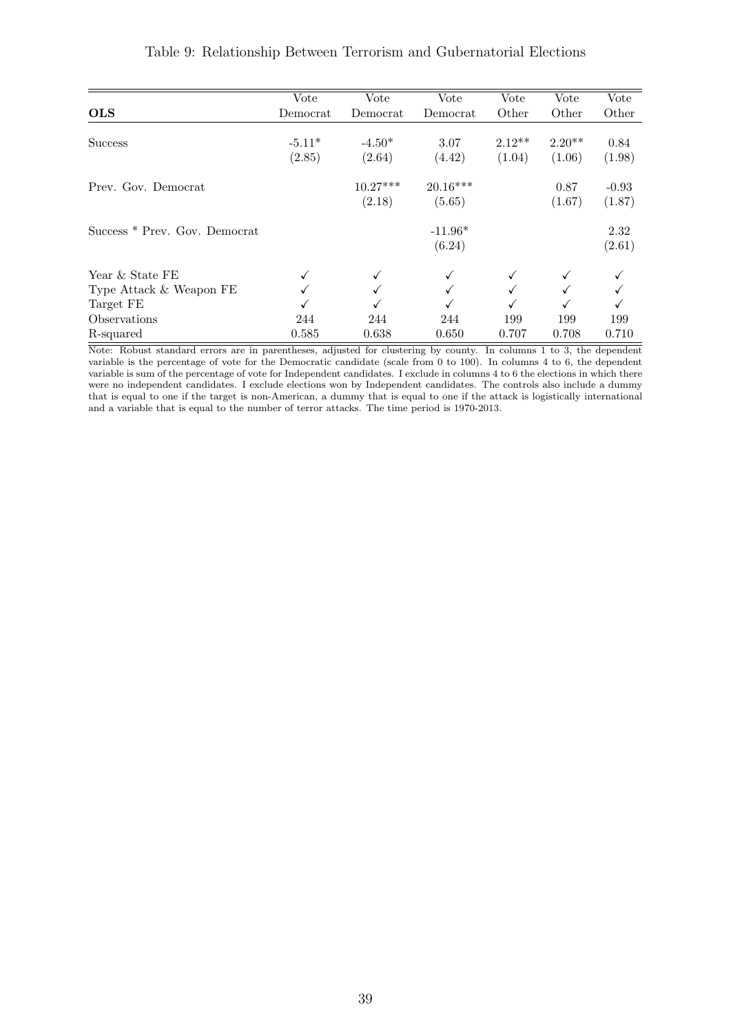Table 9: Relationship Between Terrorism and Gubernatorial Elections

| **OLS** | Vote Democrat | Vote Democrat | Vote Democrat | Vote Other | Vote Other | Vote Other |
|---|---|---|---|---|---|---|
| Success | -5.11* | -4.50* | 3.07 | 2.12** | 2.20** | 0.84 |
| | (2.85) | (2.64) | (4.42) | (1.04) | (1.06) | (1.98) |
| Prev. Gov. Democrat | | 10.27*** | 20.16*** | | 0.87 | -0.93 |
| | | (2.18) | (5.65) | | (1.67) | (1.87) |
| Success * Prev. Gov. Democrat | | | -11.96* | | | 2.32 |
| | | | (6.24) | | | (2.61) |
| Year & State FE | ✓ | ✓ | ✓ | ✓ | ✓ | ✓ |
| Type Attack & Weapon FE | ✓ | ✓ | ✓ | ✓ | ✓ | ✓ |
| Target FE | ✓ | ✓ | ✓ | ✓ | ✓ | ✓ |
| Observations | 244 | 244 | 244 | 199 | 199 | 199 |
| R-squared | 0.585 | 0.638 | 0.650 | 0.707 | 0.708 | 0.710 |

Note: Robust standard errors are in parentheses, adjusted for clustering by county. In columns 1 to 3, the dependent variable is the percentage of vote for the Democratic candidate (scale from 0 to 100). In columns 4 to 6, the dependent variable is sum of the percentage of vote for Independent candidates. I exclude in columns 4 to 6 the elections in which there were no independent candidates. I exclude elections won by Independent candidates. The controls also include a dummy that is equal to one if the target is non-American, a dummy that is equal to one if the attack is logistically international and a variable that is equal to the number of terror attacks. The time period is 1970-2013.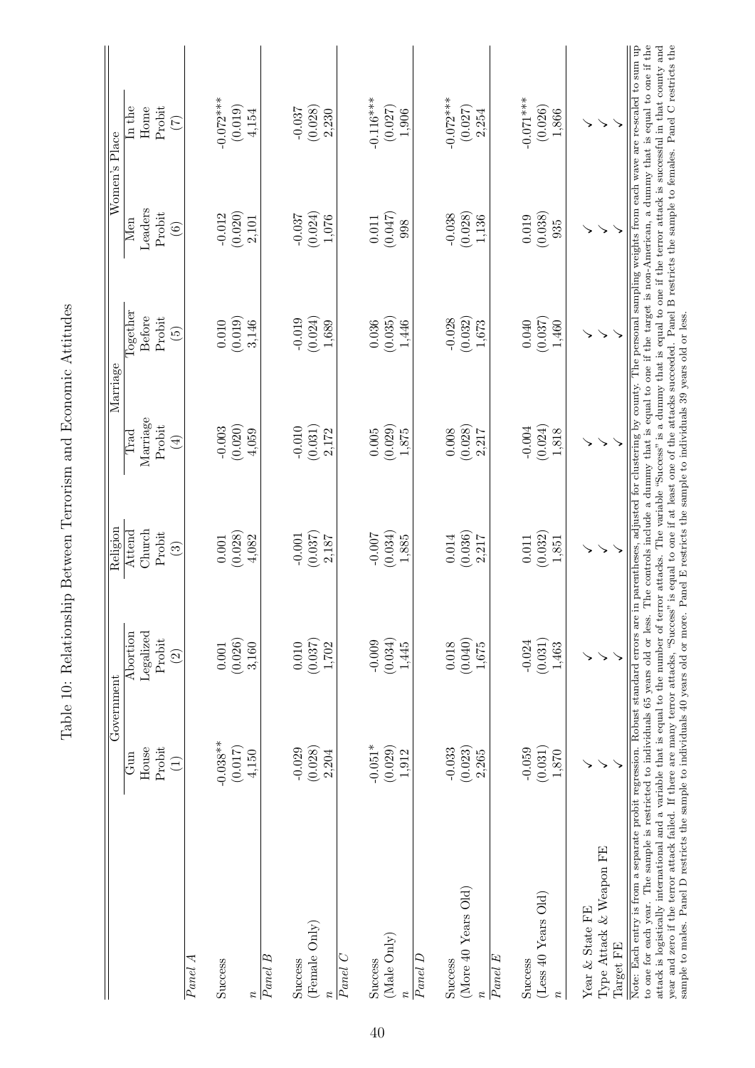Table 10: Relationship Between Terrorism and Economic Attitudes

| | Government | | Religion | Marriage | | Women's Place | |
|---|---|---|---|---|---|---|---|
| | Gun House Probit | Abortion Legalized Probit | Attend Church Probit | Trad Marriage Probit | Together Before Probit | Men Leaders Probit | In the Home Probit |
| | (1) | (2) | (3) | (4) | (5) | (6) | (7) |
| *Panel A* | | | | | | | |
| Success | -0.038** | 0.001 | 0.001 | -0.003 | 0.010 | -0.012 | -0.072*** |
| | (0.017) | (0.026) | (0.028) | (0.020) | (0.019) | (0.020) | (0.019) |
| $n$ | 4,150 | 3,160 | 4,082 | 4,059 | 3,146 | 2,101 | 4,154 |
| *Panel B* | | | | | | | |
| Success | -0.029 | 0.010 | -0.001 | -0.010 | -0.019 | -0.037 | -0.037 |
| (Female Only) | (0.028) | (0.037) | (0.037) | (0.031) | (0.024) | (0.024) | (0.028) |
| $n$ | 2,204 | 1,702 | 2,187 | 2,172 | 1,689 | 1,076 | 2,230 |
| *Panel C* | | | | | | | |
| Success | -0.051* | -0.009 | -0.007 | 0.005 | 0.036 | 0.011 | -0.116*** |
| (Male Only) | (0.029) | (0.034) | (0.034) | (0.029) | (0.035) | (0.047) | (0.027) |
| $n$ | 1,912 | 1,445 | 1,885 | 1,875 | 1,446 | 998 | 1,906 |
| *Panel D* | | | | | | | |
| Success | -0.033 | 0.018 | 0.014 | 0.008 | -0.028 | -0.038 | -0.072*** |
| (More 40 Years Old) | (0.023) | (0.040) | (0.036) | (0.028) | (0.032) | (0.028) | (0.027) |
| $n$ | 2,265 | 1,675 | 2,217 | 2,217 | 1,673 | 1,136 | 2,254 |
| *Panel E* | | | | | | | |
| Success | -0.059 | -0.024 | 0.011 | -0.004 | 0.040 | 0.019 | -0.071*** |
| (Less 40 Years Old) | (0.031) | (0.031) | (0.032) | (0.024) | (0.037) | (0.038) | (0.026) |
| $n$ | 1,870 | 1,463 | 1,851 | 1,818 | 1,460 | 935 | 1,866 |
| Year & State FE | ✓ | ✓ | ✓ | ✓ | ✓ | ✓ | ✓ |
| Type Attack & Weapon FE | ✓ | ✓ | ✓ | ✓ | ✓ | ✓ | ✓ |
| Target FE | ✓ | ✓ | ✓ | ✓ | ✓ | ✓ | ✓ |

Note: Each entry is from a separate probit regression. Robust standard errors are in parentheses, adjusted for clustering by county. The personal sampling weights from each wave are re-scaled to sum up to one for each year. The sample is restricted to individuals 65 years old or less. The controls include a dummy that is equal to one if the target is non-American, a dummy that is equal to one if the attack is logistically international and a variable that is equal to the number of terror attacks. The variable "Success" is a dummy that is equal to one if the terror attack is successful in that county and year and zero if the terror attack failed. If there are many terror attacks, "Success" is equal to one if at least one of the attacks succeeded. Panel B restricts the sample to females. Panel C restricts the sample to males. Panel D restricts the sample to individuals 40 years old or more. Panel E restricts the sample to individuals 39 years old or less.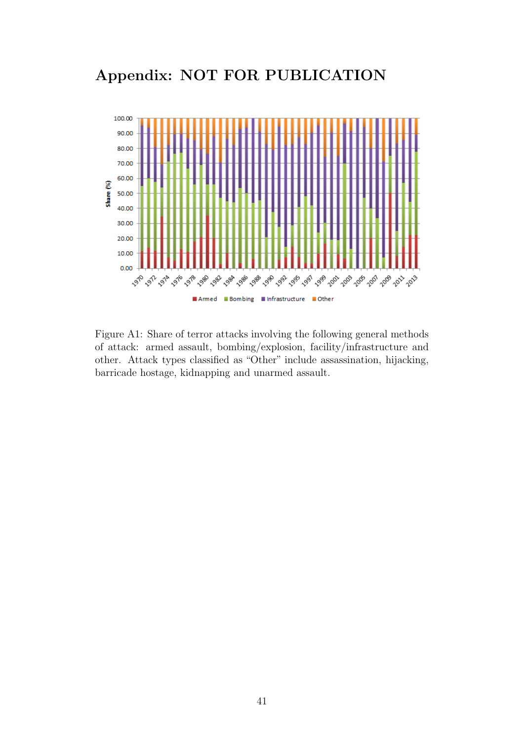# Appendix: NOT FOR PUBLICATION

Figure A1: Share of terror attacks involving the following general methods of attack: armed assault, bombing/explosion, facility/infrastructure and other. Attack types classified as "Other" include assassination, hijacking, barricade hostage, kidnapping and unarmed assault.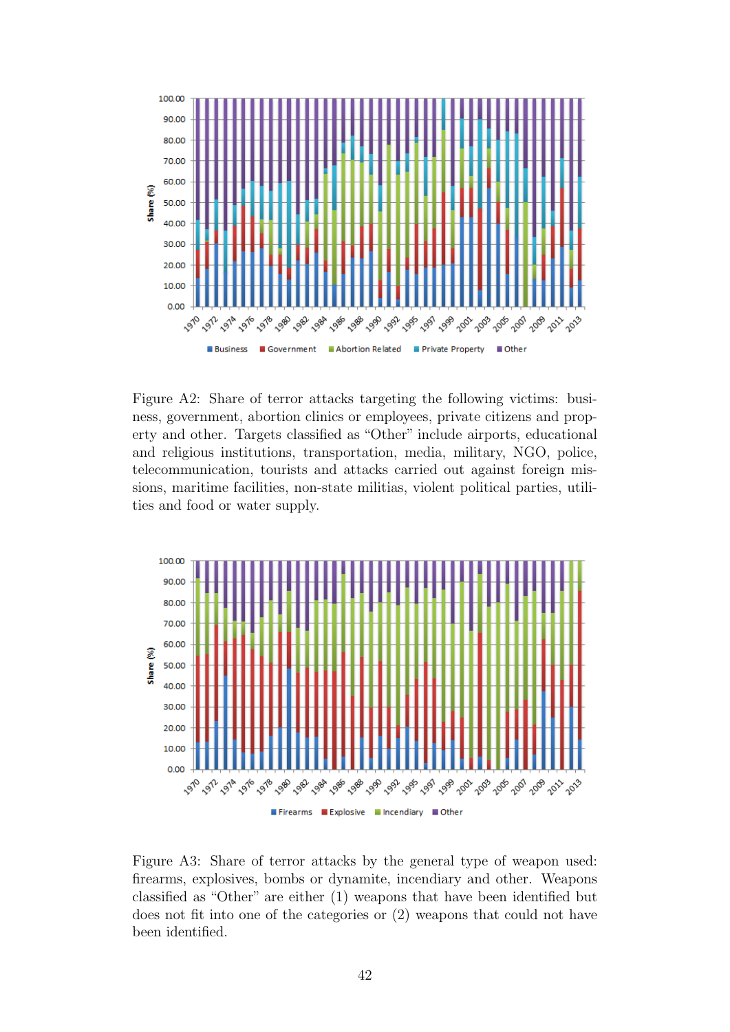Figure A2: Share of terror attacks targeting the following victims: business, government, abortion clinics or employees, private citizens and property and other. Targets classified as "Other" include airports, educational and religious institutions, transportation, media, military, NGO, police, telecommunication, tourists and attacks carried out against foreign missions, maritime facilities, non-state militias, violent political parties, utilities and food or water supply.

Figure A3: Share of terror attacks by the general type of weapon used: firearms, explosives, bombs or dynamite, incendiary and other. Weapons classified as "Other" are either (1) weapons that have been identified but does not fit into one of the categories or (2) weapons that could not have been identified.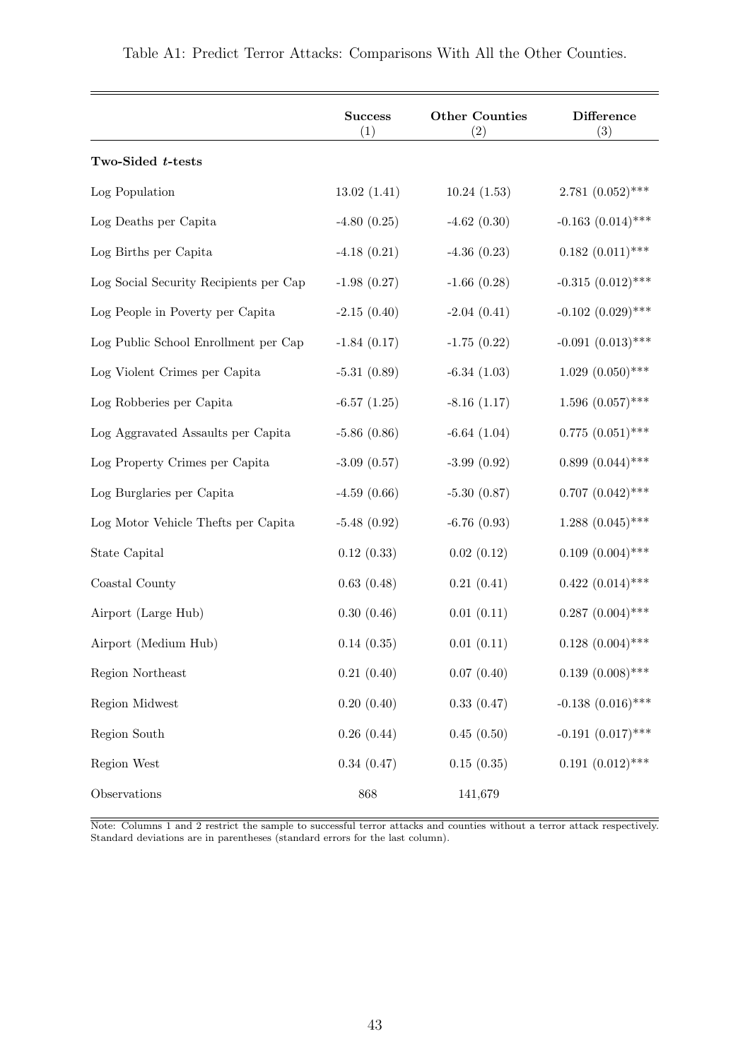Table A1: Predict Terror Attacks: Comparisons With All the Other Counties.

| | **Success** (1) | **Other Counties** (2) | **Difference** (3) |
|---|---|---|---|
| **Two-Sided $t$-tests** | | | |
| Log Population | 13.02 (1.41) | 10.24 (1.53) | 2.781 (0.052)*** |
| Log Deaths per Capita | -4.80 (0.25) | -4.62 (0.30) | -0.163 (0.014)*** |
| Log Births per Capita | -4.18 (0.21) | -4.36 (0.23) | 0.182 (0.011)*** |
| Log Social Security Recipients per Cap | -1.98 (0.27) | -1.66 (0.28) | -0.315 (0.012)*** |
| Log People in Poverty per Capita | -2.15 (0.40) | -2.04 (0.41) | -0.102 (0.029)*** |
| Log Public School Enrollment per Cap | -1.84 (0.17) | -1.75 (0.22) | -0.091 (0.013)*** |
| Log Violent Crimes per Capita | -5.31 (0.89) | -6.34 (1.03) | 1.029 (0.050)*** |
| Log Robberies per Capita | -6.57 (1.25) | -8.16 (1.17) | 1.596 (0.057)*** |
| Log Aggravated Assaults per Capita | -5.86 (0.86) | -6.64 (1.04) | 0.775 (0.051)*** |
| Log Property Crimes per Capita | -3.09 (0.57) | -3.99 (0.92) | 0.899 (0.044)*** |
| Log Burglaries per Capita | -4.59 (0.66) | -5.30 (0.87) | 0.707 (0.042)*** |
| Log Motor Vehicle Thefts per Capita | -5.48 (0.92) | -6.76 (0.93) | 1.288 (0.045)*** |
| State Capital | 0.12 (0.33) | 0.02 (0.12) | 0.109 (0.004)*** |
| Coastal County | 0.63 (0.48) | 0.21 (0.41) | 0.422 (0.014)*** |
| Airport (Large Hub) | 0.30 (0.46) | 0.01 (0.11) | 0.287 (0.004)*** |
| Airport (Medium Hub) | 0.14 (0.35) | 0.01 (0.11) | 0.128 (0.004)*** |
| Region Northeast | 0.21 (0.40) | 0.07 (0.40) | 0.139 (0.008)*** |
| Region Midwest | 0.20 (0.40) | 0.33 (0.47) | -0.138 (0.016)*** |
| Region South | 0.26 (0.44) | 0.45 (0.50) | -0.191 (0.017)*** |
| Region West | 0.34 (0.47) | 0.15 (0.35) | 0.191 (0.012)*** |
| Observations | 868 | 141,679 | |

Note: Columns 1 and 2 restrict the sample to successful terror attacks and counties without a terror attack respectively. Standard deviations are in parentheses (standard errors for the last column).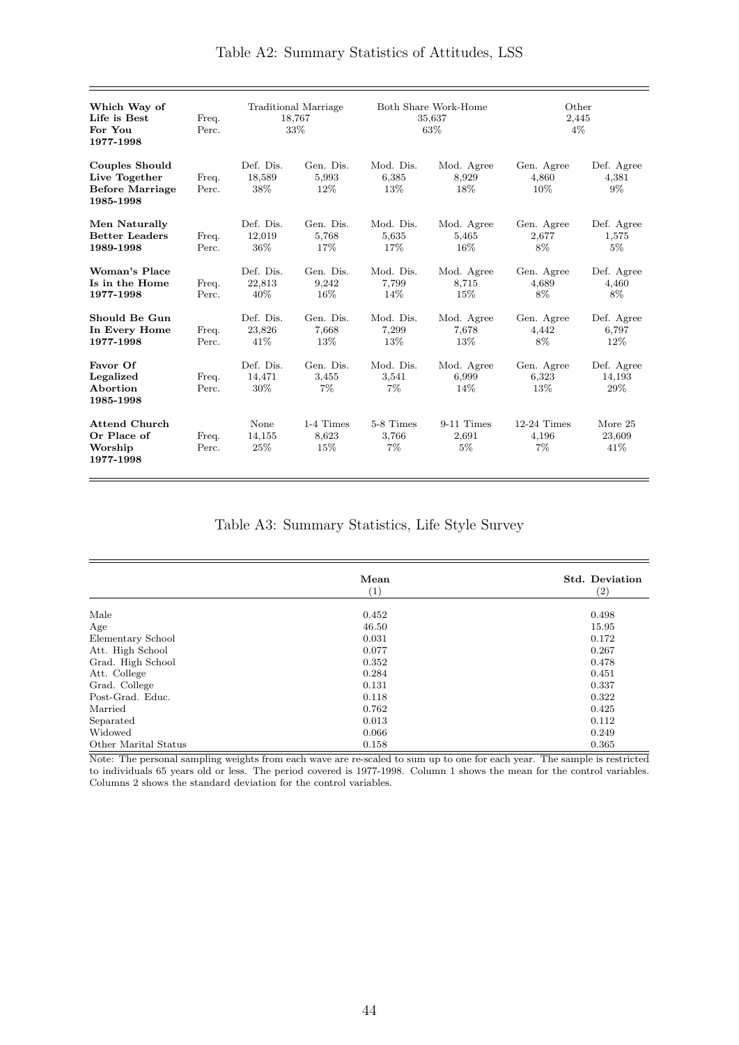Table A2: Summary Statistics of Attitudes, LSS

| | | | | | | | |
|---|---|---|---|---|---|---|---|
| **Which Way of Life is Best For You 1977-1998** | Freq. Perc. | Traditional Marriage 18,767 33% | | Both Share Work-Home 35,637 63% | | Other 2,445 4% | |
| **Couples Should Live Together Before Marriage 1985-1998** | | Def. Dis. | Gen. Dis. | Mod. Dis. | Mod. Agree | Gen. Agree | Def. Agree |
| | Freq. | 18,589 | 5,993 | 6,385 | 8,929 | 4,860 | 4,381 |
| | Perc. | 38% | 12% | 13% | 18% | 10% | 9% |
| **Men Naturally Better Leaders 1989-1998** | | Def. Dis. | Gen. Dis. | Mod. Dis. | Mod. Agree | Gen. Agree | Def. Agree |
| | Freq. | 12,019 | 5,768 | 5,635 | 5,465 | 2,677 | 1,575 |
| | Perc. | 36% | 17% | 17% | 16% | 8% | 5% |
| **Woman's Place Is in the Home 1977-1998** | | Def. Dis. | Gen. Dis. | Mod. Dis. | Mod. Agree | Gen. Agree | Def. Agree |
| | Freq. | 22,813 | 9,242 | 7,799 | 8,715 | 4,689 | 4,460 |
| | Perc. | 40% | 16% | 14% | 15% | 8% | 8% |
| **Should Be Gun In Every Home 1977-1998** | | Def. Dis. | Gen. Dis. | Mod. Dis. | Mod. Agree | Gen. Agree | Def. Agree |
| | Freq. | 23,826 | 7,668 | 7,299 | 7,678 | 4,442 | 6,797 |
| | Perc. | 41% | 13% | 13% | 13% | 8% | 12% |
| **Favor Of Legalized Abortion 1985-1998** | | Def. Dis. | Gen. Dis. | Mod. Dis. | Mod. Agree | Gen. Agree | Def. Agree |
| | Freq. | 14,471 | 3,455 | 3,541 | 6,999 | 6,323 | 14,193 |
| | Perc. | 30% | 7% | 7% | 14% | 13% | 29% |
| **Attend Church Or Place of Worship 1977-1998** | | None | 1-4 Times | 5-8 Times | 9-11 Times | 12-24 Times | More 25 |
| | Freq. | 14,155 | 8,623 | 3,766 | 2,691 | 4,196 | 23,609 |
| | Perc. | 25% | 15% | 7% | 5% | 7% | 41% |

Table A3: Summary Statistics, Life Style Survey

| | **Mean** (1) | **Std. Deviation** (2) |
|---|---|---|
| Male | 0.452 | 0.498 |
| Age | 46.50 | 15.95 |
| Elementary School | 0.031 | 0.172 |
| Att. High School | 0.077 | 0.267 |
| Grad. High School | 0.352 | 0.478 |
| Att. College | 0.284 | 0.451 |
| Grad. College | 0.131 | 0.337 |
| Post-Grad. Educ. | 0.118 | 0.322 |
| Married | 0.762 | 0.425 |
| Separated | 0.013 | 0.112 |
| Widowed | 0.066 | 0.249 |
| Other Marital Status | 0.158 | 0.365 |

Note: The personal sampling weights from each wave are re-scaled to sum up to one for each year. The sample is restricted to individuals 65 years old or less. The period covered is 1977-1998. Column 1 shows the mean for the control variables. Columns 2 shows the standard deviation for the control variables.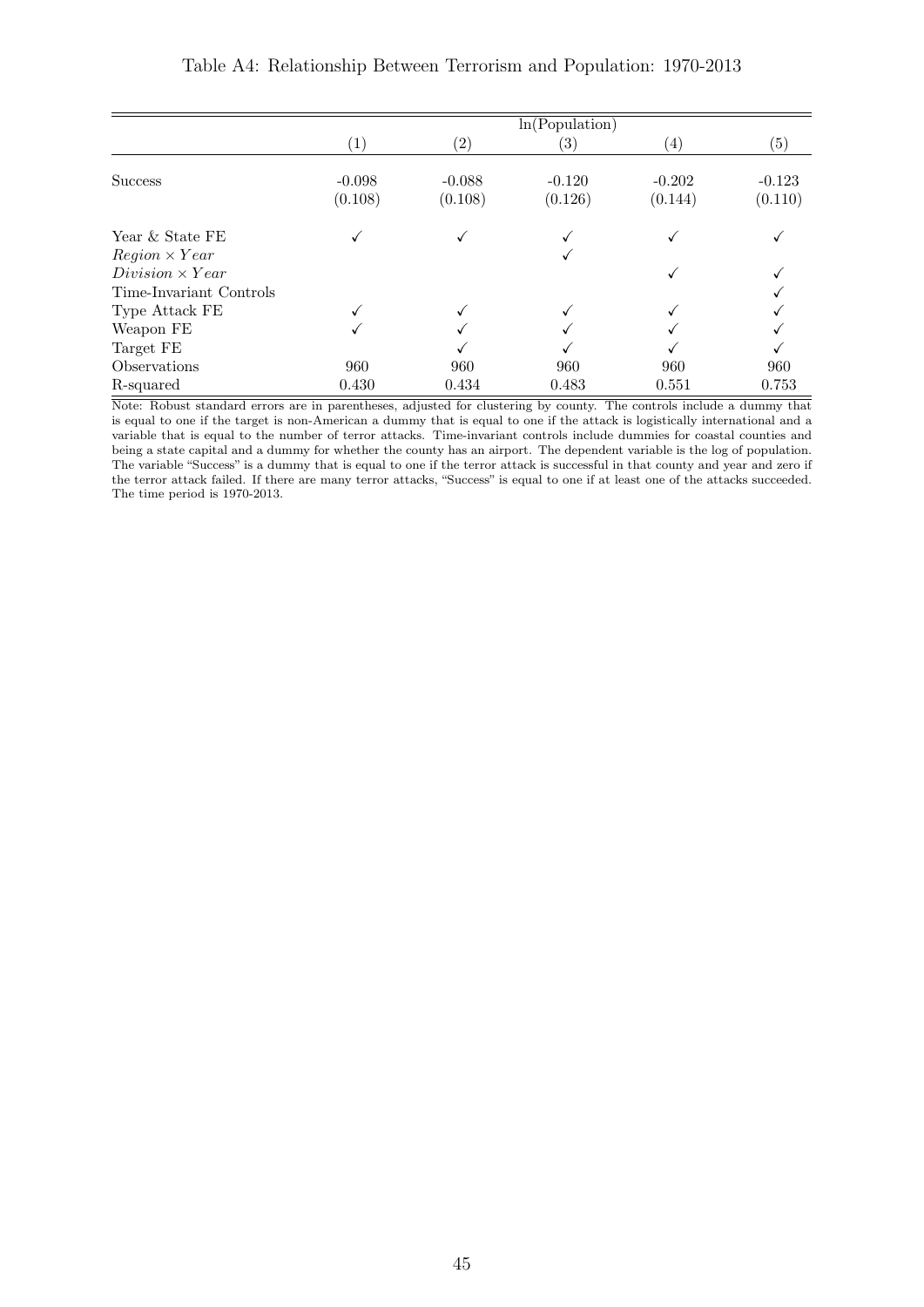Table A4: Relationship Between Terrorism and Population: 1970-2013

| | ln(Population) | | | | |
|---|---|---|---|---|---|
| | (1) | (2) | (3) | (4) | (5) |
| Success | -0.098 | -0.088 | -0.120 | -0.202 | -0.123 |
| | (0.108) | (0.108) | (0.126) | (0.144) | (0.110) |
| Year & State FE | ✓ | ✓ | ✓ | ✓ | ✓ |
| $Region \times Year$ | | | ✓ | | |
| $Division \times Year$ | | | | ✓ | ✓ |
| Time-Invariant Controls | | | | | ✓ |
| Type Attack FE | ✓ | ✓ | ✓ | ✓ | ✓ |
| Weapon FE | ✓ | ✓ | ✓ | ✓ | ✓ |
| Target FE | | ✓ | ✓ | ✓ | ✓ |
| Observations | 960 | 960 | 960 | 960 | 960 |
| R-squared | 0.430 | 0.434 | 0.483 | 0.551 | 0.753 |

Note: Robust standard errors are in parentheses, adjusted for clustering by county. The controls include a dummy that is equal to one if the target is non-American a dummy that is equal to one if the attack is logistically international and a variable that is equal to the number of terror attacks. Time-invariant controls include dummies for coastal counties and being a state capital and a dummy for whether the county has an airport. The dependent variable is the log of population. The variable "Success" is a dummy that is equal to one if the terror attack is successful in that county and year and zero if the terror attack failed. If there are many terror attacks, "Success" is equal to one if at least one of the attacks succeeded. The time period is 1970-2013.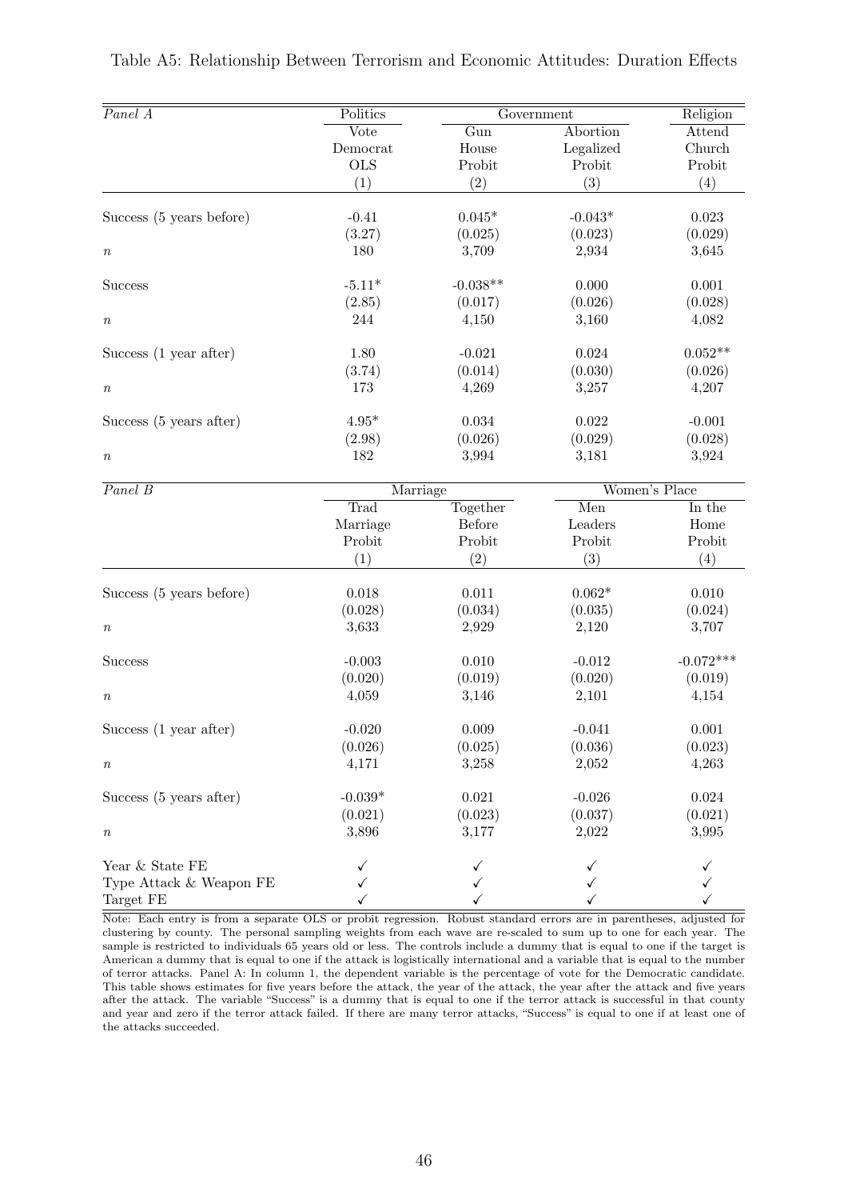Table A5: Relationship Between Terrorism and Economic Attitudes: Duration Effects

| *Panel A* | Politics | Government | | Religion |
|---|---|---|---|---|
| | Vote Democrat | Gun House | Abortion Legalized | Attend Church |
| | OLS | Probit | Probit | Probit |
| | (1) | (2) | (3) | (4) |
| Success (5 years before) | -0.41 | 0.045* | -0.043* | 0.023 |
| | (3.27) | (0.025) | (0.023) | (0.029) |
| $n$ | 180 | 3,709 | 2,934 | 3,645 |
| Success | -5.11* | -0.038** | 0.000 | 0.001 |
| | (2.85) | (0.017) | (0.026) | (0.028) |
| $n$ | 244 | 4,150 | 3,160 | 4,082 |
| Success (1 year after) | 1.80 | -0.021 | 0.024 | 0.052** |
| | (3.74) | (0.014) | (0.030) | (0.026) |
| $n$ | 173 | 4,269 | 3,257 | 4,207 |
| Success (5 years after) | 4.95* | 0.034 | 0.022 | -0.001 |
| | (2.98) | (0.026) | (0.029) | (0.028) |
| $n$ | 182 | 3,994 | 3,181 | 3,924 |

| *Panel B* | Marriage | | Women's Place | |
|---|---|---|---|---|
| | Trad Marriage | Together Before | Men Leaders | In the Home |
| | Probit | Probit | Probit | Probit |
| | (1) | (2) | (3) | (4) |
| Success (5 years before) | 0.018 | 0.011 | 0.062* | 0.010 |
| | (0.028) | (0.034) | (0.035) | (0.024) |
| $n$ | 3,633 | 2,929 | 2,120 | 3,707 |
| Success | -0.003 | 0.010 | -0.012 | -0.072*** |
| | (0.020) | (0.019) | (0.020) | (0.019) |
| $n$ | 4,059 | 3,146 | 2,101 | 4,154 |
| Success (1 year after) | -0.020 | 0.009 | -0.041 | 0.001 |
| | (0.026) | (0.025) | (0.036) | (0.023) |
| $n$ | 4,171 | 3,258 | 2,052 | 4,263 |
| Success (5 years after) | -0.039* | 0.021 | -0.026 | 0.024 |
| | (0.021) | (0.023) | (0.037) | (0.021) |
| $n$ | 3,896 | 3,177 | 2,022 | 3,995 |
| Year & State FE | ✓ | ✓ | ✓ | ✓ |
| Type Attack & Weapon FE | ✓ | ✓ | ✓ | ✓ |
| Target FE | ✓ | ✓ | ✓ | ✓ |

Note: Each entry is from a separate OLS or probit regression. Robust standard errors are in parentheses, adjusted for clustering by county. The personal sampling weights from each wave are re-scaled to sum up to one for each year. The sample is restricted to individuals 65 years old or less. The controls include a dummy that is equal to one if the target is American a dummy that is equal to one if the attack is logistically international and a variable that is equal to the number of terror attacks. Panel A: In column 1, the dependent variable is the percentage of vote for the Democratic candidate. This table shows estimates for five years before the attack, the year of the attack, the year after the attack and five years after the attack. The variable "Success" is a dummy that is equal to one if the terror attack is successful in that county and year and zero if the terror attack failed. If there are many terror attacks, "Success" is equal to one if at least one of the attacks succeeded.